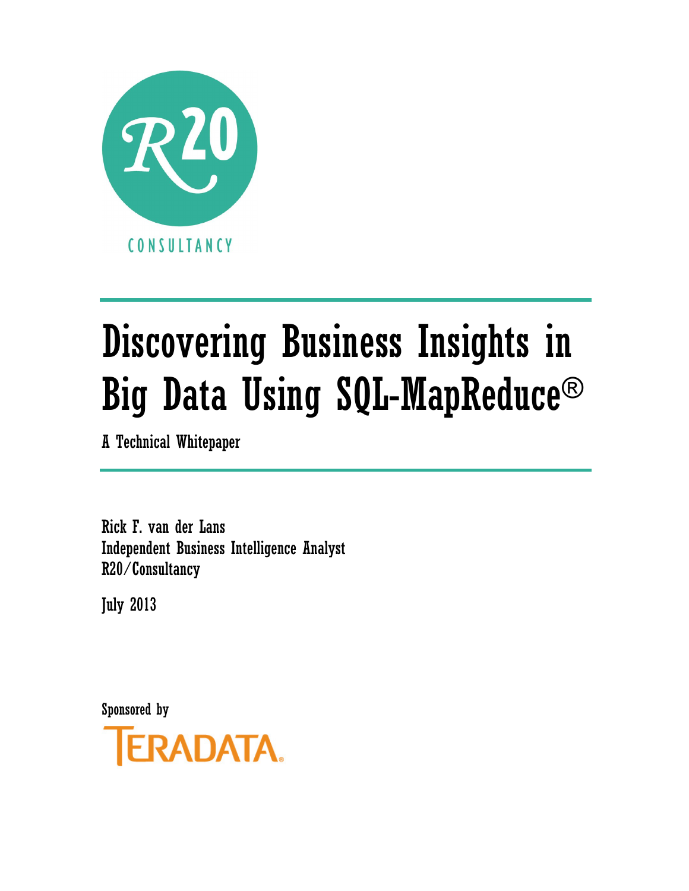R20

CONSULTANCY

# Discovering Business Insights in Big Data Using SQL-MapReduce®

A Technical Whitepaper

Rick F. van der Lans
Independent Business Intelligence Analyst
R20/Consultancy

July 2013

Sponsored by

TERADATA.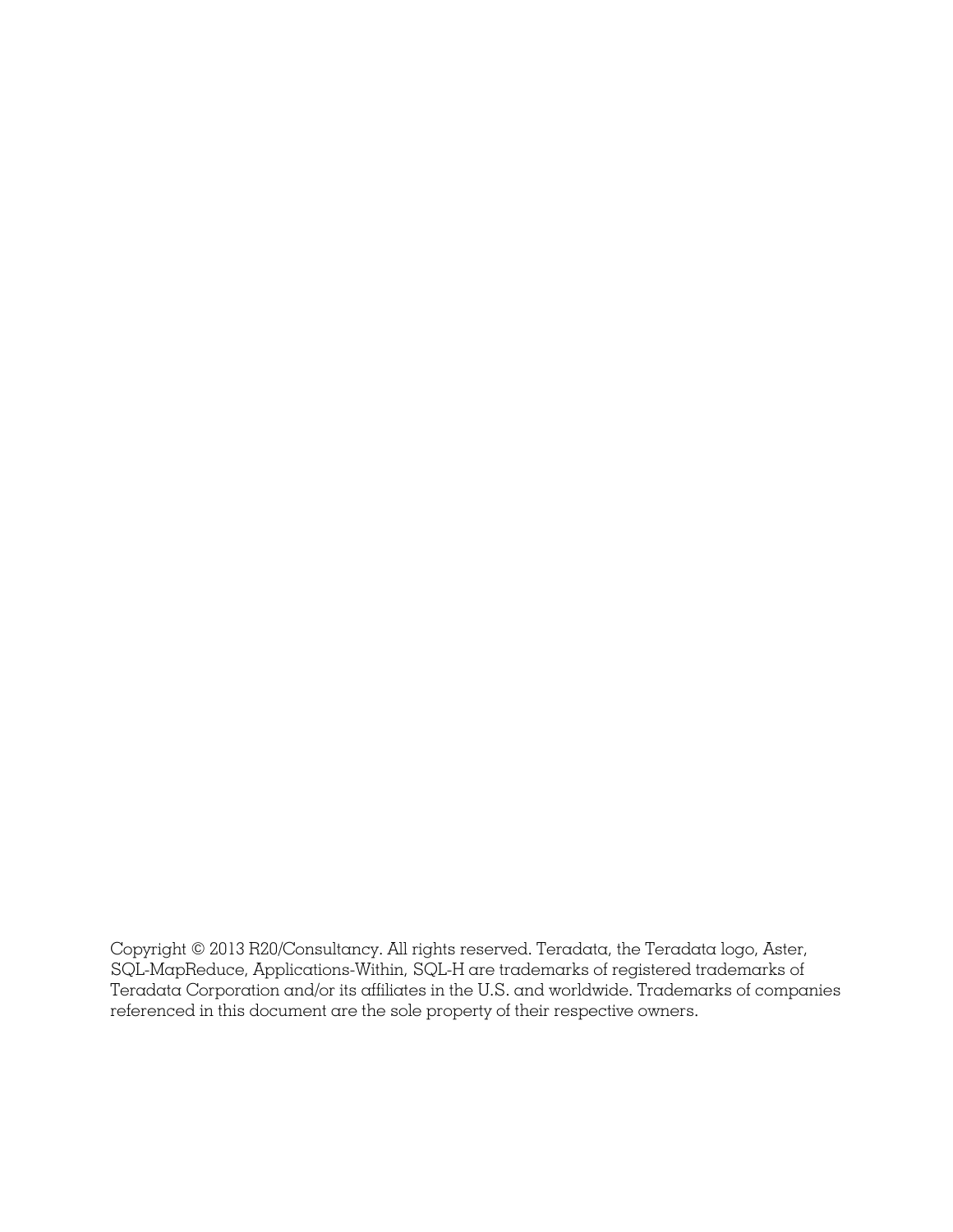Copyright © 2013 R20/Consultancy. All rights reserved. Teradata, the Teradata logo, Aster, SQL-MapReduce, Applications-Within, SQL-H are trademarks of registered trademarks of Teradata Corporation and/or its affiliates in the U.S. and worldwide. Trademarks of companies referenced in this document are the sole property of their respective owners.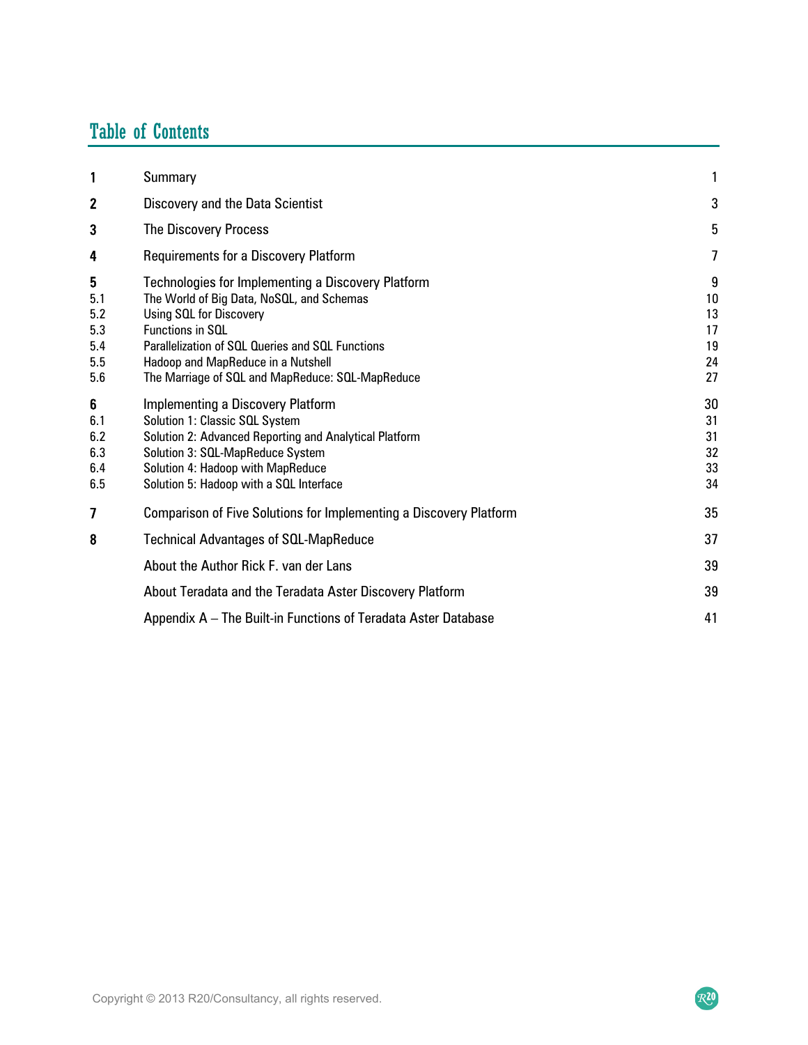# Table of Contents

| | | |
|---|---|---|
| **1** | Summary | 1 |
| **2** | Discovery and the Data Scientist | 3 |
| **3** | The Discovery Process | 5 |
| **4** | Requirements for a Discovery Platform | 7 |
| **5** | Technologies for Implementing a Discovery Platform | 9 |
| 5.1 | The World of Big Data, NoSQL, and Schemas | 10 |
| 5.2 | Using SQL for Discovery | 13 |
| 5.3 | Functions in SQL | 17 |
| 5.4 | Parallelization of SQL Queries and SQL Functions | 19 |
| 5.5 | Hadoop and MapReduce in a Nutshell | 24 |
| 5.6 | The Marriage of SQL and MapReduce: SQL-MapReduce | 27 |
| **6** | Implementing a Discovery Platform | 30 |
| 6.1 | Solution 1: Classic SQL System | 31 |
| 6.2 | Solution 2: Advanced Reporting and Analytical Platform | 31 |
| 6.3 | Solution 3: SQL-MapReduce System | 32 |
| 6.4 | Solution 4: Hadoop with MapReduce | 33 |
| 6.5 | Solution 5: Hadoop with a SQL Interface | 34 |
| **7** | Comparison of Five Solutions for Implementing a Discovery Platform | 35 |
| **8** | Technical Advantages of SQL-MapReduce | 37 |
| | About the Author Rick F. van der Lans | 39 |
| | About Teradata and the Teradata Aster Discovery Platform | 39 |
| | Appendix A – The Built-in Functions of Teradata Aster Database | 41 |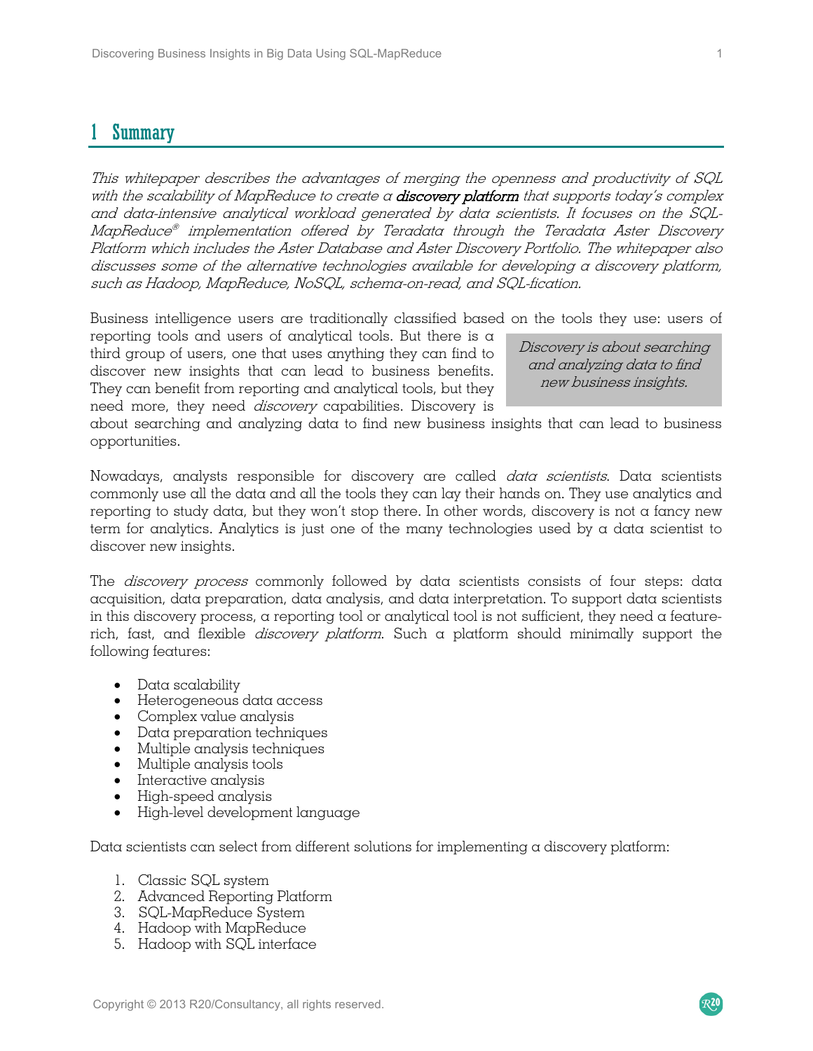# 1 Summary

*This whitepaper describes the advantages of merging the openness and productivity of SQL with the scalability of MapReduce to create a* ***discovery platform*** *that supports today's complex and data-intensive analytical workload generated by data scientists. It focuses on the SQL-MapReduce® implementation offered by Teradata through the Teradata Aster Discovery Platform which includes the Aster Database and Aster Discovery Portfolio. The whitepaper also discusses some of the alternative technologies available for developing a discovery platform, such as Hadoop, MapReduce, NoSQL, schema-on-read, and SQL-fication.*

Business intelligence users are traditionally classified based on the tools they use: users of reporting tools and users of analytical tools. But there is a third group of users, one that uses anything they can find to discover new insights that can lead to business benefits. They can benefit from reporting and analytical tools, but they need more, they need *discovery* capabilities. Discovery is about searching and analyzing data to find new business insights that can lead to business opportunities.

> *Discovery is about searching and analyzing data to find new business insights.*

Nowadays, analysts responsible for discovery are called *data scientists*. Data scientists commonly use all the data and all the tools they can lay their hands on. They use analytics and reporting to study data, but they won't stop there. In other words, discovery is not a fancy new term for analytics. Analytics is just one of the many technologies used by a data scientist to discover new insights.

The *discovery process* commonly followed by data scientists consists of four steps: data acquisition, data preparation, data analysis, and data interpretation. To support data scientists in this discovery process, a reporting tool or analytical tool is not sufficient, they need a feature-rich, fast, and flexible *discovery platform*. Such a platform should minimally support the following features:

- Data scalability
- Heterogeneous data access
- Complex value analysis
- Data preparation techniques
- Multiple analysis techniques
- Multiple analysis tools
- Interactive analysis
- High-speed analysis
- High-level development language

Data scientists can select from different solutions for implementing a discovery platform:

1. Classic SQL system
2. Advanced Reporting Platform
3. SQL-MapReduce System
4. Hadoop with MapReduce
5. Hadoop with SQL interface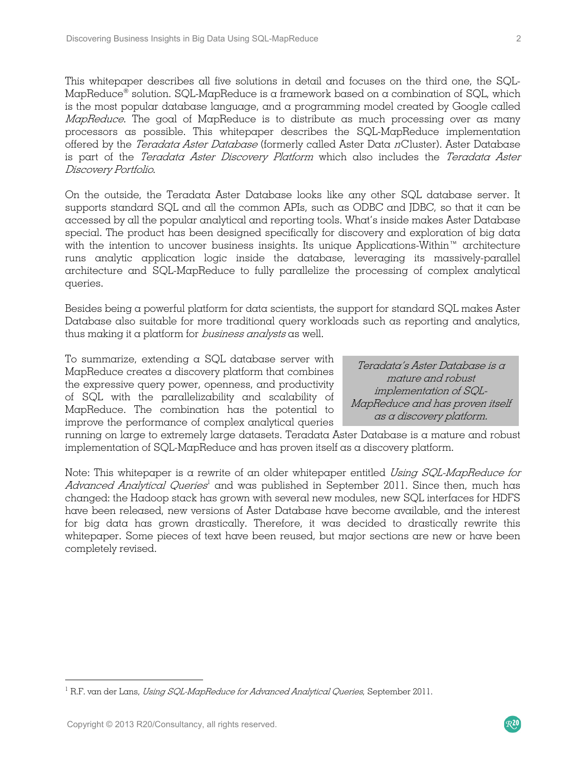This whitepaper describes all five solutions in detail and focuses on the third one, the SQL-MapReduce® solution. SQL-MapReduce is a framework based on a combination of SQL, which is the most popular database language, and a programming model created by Google called *MapReduce*. The goal of MapReduce is to distribute as much processing over as many processors as possible. This whitepaper describes the SQL-MapReduce implementation offered by the *Teradata Aster Database* (formerly called Aster Data *n*Cluster). Aster Database is part of the *Teradata Aster Discovery Platform* which also includes the *Teradata Aster Discovery Portfolio*.

On the outside, the Teradata Aster Database looks like any other SQL database server. It supports standard SQL and all the common APIs, such as ODBC and JDBC, so that it can be accessed by all the popular analytical and reporting tools. What's inside makes Aster Database special. The product has been designed specifically for discovery and exploration of big data with the intention to uncover business insights. Its unique Applications-Within™ architecture runs analytic application logic inside the database, leveraging its massively-parallel architecture and SQL-MapReduce to fully parallelize the processing of complex analytical queries.

Besides being a powerful platform for data scientists, the support for standard SQL makes Aster Database also suitable for more traditional query workloads such as reporting and analytics, thus making it a platform for *business analysts* as well.

To summarize, extending a SQL database server with MapReduce creates a discovery platform that combines the expressive query power, openness, and productivity of SQL with the parallelizability and scalability of MapReduce. The combination has the potential to improve the performance of complex analytical queries running on large to extremely large datasets. Teradata Aster Database is a mature and robust implementation of SQL-MapReduce and has proven itself as a discovery platform.

> *Teradata's Aster Database is a mature and robust implementation of SQL-MapReduce and has proven itself as a discovery platform.*

Note: This whitepaper is a rewrite of an older whitepaper entitled *Using SQL-MapReduce for Advanced Analytical Queries*[1] and was published in September 2011. Since then, much has changed: the Hadoop stack has grown with several new modules, new SQL interfaces for HDFS have been released, new versions of Aster Database have become available, and the interest for big data has grown drastically. Therefore, it was decided to drastically rewrite this whitepaper. Some pieces of text have been reused, but major sections are new or have been completely revised.

[1] R.F. van der Lans, *Using SQL-MapReduce for Advanced Analytical Queries*, September 2011.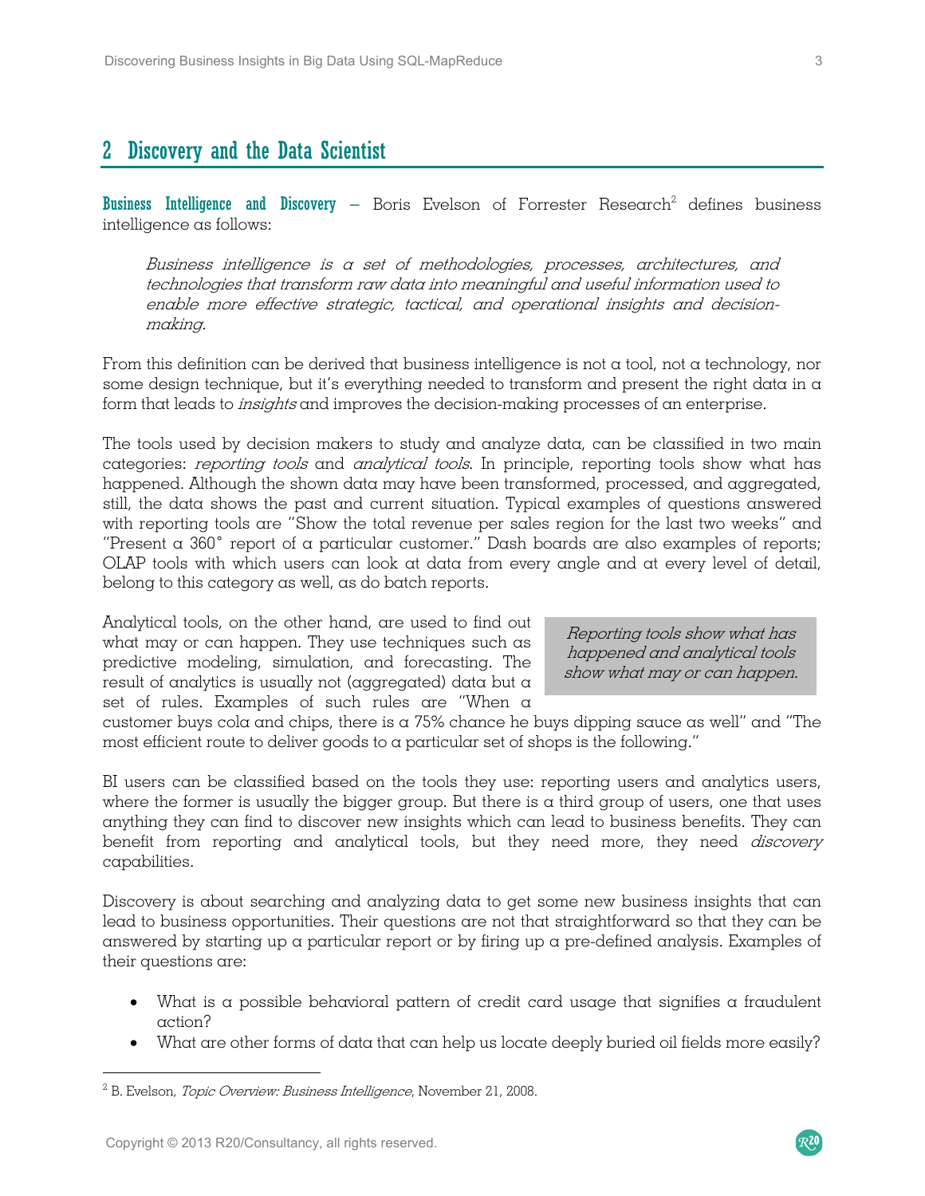## 2 Discovery and the Data Scientist

**Business Intelligence and Discovery** – Boris Evelson of Forrester Research[2] defines business intelligence as follows:

> *Business intelligence is a set of methodologies, processes, architectures, and technologies that transform raw data into meaningful and useful information used to enable more effective strategic, tactical, and operational insights and decision-making.*

From this definition can be derived that business intelligence is not a tool, not a technology, nor some design technique, but it's everything needed to transform and present the right data in a form that leads to *insights* and improves the decision-making processes of an enterprise.

The tools used by decision makers to study and analyze data, can be classified in two main categories: *reporting tools* and *analytical tools*. In principle, reporting tools show what has happened. Although the shown data may have been transformed, processed, and aggregated, still, the data shows the past and current situation. Typical examples of questions answered with reporting tools are "Show the total revenue per sales region for the last two weeks" and "Present a 360° report of a particular customer." Dash boards are also examples of reports; OLAP tools with which users can look at data from every angle and at every level of detail, belong to this category as well, as do batch reports.

Analytical tools, on the other hand, are used to find out what may or can happen. They use techniques such as predictive modeling, simulation, and forecasting. The result of analytics is usually not (aggregated) data but a set of rules. Examples of such rules are "When a customer buys cola and chips, there is a 75% chance he buys dipping sauce as well" and "The most efficient route to deliver goods to a particular set of shops is the following."

> *Reporting tools show what has happened and analytical tools show what may or can happen.*

BI users can be classified based on the tools they use: reporting users and analytics users, where the former is usually the bigger group. But there is a third group of users, one that uses anything they can find to discover new insights which can lead to business benefits. They can benefit from reporting and analytical tools, but they need more, they need *discovery* capabilities.

Discovery is about searching and analyzing data to get some new business insights that can lead to business opportunities. Their questions are not that straightforward so that they can be answered by starting up a particular report or by firing up a pre-defined analysis. Examples of their questions are:

- What is a possible behavioral pattern of credit card usage that signifies a fraudulent action?
- What are other forms of data that can help us locate deeply buried oil fields more easily?

---

[2] B. Evelson, *Topic Overview: Business Intelligence*, November 21, 2008.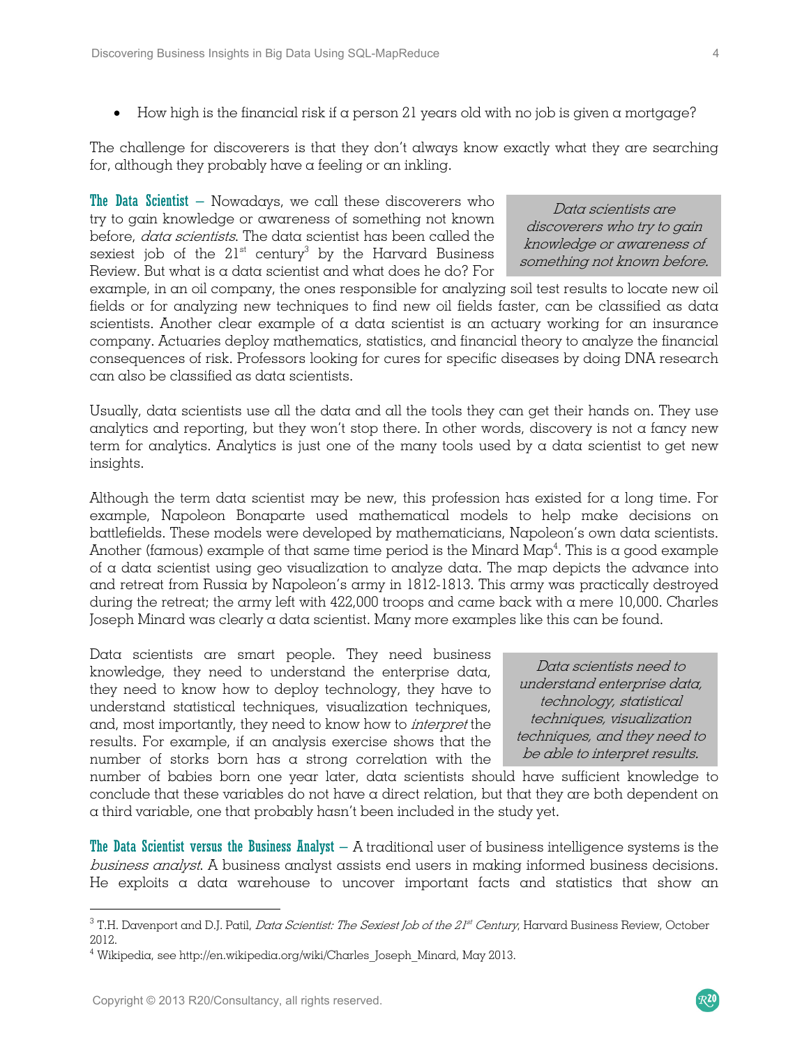- How high is the financial risk if a person 21 years old with no job is given a mortgage?

The challenge for discoverers is that they don't always know exactly what they are searching for, although they probably have a feeling or an inkling.

**The Data Scientist** – Nowadays, we call these discoverers who try to gain knowledge or awareness of something not known before, *data scientists*. The data scientist has been called the sexiest job of the 21st century[3] by the Harvard Business Review. But what is a data scientist and what does he do? For example, in an oil company, the ones responsible for analyzing soil test results to locate new oil fields or for analyzing new techniques to find new oil fields faster, can be classified as data scientists. Another clear example of a data scientist is an actuary working for an insurance company. Actuaries deploy mathematics, statistics, and financial theory to analyze the financial consequences of risk. Professors looking for cures for specific diseases by doing DNA research can also be classified as data scientists.

> *Data scientists are discoverers who try to gain knowledge or awareness of something not known before.*

Usually, data scientists use all the data and all the tools they can get their hands on. They use analytics and reporting, but they won't stop there. In other words, discovery is not a fancy new term for analytics. Analytics is just one of the many tools used by a data scientist to get new insights.

Although the term data scientist may be new, this profession has existed for a long time. For example, Napoleon Bonaparte used mathematical models to help make decisions on battlefields. These models were developed by mathematicians, Napoleon's own data scientists. Another (famous) example of that same time period is the Minard Map[4]. This is a good example of a data scientist using geo visualization to analyze data. The map depicts the advance into and retreat from Russia by Napoleon's army in 1812-1813. This army was practically destroyed during the retreat; the army left with 422,000 troops and came back with a mere 10,000. Charles Joseph Minard was clearly a data scientist. Many more examples like this can be found.

Data scientists are smart people. They need business knowledge, they need to understand the enterprise data, they need to know how to deploy technology, they have to understand statistical techniques, visualization techniques, and, most importantly, they need to know how to *interpret* the results. For example, if an analysis exercise shows that the number of storks born has a strong correlation with the number of babies born one year later, data scientists should have sufficient knowledge to conclude that these variables do not have a direct relation, but that they are both dependent on a third variable, one that probably hasn't been included in the study yet.

> *Data scientists need to understand enterprise data, technology, statistical techniques, visualization techniques, and they need to be able to interpret results.*

**The Data Scientist versus the Business Analyst** – A traditional user of business intelligence systems is the *business analyst*. A business analyst assists end users in making informed business decisions. He exploits a data warehouse to uncover important facts and statistics that show an

---

[3] T.H. Davenport and D.J. Patil, *Data Scientist: The Sexiest Job of the 21st Century*, Harvard Business Review, October 2012.

[4] Wikipedia, see http://en.wikipedia.org/wiki/Charles_Joseph_Minard, May 2013.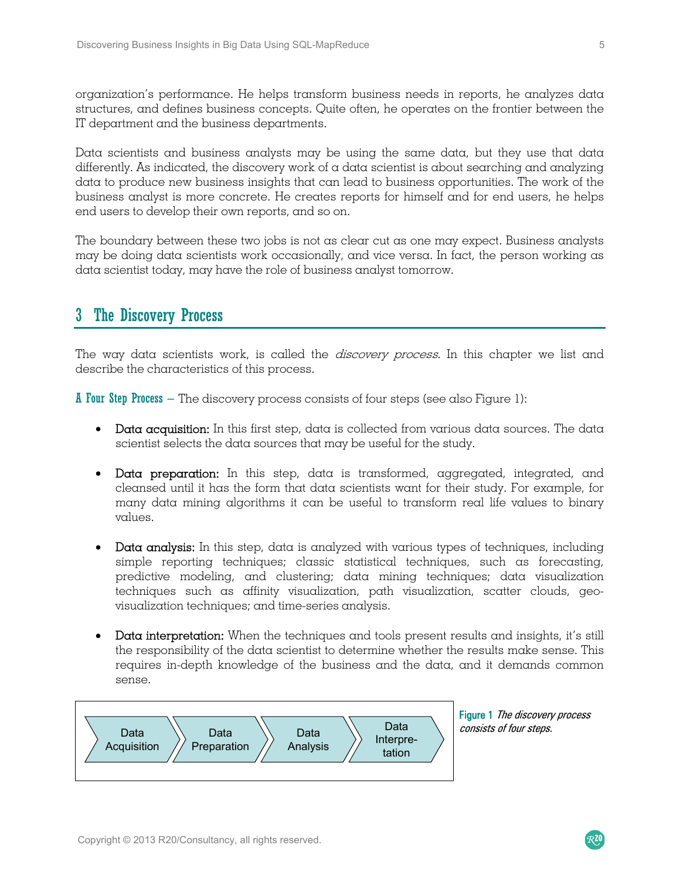organization's performance. He helps transform business needs in reports, he analyzes data structures, and defines business concepts. Quite often, he operates on the frontier between the IT department and the business departments.

Data scientists and business analysts may be using the same data, but they use that data differently. As indicated, the discovery work of a data scientist is about searching and analyzing data to produce new business insights that can lead to business opportunities. The work of the business analyst is more concrete. He creates reports for himself and for end users, he helps end users to develop their own reports, and so on.

The boundary between these two jobs is not as clear cut as one may expect. Business analysts may be doing data scientists work occasionally, and vice versa. In fact, the person working as data scientist today, may have the role of business analyst tomorrow.

## 3 The Discovery Process

The way data scientists work, is called the *discovery process*. In this chapter we list and describe the characteristics of this process.

**A Four Step Process** – The discovery process consists of four steps (see also Figure 1):

- **Data acquisition:** In this first step, data is collected from various data sources. The data scientist selects the data sources that may be useful for the study.
- **Data preparation:** In this step, data is transformed, aggregated, integrated, and cleansed until it has the form that data scientists want for their study. For example, for many data mining algorithms it can be useful to transform real life values to binary values.
- **Data analysis:** In this step, data is analyzed with various types of techniques, including simple reporting techniques; classic statistical techniques, such as forecasting, predictive modeling, and clustering; data mining techniques; data visualization techniques such as affinity visualization, path visualization, scatter clouds, geo-visualization techniques; and time-series analysis.
- **Data interpretation:** When the techniques and tools present results and insights, it's still the responsibility of the data scientist to determine whether the results make sense. This requires in-depth knowledge of the business and the data, and it demands common sense.

Data Acquisition → Data Preparation → Data Analysis → Data Interpre-tation

**Figure 1** *The discovery process consists of four steps.*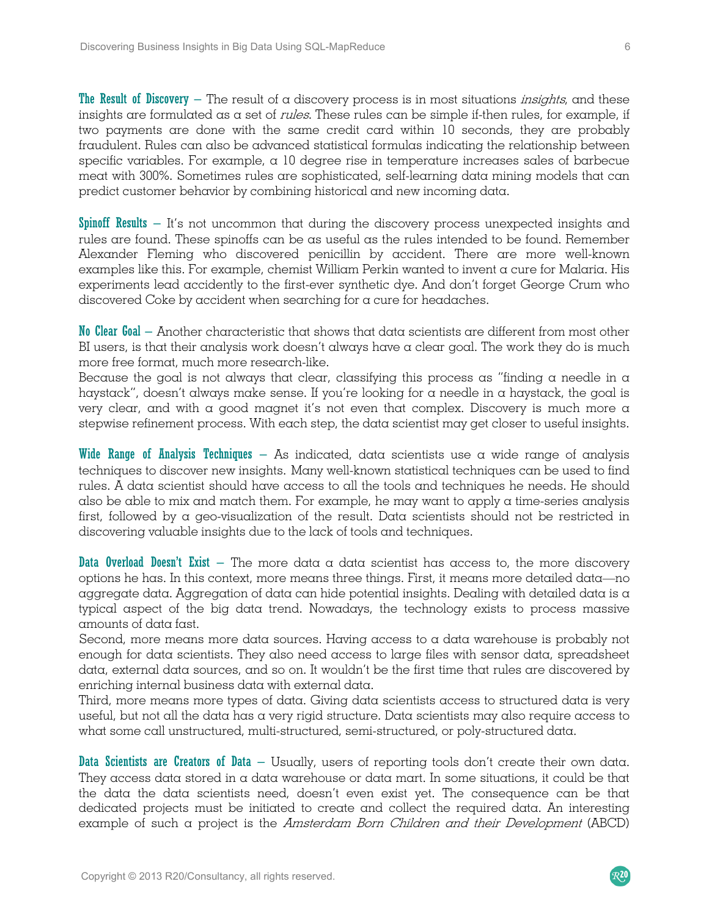**The Result of Discovery** – The result of a discovery process is in most situations *insights*, and these insights are formulated as a set of *rules*. These rules can be simple if-then rules, for example, if two payments are done with the same credit card within 10 seconds, they are probably fraudulent. Rules can also be advanced statistical formulas indicating the relationship between specific variables. For example, a 10 degree rise in temperature increases sales of barbecue meat with 300%. Sometimes rules are sophisticated, self-learning data mining models that can predict customer behavior by combining historical and new incoming data.

**Spinoff Results** – It's not uncommon that during the discovery process unexpected insights and rules are found. These spinoffs can be as useful as the rules intended to be found. Remember Alexander Fleming who discovered penicillin by accident. There are more well-known examples like this. For example, chemist William Perkin wanted to invent a cure for Malaria. His experiments lead accidently to the first-ever synthetic dye. And don't forget George Crum who discovered Coke by accident when searching for a cure for headaches.

**No Clear Goal** – Another characteristic that shows that data scientists are different from most other BI users, is that their analysis work doesn't always have a clear goal. The work they do is much more free format, much more research-like.

Because the goal is not always that clear, classifying this process as "finding a needle in a haystack", doesn't always make sense. If you're looking for a needle in a haystack, the goal is very clear, and with a good magnet it's not even that complex. Discovery is much more a stepwise refinement process. With each step, the data scientist may get closer to useful insights.

**Wide Range of Analysis Techniques** – As indicated, data scientists use a wide range of analysis techniques to discover new insights. Many well-known statistical techniques can be used to find rules. A data scientist should have access to all the tools and techniques he needs. He should also be able to mix and match them. For example, he may want to apply a time-series analysis first, followed by a geo-visualization of the result. Data scientists should not be restricted in discovering valuable insights due to the lack of tools and techniques.

**Data Overload Doesn't Exist** – The more data a data scientist has access to, the more discovery options he has. In this context, more means three things. First, it means more detailed data—no aggregate data. Aggregation of data can hide potential insights. Dealing with detailed data is a typical aspect of the big data trend. Nowadays, the technology exists to process massive amounts of data fast.

Second, more means more data sources. Having access to a data warehouse is probably not enough for data scientists. They also need access to large files with sensor data, spreadsheet data, external data sources, and so on. It wouldn't be the first time that rules are discovered by enriching internal business data with external data.

Third, more means more types of data. Giving data scientists access to structured data is very useful, but not all the data has a very rigid structure. Data scientists may also require access to what some call unstructured, multi-structured, semi-structured, or poly-structured data.

**Data Scientists are Creators of Data** – Usually, users of reporting tools don't create their own data. They access data stored in a data warehouse or data mart. In some situations, it could be that the data the data scientists need, doesn't even exist yet. The consequence can be that dedicated projects must be initiated to create and collect the required data. An interesting example of such a project is the *Amsterdam Born Children and their Development* (ABCD)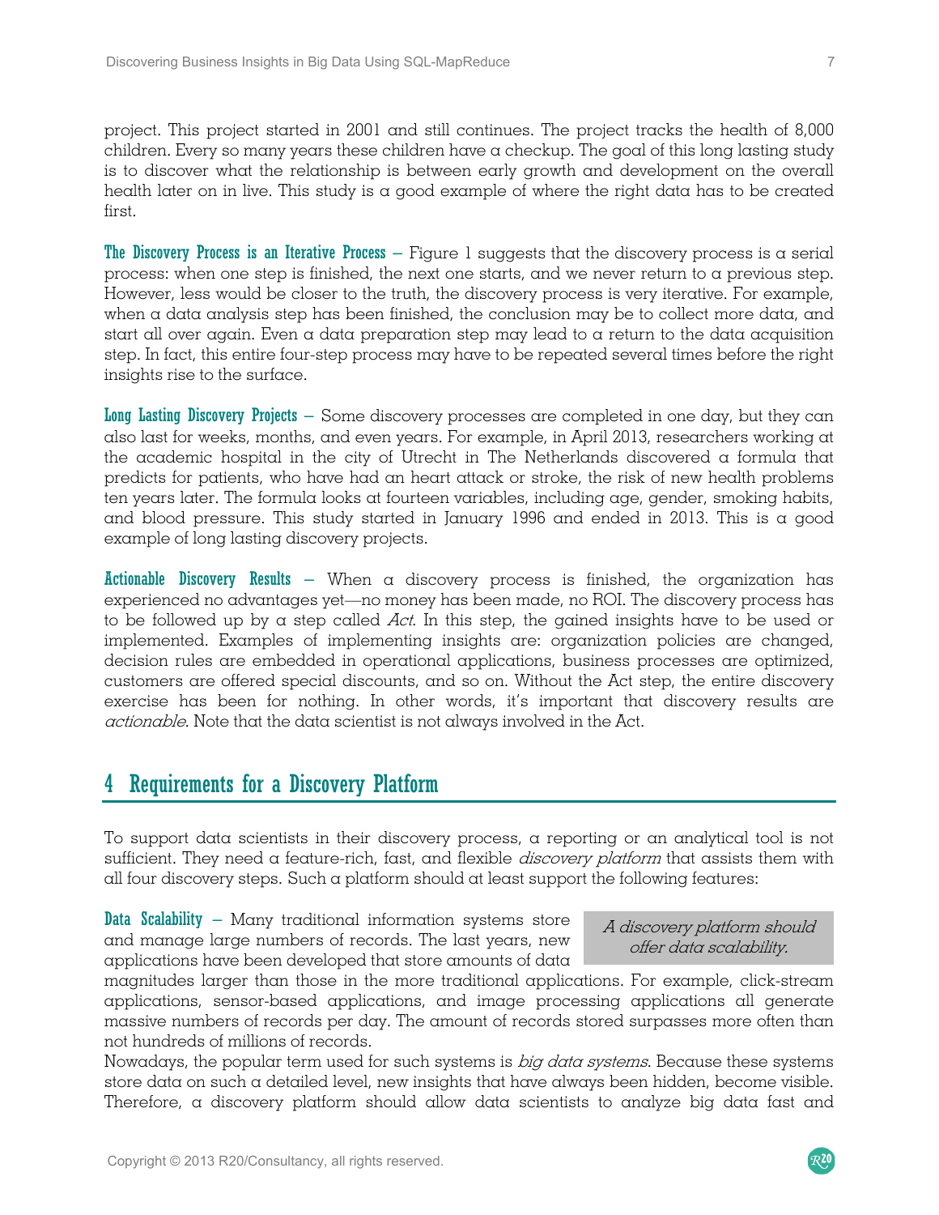project. This project started in 2001 and still continues. The project tracks the health of 8,000 children. Every so many years these children have a checkup. The goal of this long lasting study is to discover what the relationship is between early growth and development on the overall health later on in live. This study is a good example of where the right data has to be created first.

**The Discovery Process is an Iterative Process** – Figure 1 suggests that the discovery process is a serial process: when one step is finished, the next one starts, and we never return to a previous step. However, less would be closer to the truth, the discovery process is very iterative. For example, when a data analysis step has been finished, the conclusion may be to collect more data, and start all over again. Even a data preparation step may lead to a return to the data acquisition step. In fact, this entire four-step process may have to be repeated several times before the right insights rise to the surface.

**Long Lasting Discovery Projects** – Some discovery processes are completed in one day, but they can also last for weeks, months, and even years. For example, in April 2013, researchers working at the academic hospital in the city of Utrecht in The Netherlands discovered a formula that predicts for patients, who have had an heart attack or stroke, the risk of new health problems ten years later. The formula looks at fourteen variables, including age, gender, smoking habits, and blood pressure. This study started in January 1996 and ended in 2013. This is a good example of long lasting discovery projects.

**Actionable Discovery Results** – When a discovery process is finished, the organization has experienced no advantages yet—no money has been made, no ROI. The discovery process has to be followed up by a step called *Act*. In this step, the gained insights have to be used or implemented. Examples of implementing insights are: organization policies are changed, decision rules are embedded in operational applications, business processes are optimized, customers are offered special discounts, and so on. Without the Act step, the entire discovery exercise has been for nothing. In other words, it's important that discovery results are *actionable*. Note that the data scientist is not always involved in the Act.

## 4 Requirements for a Discovery Platform

To support data scientists in their discovery process, a reporting or an analytical tool is not sufficient. They need a feature-rich, fast, and flexible *discovery platform* that assists them with all four discovery steps. Such a platform should at least support the following features:

*A discovery platform should offer data scalability.*

**Data Scalability** – Many traditional information systems store and manage large numbers of records. The last years, new applications have been developed that store amounts of data magnitudes larger than those in the more traditional applications. For example, click-stream applications, sensor-based applications, and image processing applications all generate massive numbers of records per day. The amount of records stored surpasses more often than not hundreds of millions of records.

Nowadays, the popular term used for such systems is *big data systems*. Because these systems store data on such a detailed level, new insights that have always been hidden, become visible. Therefore, a discovery platform should allow data scientists to analyze big data fast and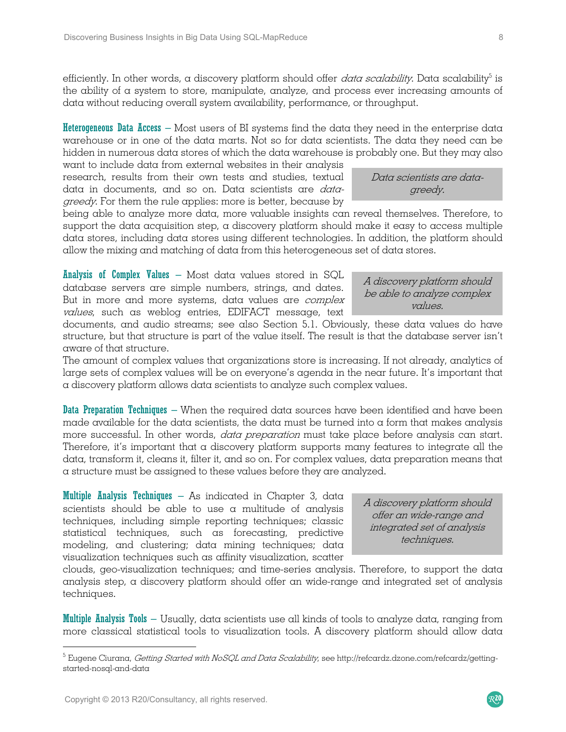efficiently. In other words, a discovery platform should offer *data scalability*. Data scalability[5] is the ability of a system to store, manipulate, analyze, and process ever increasing amounts of data without reducing overall system availability, performance, or throughput.

**Heterogeneous Data Access** – Most users of BI systems find the data they need in the enterprise data warehouse or in one of the data marts. Not so for data scientists. The data they need can be hidden in numerous data stores of which the data warehouse is probably one. But they may also want to include data from external websites in their analysis research, results from their own tests and studies, textual data in documents, and so on. Data scientists are *data-greedy*. For them the rule applies: more is better, because by being able to analyze more data, more valuable insights can reveal themselves. Therefore, to support the data acquisition step, a discovery platform should make it easy to access multiple data stores, including data stores using different technologies. In addition, the platform should allow the mixing and matching of data from this heterogeneous set of data stores.

> *Data scientists are data-greedy.*

**Analysis of Complex Values** – Most data values stored in SQL database servers are simple numbers, strings, and dates. But in more and more systems, data values are *complex values*, such as weblog entries, EDIFACT message, text documents, and audio streams; see also Section 5.1. Obviously, these data values do have structure, but that structure is part of the value itself. The result is that the database server isn't aware of that structure.

> *A discovery platform should be able to analyze complex values.*

The amount of complex values that organizations store is increasing. If not already, analytics of large sets of complex values will be on everyone's agenda in the near future. It's important that a discovery platform allows data scientists to analyze such complex values.

**Data Preparation Techniques** – When the required data sources have been identified and have been made available for the data scientists, the data must be turned into a form that makes analysis more successful. In other words, *data preparation* must take place before analysis can start. Therefore, it's important that a discovery platform supports many features to integrate all the data, transform it, cleans it, filter it, and so on. For complex values, data preparation means that a structure must be assigned to these values before they are analyzed.

**Multiple Analysis Techniques** – As indicated in Chapter 3, data scientists should be able to use a multitude of analysis techniques, including simple reporting techniques; classic statistical techniques, such as forecasting, predictive modeling, and clustering; data mining techniques; data visualization techniques such as affinity visualization, scatter clouds, geo-visualization techniques; and time-series analysis. Therefore, to support the data analysis step, a discovery platform should offer an wide-range and integrated set of analysis techniques.

> *A discovery platform should offer an wide-range and integrated set of analysis techniques.*

**Multiple Analysis Tools** – Usually, data scientists use all kinds of tools to analyze data, ranging from more classical statistical tools to visualization tools. A discovery platform should allow data

[5] Eugene Ciurana, *Getting Started with NoSQL and Data Scalability*, see http://refcardz.dzone.com/refcardz/getting-started-nosql-and-data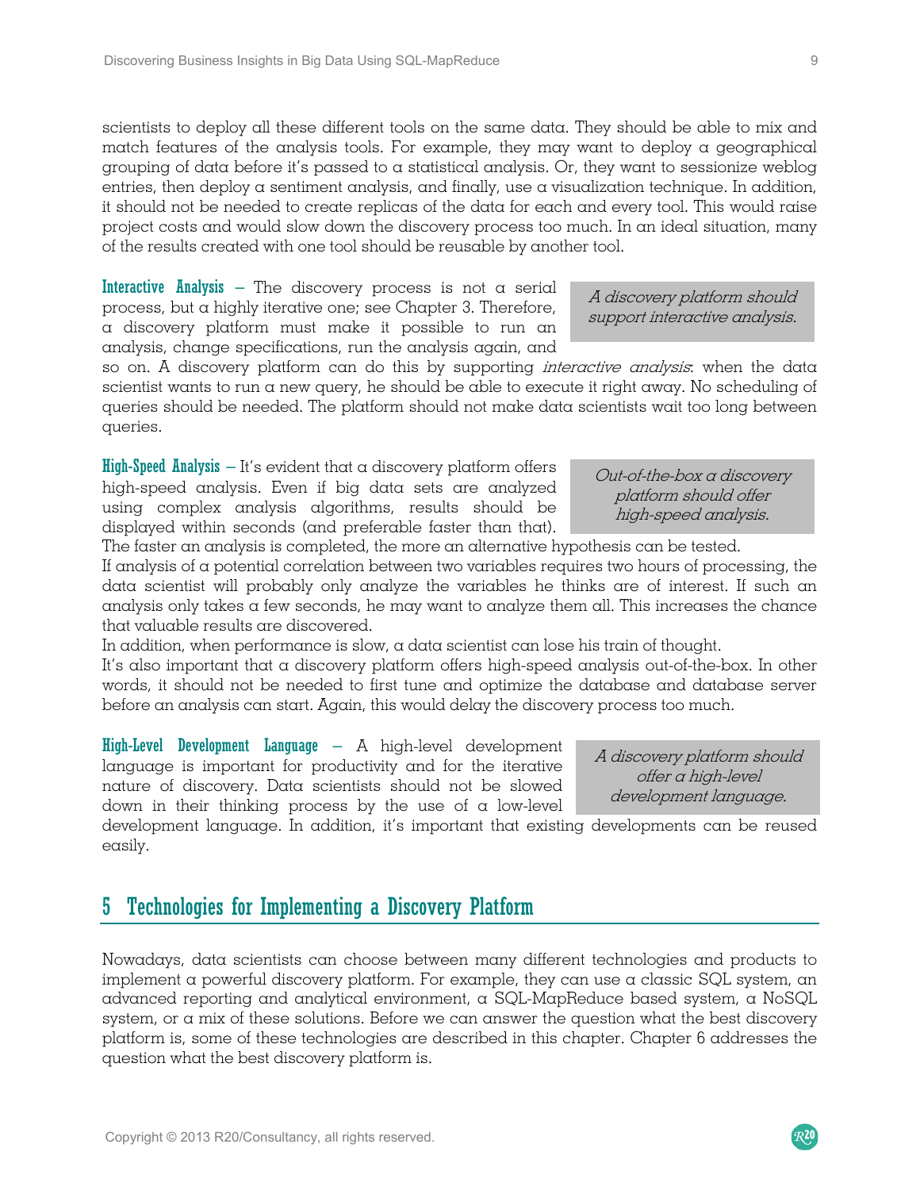scientists to deploy all these different tools on the same data. They should be able to mix and match features of the analysis tools. For example, they may want to deploy a geographical grouping of data before it's passed to a statistical analysis. Or, they want to sessionize weblog entries, then deploy a sentiment analysis, and finally, use a visualization technique. In addition, it should not be needed to create replicas of the data for each and every tool. This would raise project costs and would slow down the discovery process too much. In an ideal situation, many of the results created with one tool should be reusable by another tool.

**Interactive Analysis** – The discovery process is not a serial process, but a highly iterative one; see Chapter 3. Therefore, a discovery platform must make it possible to run an analysis, change specifications, run the analysis again, and so on. A discovery platform can do this by supporting *interactive analysis*: when the data scientist wants to run a new query, he should be able to execute it right away. No scheduling of queries should be needed. The platform should not make data scientists wait too long between queries.

*A discovery platform should support interactive analysis.*

**High-Speed Analysis** – It's evident that a discovery platform offers high-speed analysis. Even if big data sets are analyzed using complex analysis algorithms, results should be displayed within seconds (and preferable faster than that). The faster an analysis is completed, the more an alternative hypothesis can be tested.
If analysis of a potential correlation between two variables requires two hours of processing, the data scientist will probably only analyze the variables he thinks are of interest. If such an analysis only takes a few seconds, he may want to analyze them all. This increases the chance that valuable results are discovered.
In addition, when performance is slow, a data scientist can lose his train of thought.
It's also important that a discovery platform offers high-speed analysis out-of-the-box. In other words, it should not be needed to first tune and optimize the database and database server before an analysis can start. Again, this would delay the discovery process too much.

*Out-of-the-box a discovery platform should offer high-speed analysis.*

**High-Level Development Language** – A high-level development language is important for productivity and for the iterative nature of discovery. Data scientists should not be slowed down in their thinking process by the use of a low-level development language. In addition, it's important that existing developments can be reused easily.

*A discovery platform should offer a high-level development language.*

## 5 Technologies for Implementing a Discovery Platform

Nowadays, data scientists can choose between many different technologies and products to implement a powerful discovery platform. For example, they can use a classic SQL system, an advanced reporting and analytical environment, a SQL-MapReduce based system, a NoSQL system, or a mix of these solutions. Before we can answer the question what the best discovery platform is, some of these technologies are described in this chapter. Chapter 6 addresses the question what the best discovery platform is.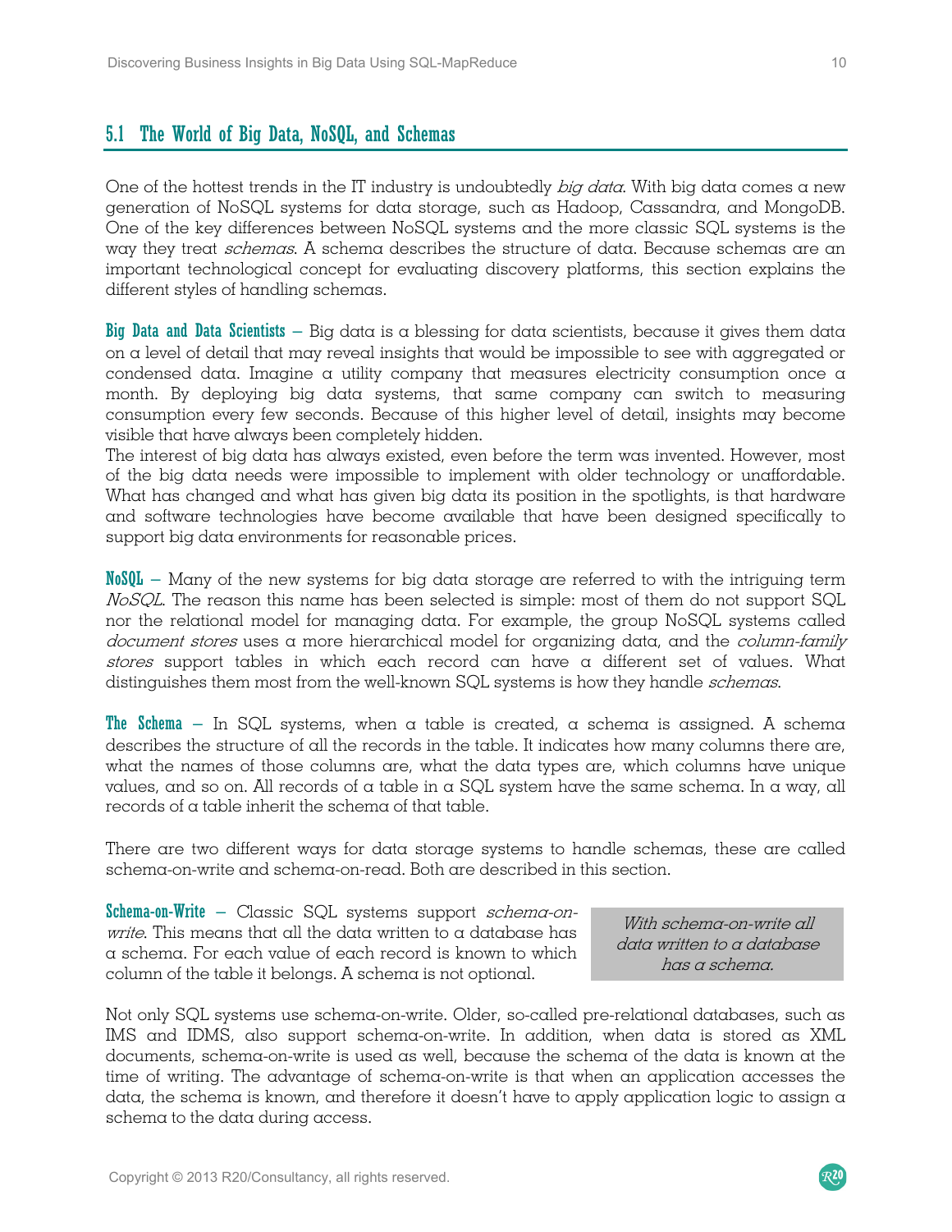## 5.1 The World of Big Data, NoSQL, and Schemas

One of the hottest trends in the IT industry is undoubtedly *big data*. With big data comes a new generation of NoSQL systems for data storage, such as Hadoop, Cassandra, and MongoDB. One of the key differences between NoSQL systems and the more classic SQL systems is the way they treat *schemas*. A schema describes the structure of data. Because schemas are an important technological concept for evaluating discovery platforms, this section explains the different styles of handling schemas.

**Big Data and Data Scientists** – Big data is a blessing for data scientists, because it gives them data on a level of detail that may reveal insights that would be impossible to see with aggregated or condensed data. Imagine a utility company that measures electricity consumption once a month. By deploying big data systems, that same company can switch to measuring consumption every few seconds. Because of this higher level of detail, insights may become visible that have always been completely hidden.
The interest of big data has always existed, even before the term was invented. However, most of the big data needs were impossible to implement with older technology or unaffordable. What has changed and what has given big data its position in the spotlights, is that hardware and software technologies have become available that have been designed specifically to support big data environments for reasonable prices.

**NoSQL** – Many of the new systems for big data storage are referred to with the intriguing term *NoSQL*. The reason this name has been selected is simple: most of them do not support SQL nor the relational model for managing data. For example, the group NoSQL systems called *document stores* uses a more hierarchical model for organizing data, and the *column-family stores* support tables in which each record can have a different set of values. What distinguishes them most from the well-known SQL systems is how they handle *schemas*.

**The Schema** – In SQL systems, when a table is created, a schema is assigned. A schema describes the structure of all the records in the table. It indicates how many columns there are, what the names of those columns are, what the data types are, which columns have unique values, and so on. All records of a table in a SQL system have the same schema. In a way, all records of a table inherit the schema of that table.

There are two different ways for data storage systems to handle schemas, these are called schema-on-write and schema-on-read. Both are described in this section.

**Schema-on-Write** – Classic SQL systems support *schema-on-write*. This means that all the data written to a database has a schema. For each value of each record is known to which column of the table it belongs. A schema is not optional.

> *With schema-on-write all data written to a database has a schema.*

Not only SQL systems use schema-on-write. Older, so-called pre-relational databases, such as IMS and IDMS, also support schema-on-write. In addition, when data is stored as XML documents, schema-on-write is used as well, because the schema of the data is known at the time of writing. The advantage of schema-on-write is that when an application accesses the data, the schema is known, and therefore it doesn't have to apply application logic to assign a schema to the data during access.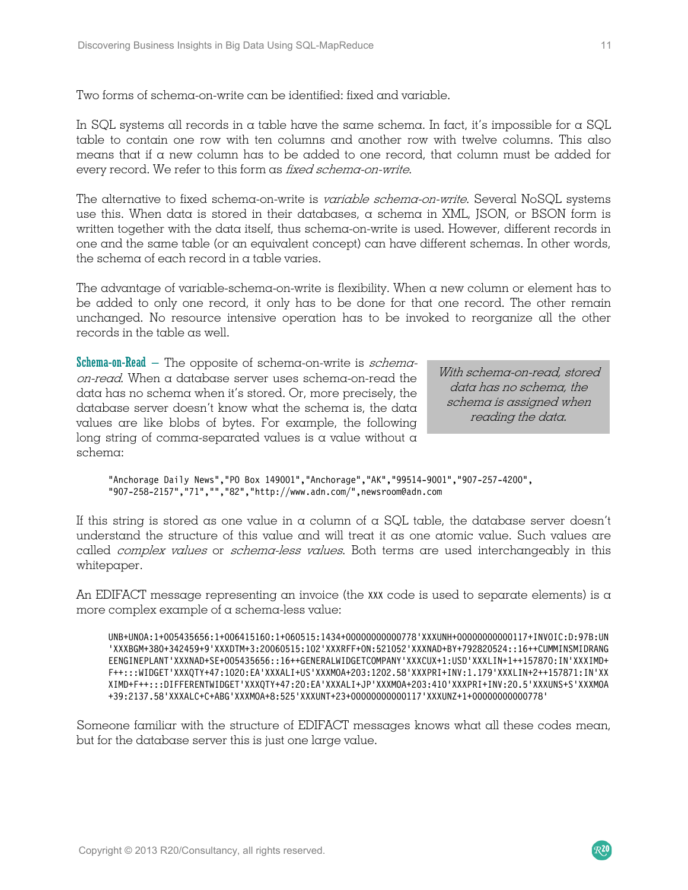Two forms of schema-on-write can be identified: fixed and variable.

In SQL systems all records in a table have the same schema. In fact, it's impossible for a SQL table to contain one row with ten columns and another row with twelve columns. This also means that if a new column has to be added to one record, that column must be added for every record. We refer to this form as *fixed schema-on-write*.

The alternative to fixed schema-on-write is *variable schema-on-write*. Several NoSQL systems use this. When data is stored in their databases, a schema in XML, JSON, or BSON form is written together with the data itself, thus schema-on-write is used. However, different records in one and the same table (or an equivalent concept) can have different schemas. In other words, the schema of each record in a table varies.

The advantage of variable-schema-on-write is flexibility. When a new column or element has to be added to only one record, it only has to be done for that one record. The other remain unchanged. No resource intensive operation has to be invoked to reorganize all the other records in the table as well.

> *With schema-on-read, stored data has no schema, the schema is assigned when reading the data.*

**Schema-on-Read** – The opposite of schema-on-write is *schema-on-read*. When a database server uses schema-on-read the data has no schema when it's stored. Or, more precisely, the database server doesn't know what the schema is, the data values are like blobs of bytes. For example, the following long string of comma-separated values is a value without a schema:

```
"Anchorage Daily News","PO Box 149001","Anchorage","AK","99514-9001","907-257-4200",
"907-258-2157","71","","82","http://www.adn.com/",newsroom@adn.com
```

If this string is stored as one value in a column of a SQL table, the database server doesn't understand the structure of this value and will treat it as one atomic value. Such values are called *complex values* or *schema-less values*. Both terms are used interchangeably in this whitepaper.

An EDIFACT message representing an invoice (the `XXX` code is used to separate elements) is a more complex example of a schema-less value:

```
UNB+UNOA:1+005435656:1+006415160:1+060515:1434+00000000000778'XXXUNH+00000000000117+INVOIC:D:97B:UN
'XXXBGM+380+342459+9'XXXDTM+3:20060515:102'XXXRFF+ON:521052'XXXNAD+BY+792820524::16++CUMMINSMIDRANG
EENGINEPLANT'XXXNAD+SE+005435656::16++GENERALWIDGETCOMPANY'XXXCUX+1:USD'XXXLIN+1++157870:IN'XXXIMD+
F++:::WIDGET'XXXQTY+47:1020:EA'XXXALI+US'XXXMOA+203:1202.58'XXXPRI+INV:1.179'XXXLIN+2++157871:IN'XX
XIMD+F++:::DIFFERENTWIDGET'XXXQTY+47:20:EA'XXXALI+JP'XXXMOA+203:410'XXXPRI+INV:20.5'XXXUNS+S'XXXMOA
+39:2137.58'XXXALC+C+ABG'XXXMOA+8:525'XXXUNT+23+00000000000117'XXXUNZ+1+00000000000778'
```

Someone familiar with the structure of EDIFACT messages knows what all these codes mean, but for the database server this is just one large value.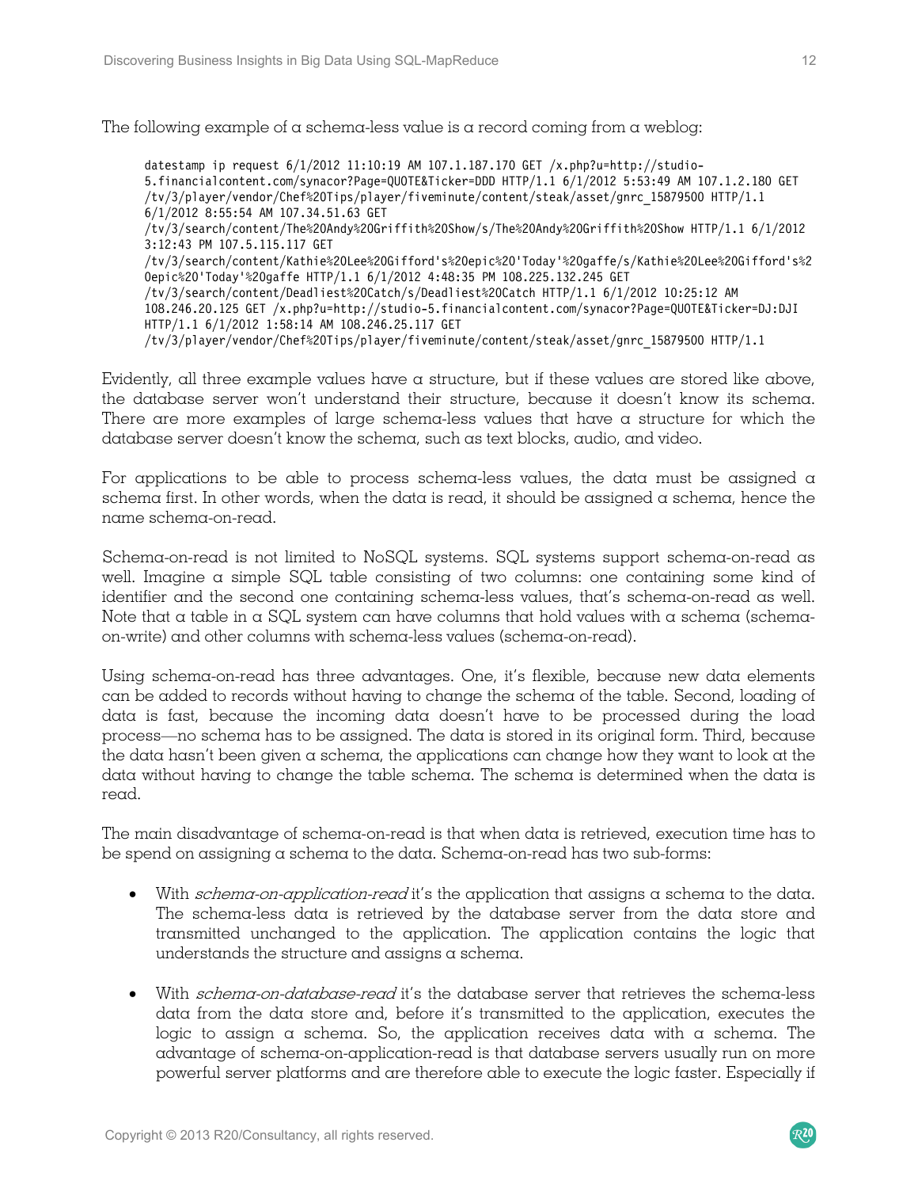The following example of a schema-less value is a record coming from a weblog:

```
datestamp ip request 6/1/2012 11:10:19 AM 107.1.187.170 GET /x.php?u=http://studio-
5.financialcontent.com/synacor?Page=QUOTE&Ticker=DDD HTTP/1.1 6/1/2012 5:53:49 AM 107.1.2.180 GET
/tv/3/player/vendor/Chef%20Tips/player/fiveminute/content/steak/asset/gnrc_15879500 HTTP/1.1
6/1/2012 8:55:54 AM 107.34.51.63 GET
/tv/3/search/content/The%20Andy%20Griffith%20Show/s/The%20Andy%20Griffith%20Show HTTP/1.1 6/1/2012
3:12:43 PM 107.5.115.117 GET
/tv/3/search/content/Kathie%20Lee%20Gifford's%20epic%20'Today'%20gaffe/s/Kathie%20Lee%20Gifford's%2
0epic%20'Today'%20gaffe HTTP/1.1 6/1/2012 4:48:35 PM 108.225.132.245 GET
/tv/3/search/content/Deadliest%20Catch/s/Deadliest%20Catch HTTP/1.1 6/1/2012 10:25:12 AM
108.246.20.125 GET /x.php?u=http://studio-5.financialcontent.com/synacor?Page=QUOTE&Ticker=DJ:DJI
HTTP/1.1 6/1/2012 1:58:14 AM 108.246.25.117 GET
/tv/3/player/vendor/Chef%20Tips/player/fiveminute/content/steak/asset/gnrc_15879500 HTTP/1.1
```

Evidently, all three example values have a structure, but if these values are stored like above, the database server won't understand their structure, because it doesn't know its schema. There are more examples of large schema-less values that have a structure for which the database server doesn't know the schema, such as text blocks, audio, and video.

For applications to be able to process schema-less values, the data must be assigned a schema first. In other words, when the data is read, it should be assigned a schema, hence the name schema-on-read.

Schema-on-read is not limited to NoSQL systems. SQL systems support schema-on-read as well. Imagine a simple SQL table consisting of two columns: one containing some kind of identifier and the second one containing schema-less values, that's schema-on-read as well. Note that a table in a SQL system can have columns that hold values with a schema (schema-on-write) and other columns with schema-less values (schema-on-read).

Using schema-on-read has three advantages. One, it's flexible, because new data elements can be added to records without having to change the schema of the table. Second, loading of data is fast, because the incoming data doesn't have to be processed during the load process—no schema has to be assigned. The data is stored in its original form. Third, because the data hasn't been given a schema, the applications can change how they want to look at the data without having to change the table schema. The schema is determined when the data is read.

The main disadvantage of schema-on-read is that when data is retrieved, execution time has to be spend on assigning a schema to the data. Schema-on-read has two sub-forms:

- With *schema-on-application-read* it's the application that assigns a schema to the data. The schema-less data is retrieved by the database server from the data store and transmitted unchanged to the application. The application contains the logic that understands the structure and assigns a schema.

- With *schema-on-database-read* it's the database server that retrieves the schema-less data from the data store and, before it's transmitted to the application, executes the logic to assign a schema. So, the application receives data with a schema. The advantage of schema-on-application-read is that database servers usually run on more powerful server platforms and are therefore able to execute the logic faster. Especially if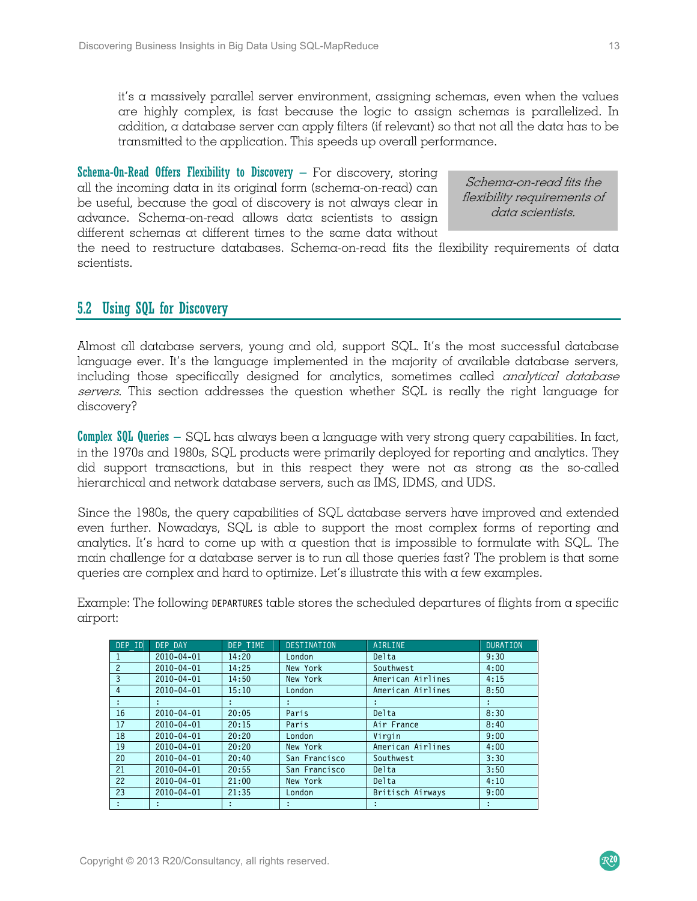it's a massively parallel server environment, assigning schemas, even when the values are highly complex, is fast because the logic to assign schemas is parallelized. In addition, a database server can apply filters (if relevant) so that not all the data has to be transmitted to the application. This speeds up overall performance.

**Schema-On-Read Offers Flexibility to Discovery** – For discovery, storing all the incoming data in its original form (schema-on-read) can be useful, because the goal of discovery is not always clear in advance. Schema-on-read allows data scientists to assign different schemas at different times to the same data without the need to restructure databases. Schema-on-read fits the flexibility requirements of data scientists.

> *Schema-on-read fits the flexibility requirements of data scientists.*

## 5.2 Using SQL for Discovery

Almost all database servers, young and old, support SQL. It's the most successful database language ever. It's the language implemented in the majority of available database servers, including those specifically designed for analytics, sometimes called *analytical database servers*. This section addresses the question whether SQL is really the right language for discovery?

**Complex SQL Queries** – SQL has always been a language with very strong query capabilities. In fact, in the 1970s and 1980s, SQL products were primarily deployed for reporting and analytics. They did support transactions, but in this respect they were not as strong as the so-called hierarchical and network database servers, such as IMS, IDMS, and UDS.

Since the 1980s, the query capabilities of SQL database servers have improved and extended even further. Nowadays, SQL is able to support the most complex forms of reporting and analytics. It's hard to come up with a question that is impossible to formulate with SQL. The main challenge for a database server is to run all those queries fast? The problem is that some queries are complex and hard to optimize. Let's illustrate this with a few examples.

Example: The following DEPARTURES table stores the scheduled departures of flights from a specific airport:

| DEP_ID | DEP_DAY | DEP_TIME | DESTINATION | AIRLINE | DURATION |
|---|---|---|---|---|---|
| 1 | 2010-04-01 | 14:20 | London | Delta | 9:30 |
| 2 | 2010-04-01 | 14:25 | New York | Southwest | 4:00 |
| 3 | 2010-04-01 | 14:50 | New York | American Airlines | 4:15 |
| 4 | 2010-04-01 | 15:10 | London | American Airlines | 8:50 |
| : | : | : | : | : | : |
| 16 | 2010-04-01 | 20:05 | Paris | Delta | 8:30 |
| 17 | 2010-04-01 | 20:15 | Paris | Air France | 8:40 |
| 18 | 2010-04-01 | 20:20 | London | Virgin | 9:00 |
| 19 | 2010-04-01 | 20:20 | New York | American Airlines | 4:00 |
| 20 | 2010-04-01 | 20:40 | San Francisco | Southwest | 3:30 |
| 21 | 2010-04-01 | 20:55 | San Francisco | Delta | 3:50 |
| 22 | 2010-04-01 | 21:00 | New York | Delta | 4:10 |
| 23 | 2010-04-01 | 21:35 | London | Britisch Airways | 9:00 |
| : | : | : | : | : | : |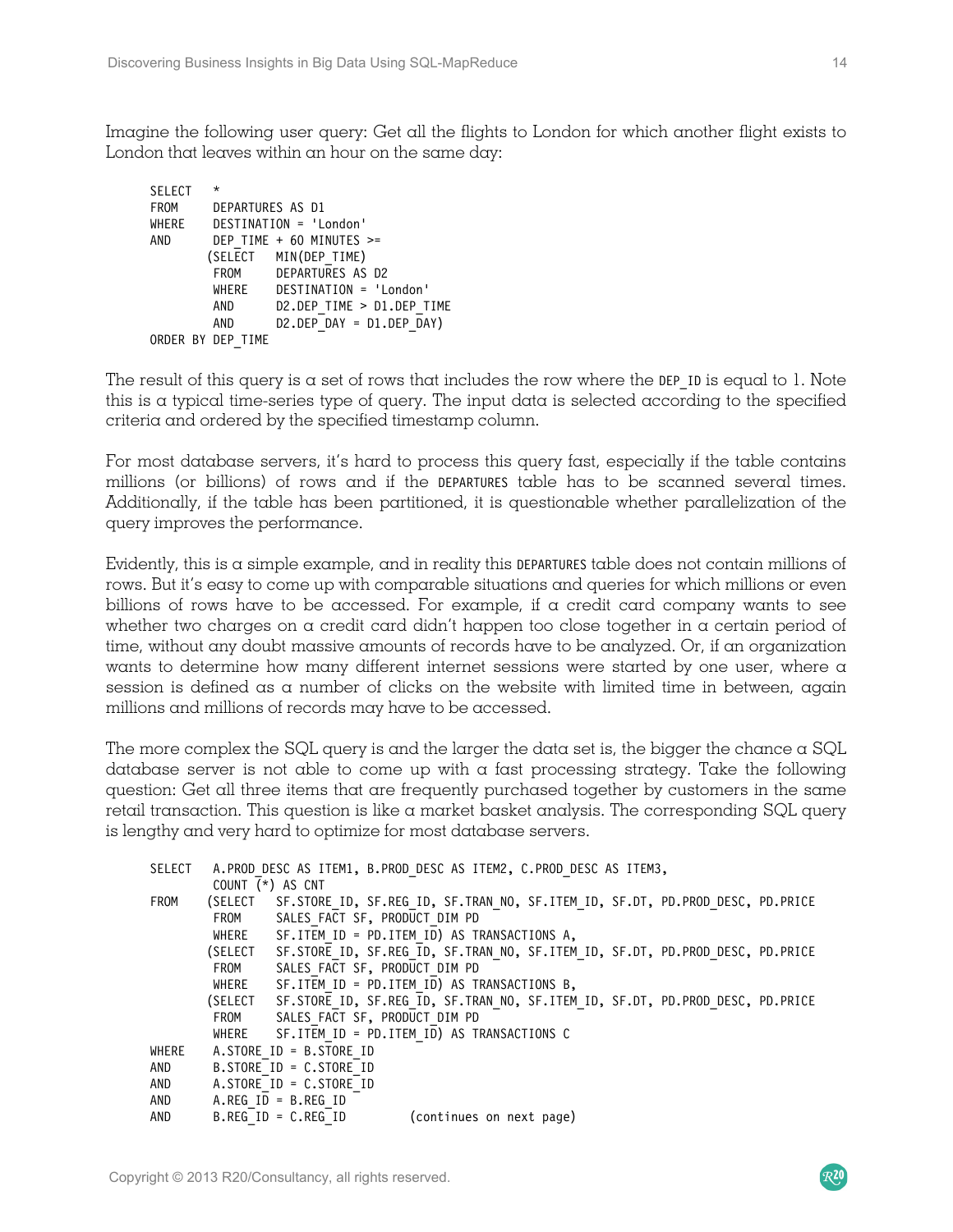Imagine the following user query: Get all the flights to London for which another flight exists to London that leaves within an hour on the same day:

```
SELECT   *
FROM     DEPARTURES AS D1
WHERE    DESTINATION = 'London'
AND      DEP_TIME + 60 MINUTES >=
        (SELECT   MIN(DEP_TIME)
         FROM     DEPARTURES AS D2
         WHERE    DESTINATION = 'London'
         AND      D2.DEP_TIME > D1.DEP_TIME
         AND      D2.DEP_DAY = D1.DEP_DAY)
ORDER BY DEP_TIME
```

The result of this query is a set of rows that includes the row where the DEP_ID is equal to 1. Note this is a typical time-series type of query. The input data is selected according to the specified criteria and ordered by the specified timestamp column.

For most database servers, it's hard to process this query fast, especially if the table contains millions (or billions) of rows and if the DEPARTURES table has to be scanned several times. Additionally, if the table has been partitioned, it is questionable whether parallelization of the query improves the performance.

Evidently, this is a simple example, and in reality this DEPARTURES table does not contain millions of rows. But it's easy to come up with comparable situations and queries for which millions or even billions of rows have to be accessed. For example, if a credit card company wants to see whether two charges on a credit card didn't happen too close together in a certain period of time, without any doubt massive amounts of records have to be analyzed. Or, if an organization wants to determine how many different internet sessions were started by one user, where a session is defined as a number of clicks on the website with limited time in between, again millions and millions of records may have to be accessed.

The more complex the SQL query is and the larger the data set is, the bigger the chance a SQL database server is not able to come up with a fast processing strategy. Take the following question: Get all three items that are frequently purchased together by customers in the same retail transaction. This question is like a market basket analysis. The corresponding SQL query is lengthy and very hard to optimize for most database servers.

```
SELECT   A.PROD_DESC AS ITEM1, B.PROD_DESC AS ITEM2, C.PROD_DESC AS ITEM3,
         COUNT (*) AS CNT
FROM    (SELECT   SF.STORE_ID, SF.REG_ID, SF.TRAN_NO, SF.ITEM_ID, SF.DT, PD.PROD_DESC, PD.PRICE
         FROM     SALES_FACT SF, PRODUCT_DIM PD
         WHERE    SF.ITEM_ID = PD.ITEM_ID) AS TRANSACTIONS A,
        (SELECT   SF.STORE_ID, SF.REG_ID, SF.TRAN_NO, SF.ITEM_ID, SF.DT, PD.PROD_DESC, PD.PRICE
         FROM     SALES_FACT SF, PRODUCT_DIM PD
         WHERE    SF.ITEM_ID = PD.ITEM_ID) AS TRANSACTIONS B,
        (SELECT   SF.STORE_ID, SF.REG_ID, SF.TRAN_NO, SF.ITEM_ID, SF.DT, PD.PROD_DESC, PD.PRICE
         FROM     SALES_FACT SF, PRODUCT_DIM PD
         WHERE    SF.ITEM_ID = PD.ITEM_ID) AS TRANSACTIONS C
WHERE    A.STORE_ID = B.STORE_ID
AND      B.STORE_ID = C.STORE_ID
AND      A.STORE_ID = C.STORE_ID
AND      A.REG_ID = B.REG_ID
AND      B.REG_ID = C.REG_ID          (continues on next page)
```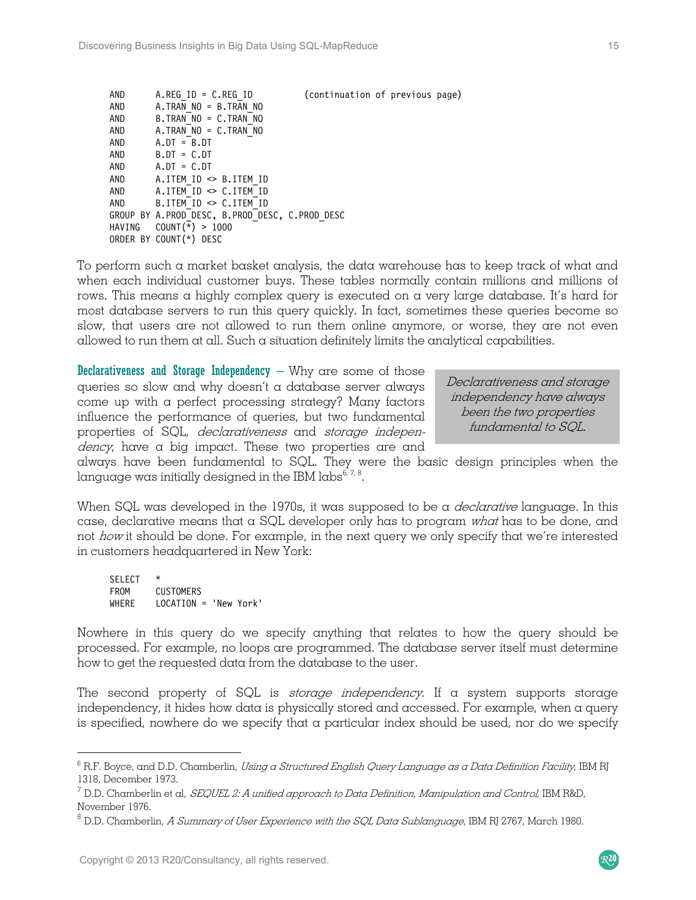```
AND      A.REG_ID = C.REG_ID          (continuation of previous page)
AND      A.TRAN_NO = B.TRAN_NO
AND      B.TRAN_NO = C.TRAN_NO
AND      A.TRAN_NO = C.TRAN_NO
AND      A.DT = B.DT
AND      B.DT = C.DT
AND      A.DT = C.DT
AND      A.ITEM_ID <> B.ITEM_ID
AND      A.ITEM_ID <> C.ITEM_ID
AND      B.ITEM_ID <> C.ITEM_ID
GROUP BY A.PROD_DESC, B.PROD_DESC, C.PROD_DESC
HAVING   COUNT(*) > 1000
ORDER BY COUNT(*) DESC
```

To perform such a market basket analysis, the data warehouse has to keep track of what and when each individual customer buys. These tables normally contain millions and millions of rows. This means a highly complex query is executed on a very large database. It's hard for most database servers to run this query quickly. In fact, sometimes these queries become so slow, that users are not allowed to run them online anymore, or worse, they are not even allowed to run them at all. Such a situation definitely limits the analytical capabilities.

*Declarativeness and storage independency have always been the two properties fundamental to SQL.*

**Declarativeness and Storage Independency** – Why are some of those queries so slow and why doesn't a database server always come up with a perfect processing strategy? Many factors influence the performance of queries, but two fundamental properties of SQL, *declarativeness* and *storage independency*, have a big impact. These two properties are and always have been fundamental to SQL. They were the basic design principles when the language was initially designed in the IBM labs[6, 7, 8].

When SQL was developed in the 1970s, it was supposed to be a *declarative* language. In this case, declarative means that a SQL developer only has to program *what* has to be done, and not *how* it should be done. For example, in the next query we only specify that we're interested in customers headquartered in New York:

```
SELECT   *
FROM     CUSTOMERS
WHERE    LOCATION = 'New York'
```

Nowhere in this query do we specify anything that relates to how the query should be processed. For example, no loops are programmed. The database server itself must determine how to get the requested data from the database to the user.

The second property of SQL is *storage independency*. If a system supports storage independency, it hides how data is physically stored and accessed. For example, when a query is specified, nowhere do we specify that a particular index should be used, nor do we specify

---

[6] R.F. Boyce, and D.D. Chamberlin, *Using a Structured English Query Language as a Data Definition Facility*, IBM RJ 1318, December 1973.

[7] D.D. Chamberlin et al, *SEQUEL 2: A unified approach to Data Definition, Manipulation and Control*, IBM R&D, November 1976.

[8] D.D. Chamberlin, *A Summary of User Experience with the SQL Data Sublanguage*, IBM RJ 2767, March 1980.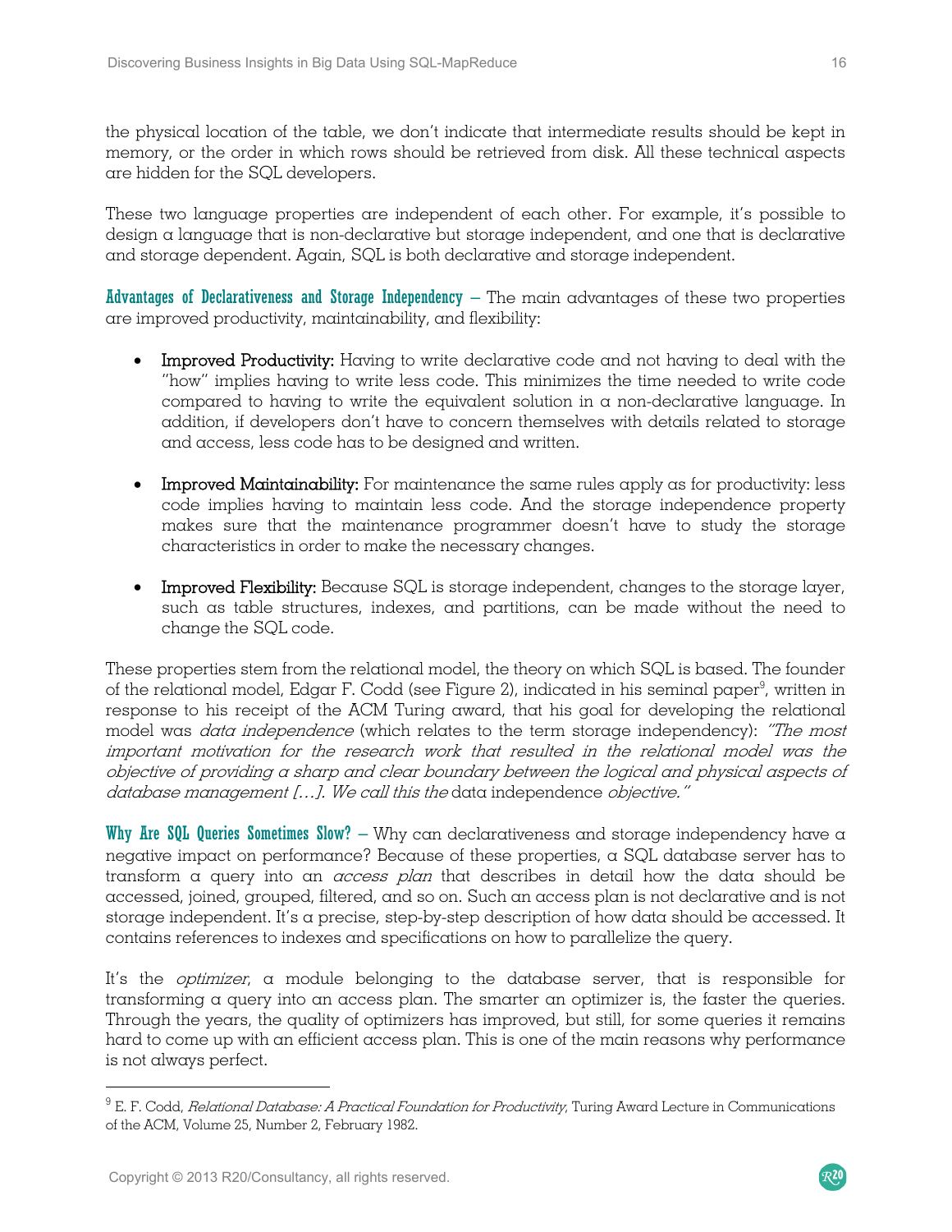the physical location of the table, we don't indicate that intermediate results should be kept in memory, or the order in which rows should be retrieved from disk. All these technical aspects are hidden for the SQL developers.

These two language properties are independent of each other. For example, it's possible to design a language that is non-declarative but storage independent, and one that is declarative and storage dependent. Again, SQL is both declarative and storage independent.

**Advantages of Declarativeness and Storage Independency** – The main advantages of these two properties are improved productivity, maintainability, and flexibility:

- **Improved Productivity:** Having to write declarative code and not having to deal with the "how" implies having to write less code. This minimizes the time needed to write code compared to having to write the equivalent solution in a non-declarative language. In addition, if developers don't have to concern themselves with details related to storage and access, less code has to be designed and written.

- **Improved Maintainability:** For maintenance the same rules apply as for productivity: less code implies having to maintain less code. And the storage independence property makes sure that the maintenance programmer doesn't have to study the storage characteristics in order to make the necessary changes.

- **Improved Flexibility:** Because SQL is storage independent, changes to the storage layer, such as table structures, indexes, and partitions, can be made without the need to change the SQL code.

These properties stem from the relational model, the theory on which SQL is based. The founder of the relational model, Edgar F. Codd (see Figure 2), indicated in his seminal paper[9], written in response to his receipt of the ACM Turing award, that his goal for developing the relational model was *data independence* (which relates to the term storage independency): *"The most important motivation for the research work that resulted in the relational model was the objective of providing a sharp and clear boundary between the logical and physical aspects of database management […]. We call this the* data independence *objective."*

**Why Are SQL Queries Sometimes Slow?** – Why can declarativeness and storage independency have a negative impact on performance? Because of these properties, a SQL database server has to transform a query into an *access plan* that describes in detail how the data should be accessed, joined, grouped, filtered, and so on. Such an access plan is not declarative and is not storage independent. It's a precise, step-by-step description of how data should be accessed. It contains references to indexes and specifications on how to parallelize the query.

It's the *optimizer*, a module belonging to the database server, that is responsible for transforming a query into an access plan. The smarter an optimizer is, the faster the queries. Through the years, the quality of optimizers has improved, but still, for some queries it remains hard to come up with an efficient access plan. This is one of the main reasons why performance is not always perfect.

---

[9] E. F. Codd, *Relational Database: A Practical Foundation for Productivity*, Turing Award Lecture in Communications of the ACM, Volume 25, Number 2, February 1982.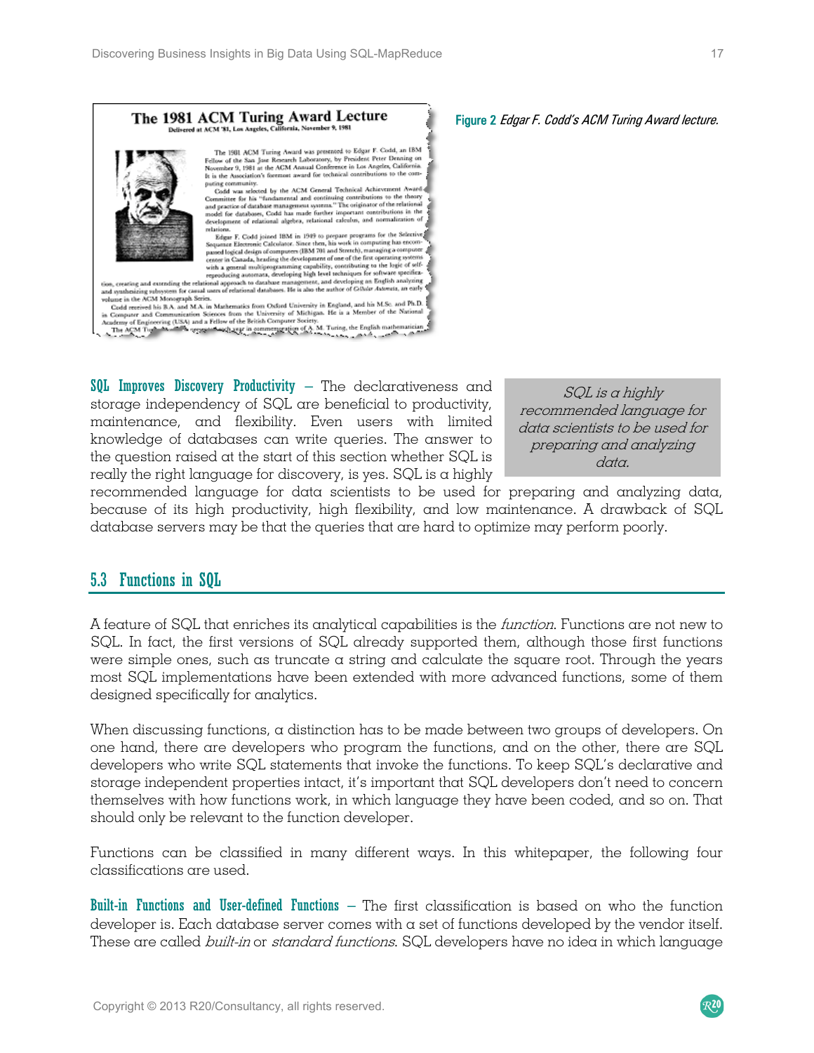Figure 2 *Edgar F. Codd's ACM Turing Award lecture.*

**SQL Improves Discovery Productivity** – The declarativeness and storage independency of SQL are beneficial to productivity, maintenance, and flexibility. Even users with limited knowledge of databases can write queries. The answer to the question raised at the start of this section whether SQL is really the right language for discovery, is yes. SQL is a highly recommended language for data scientists to be used for preparing and analyzing data, because of its high productivity, high flexibility, and low maintenance. A drawback of SQL database servers may be that the queries that are hard to optimize may perform poorly.

*SQL is a highly recommended language for data scientists to be used for preparing and analyzing data.*

## 5.3 Functions in SQL

A feature of SQL that enriches its analytical capabilities is the *function*. Functions are not new to SQL. In fact, the first versions of SQL already supported them, although those first functions were simple ones, such as truncate a string and calculate the square root. Through the years most SQL implementations have been extended with more advanced functions, some of them designed specifically for analytics.

When discussing functions, a distinction has to be made between two groups of developers. On one hand, there are developers who program the functions, and on the other, there are SQL developers who write SQL statements that invoke the functions. To keep SQL's declarative and storage independent properties intact, it's important that SQL developers don't need to concern themselves with how functions work, in which language they have been coded, and so on. That should only be relevant to the function developer.

Functions can be classified in many different ways. In this whitepaper, the following four classifications are used.

**Built-in Functions and User-defined Functions** – The first classification is based on who the function developer is. Each database server comes with a set of functions developed by the vendor itself. These are called *built-in* or *standard functions*. SQL developers have no idea in which language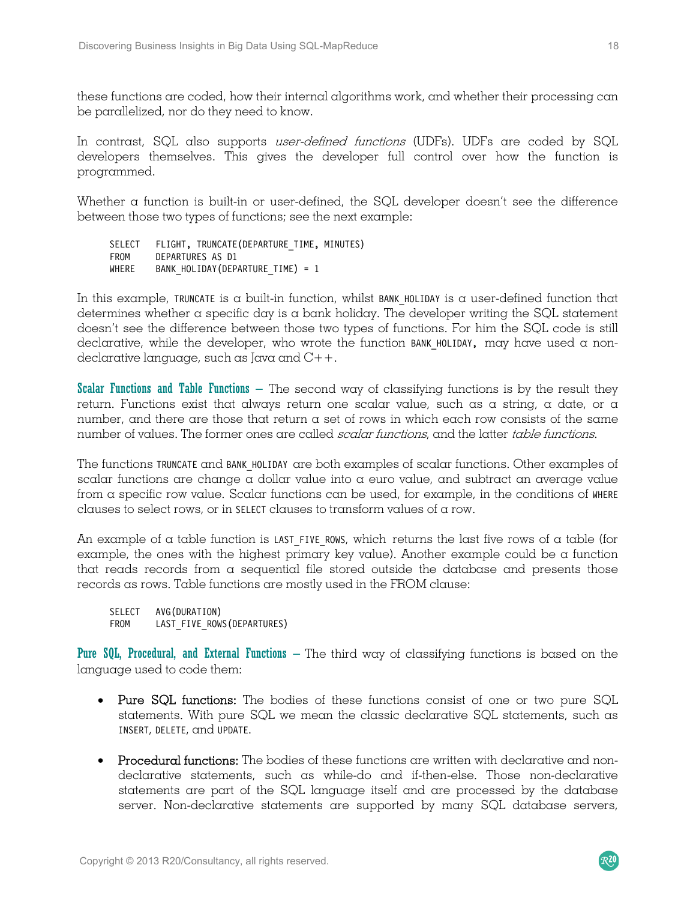these functions are coded, how their internal algorithms work, and whether their processing can be parallelized, nor do they need to know.

In contrast, SQL also supports *user-defined functions* (UDFs). UDFs are coded by SQL developers themselves. This gives the developer full control over how the function is programmed.

Whether a function is built-in or user-defined, the SQL developer doesn't see the difference between those two types of functions; see the next example:

```
SELECT   FLIGHT, TRUNCATE(DEPARTURE_TIME, MINUTES)
FROM     DEPARTURES AS D1
WHERE    BANK_HOLIDAY(DEPARTURE_TIME) = 1
```

In this example, TRUNCATE is a built-in function, whilst BANK_HOLIDAY is a user-defined function that determines whether a specific day is a bank holiday. The developer writing the SQL statement doesn't see the difference between those two types of functions. For him the SQL code is still declarative, while the developer, who wrote the function BANK_HOLIDAY, may have used a non-declarative language, such as Java and C++.

**Scalar Functions and Table Functions** – The second way of classifying functions is by the result they return. Functions exist that always return one scalar value, such as a string, a date, or a number, and there are those that return a set of rows in which each row consists of the same number of values. The former ones are called *scalar functions*, and the latter *table functions*.

The functions TRUNCATE and BANK_HOLIDAY are both examples of scalar functions. Other examples of scalar functions are change a dollar value into a euro value, and subtract an average value from a specific row value. Scalar functions can be used, for example, in the conditions of WHERE clauses to select rows, or in SELECT clauses to transform values of a row.

An example of a table function is LAST_FIVE_ROWS, which returns the last five rows of a table (for example, the ones with the highest primary key value). Another example could be a function that reads records from a sequential file stored outside the database and presents those records as rows. Table functions are mostly used in the FROM clause:

```
SELECT   AVG(DURATION)
FROM     LAST_FIVE_ROWS(DEPARTURES)
```

**Pure SQL, Procedural, and External Functions** – The third way of classifying functions is based on the language used to code them:

- **Pure SQL functions:** The bodies of these functions consist of one or two pure SQL statements. With pure SQL we mean the classic declarative SQL statements, such as INSERT, DELETE, and UPDATE.

- **Procedural functions:** The bodies of these functions are written with declarative and non-declarative statements, such as while-do and if-then-else. Those non-declarative statements are part of the SQL language itself and are processed by the database server. Non-declarative statements are supported by many SQL database servers,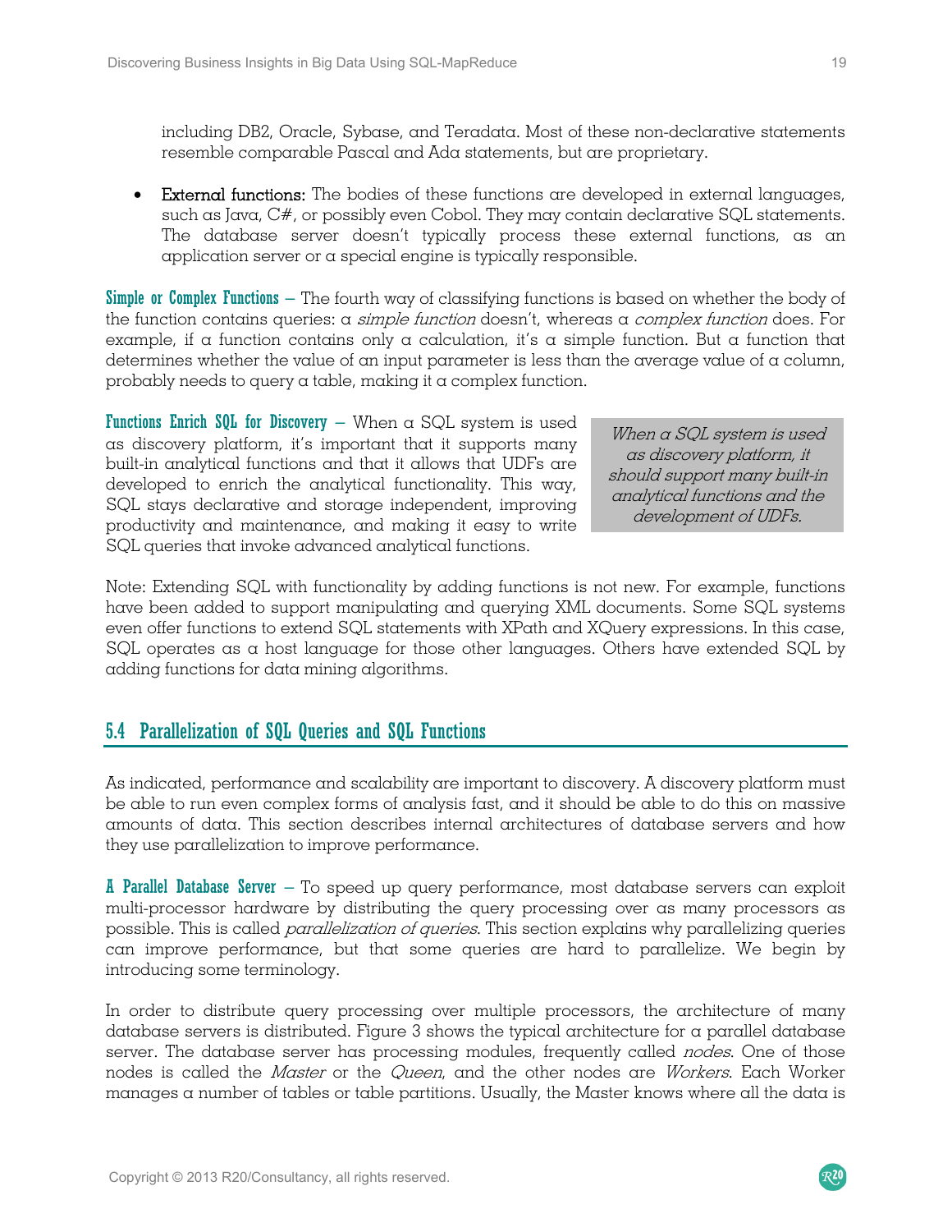including DB2, Oracle, Sybase, and Teradata. Most of these non-declarative statements resemble comparable Pascal and Ada statements, but are proprietary.

- **External functions:** The bodies of these functions are developed in external languages, such as Java, C#, or possibly even Cobol. They may contain declarative SQL statements. The database server doesn't typically process these external functions, as an application server or a special engine is typically responsible.

**Simple or Complex Functions** – The fourth way of classifying functions is based on whether the body of the function contains queries: a *simple function* doesn't, whereas a *complex function* does. For example, if a function contains only a calculation, it's a simple function. But a function that determines whether the value of an input parameter is less than the average value of a column, probably needs to query a table, making it a complex function.

**Functions Enrich SQL for Discovery** – When a SQL system is used as discovery platform, it's important that it supports many built-in analytical functions and that it allows that UDFs are developed to enrich the analytical functionality. This way, SQL stays declarative and storage independent, improving productivity and maintenance, and making it easy to write SQL queries that invoke advanced analytical functions.

> *When a SQL system is used as discovery platform, it should support many built-in analytical functions and the development of UDFs.*

Note: Extending SQL with functionality by adding functions is not new. For example, functions have been added to support manipulating and querying XML documents. Some SQL systems even offer functions to extend SQL statements with XPath and XQuery expressions. In this case, SQL operates as a host language for those other languages. Others have extended SQL by adding functions for data mining algorithms.

## 5.4 Parallelization of SQL Queries and SQL Functions

As indicated, performance and scalability are important to discovery. A discovery platform must be able to run even complex forms of analysis fast, and it should be able to do this on massive amounts of data. This section describes internal architectures of database servers and how they use parallelization to improve performance.

**A Parallel Database Server** – To speed up query performance, most database servers can exploit multi-processor hardware by distributing the query processing over as many processors as possible. This is called *parallelization of queries*. This section explains why parallelizing queries can improve performance, but that some queries are hard to parallelize. We begin by introducing some terminology.

In order to distribute query processing over multiple processors, the architecture of many database servers is distributed. Figure 3 shows the typical architecture for a parallel database server. The database server has processing modules, frequently called *nodes*. One of those nodes is called the *Master* or the *Queen*, and the other nodes are *Workers*. Each Worker manages a number of tables or table partitions. Usually, the Master knows where all the data is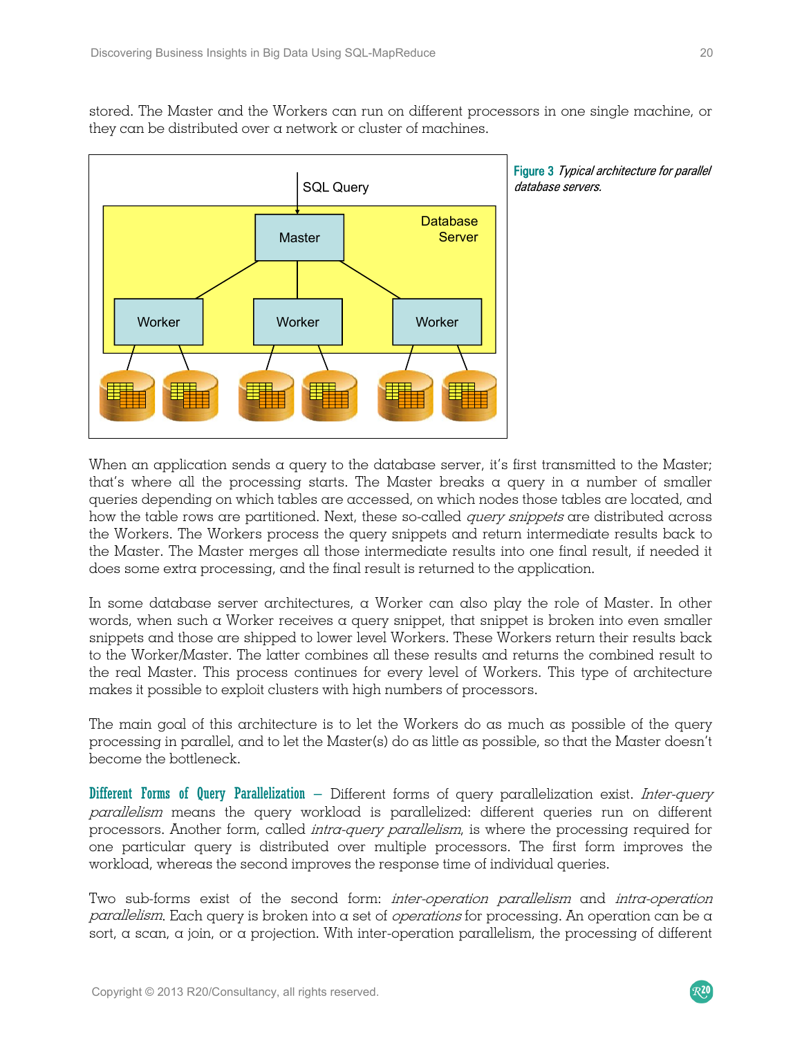stored. The Master and the Workers can run on different processors in one single machine, or they can be distributed over a network or cluster of machines.

**Figure 3** *Typical architecture for parallel database servers.*

When an application sends a query to the database server, it's first transmitted to the Master; that's where all the processing starts. The Master breaks a query in a number of smaller queries depending on which tables are accessed, on which nodes those tables are located, and how the table rows are partitioned. Next, these so-called *query snippets* are distributed across the Workers. The Workers process the query snippets and return intermediate results back to the Master. The Master merges all those intermediate results into one final result, if needed it does some extra processing, and the final result is returned to the application.

In some database server architectures, a Worker can also play the role of Master. In other words, when such a Worker receives a query snippet, that snippet is broken into even smaller snippets and those are shipped to lower level Workers. These Workers return their results back to the Worker/Master. The latter combines all these results and returns the combined result to the real Master. This process continues for every level of Workers. This type of architecture makes it possible to exploit clusters with high numbers of processors.

The main goal of this architecture is to let the Workers do as much as possible of the query processing in parallel, and to let the Master(s) do as little as possible, so that the Master doesn't become the bottleneck.

**Different Forms of Query Parallelization** – Different forms of query parallelization exist. *Inter-query parallelism* means the query workload is parallelized: different queries run on different processors. Another form, called *intra-query parallelism*, is where the processing required for one particular query is distributed over multiple processors. The first form improves the workload, whereas the second improves the response time of individual queries.

Two sub-forms exist of the second form: *inter-operation parallelism* and *intra-operation parallelism*. Each query is broken into a set of *operations* for processing. An operation can be a sort, a scan, a join, or a projection. With inter-operation parallelism, the processing of different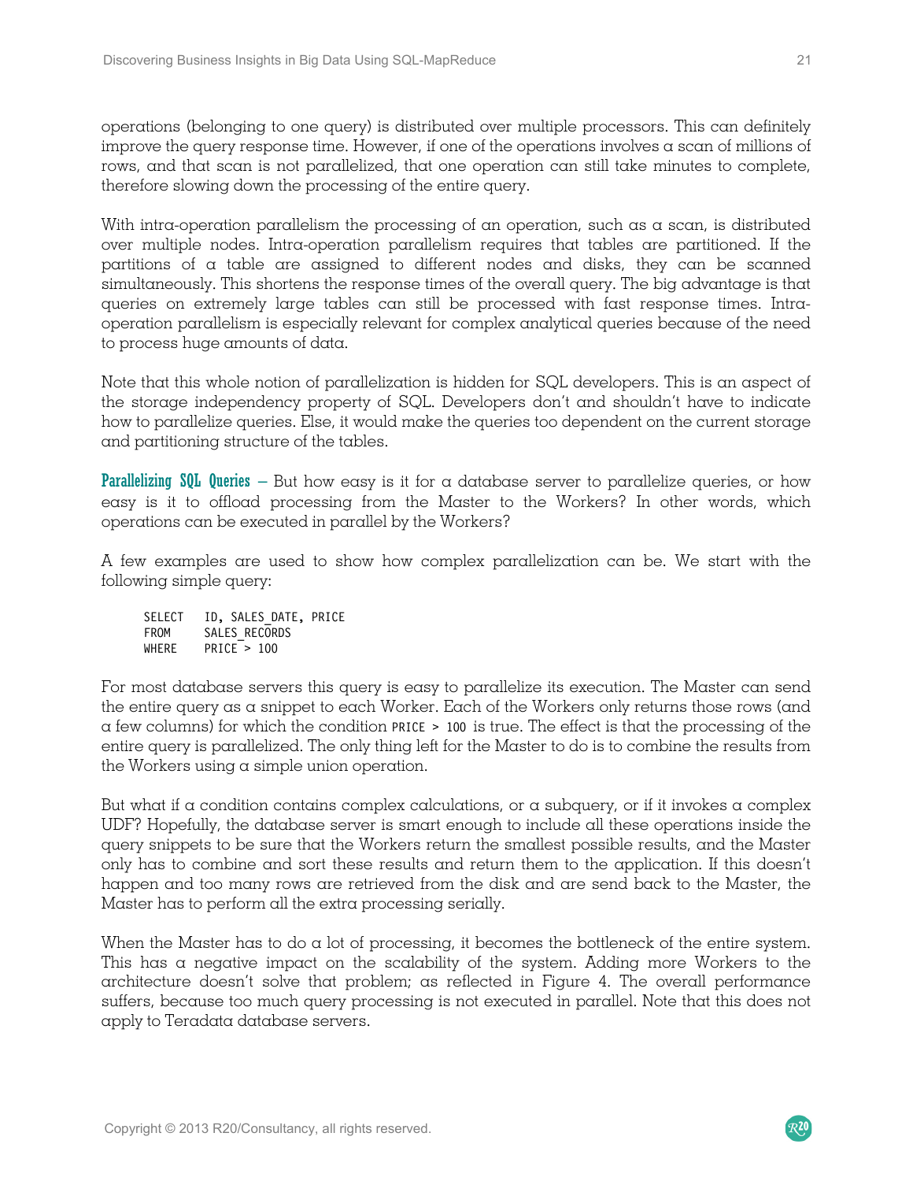operations (belonging to one query) is distributed over multiple processors. This can definitely improve the query response time. However, if one of the operations involves a scan of millions of rows, and that scan is not parallelized, that one operation can still take minutes to complete, therefore slowing down the processing of the entire query.

With intra-operation parallelism the processing of an operation, such as a scan, is distributed over multiple nodes. Intra-operation parallelism requires that tables are partitioned. If the partitions of a table are assigned to different nodes and disks, they can be scanned simultaneously. This shortens the response times of the overall query. The big advantage is that queries on extremely large tables can still be processed with fast response times. Intra-operation parallelism is especially relevant for complex analytical queries because of the need to process huge amounts of data.

Note that this whole notion of parallelization is hidden for SQL developers. This is an aspect of the storage independency property of SQL. Developers don't and shouldn't have to indicate how to parallelize queries. Else, it would make the queries too dependent on the current storage and partitioning structure of the tables.

**Parallelizing SQL Queries** – But how easy is it for a database server to parallelize queries, or how easy is it to offload processing from the Master to the Workers? In other words, which operations can be executed in parallel by the Workers?

A few examples are used to show how complex parallelization can be. We start with the following simple query:

```
SELECT   ID, SALES_DATE, PRICE
FROM     SALES_RECORDS
WHERE    PRICE > 100
```

For most database servers this query is easy to parallelize its execution. The Master can send the entire query as a snippet to each Worker. Each of the Workers only returns those rows (and a few columns) for which the condition `PRICE > 100` is true. The effect is that the processing of the entire query is parallelized. The only thing left for the Master to do is to combine the results from the Workers using a simple union operation.

But what if a condition contains complex calculations, or a subquery, or if it invokes a complex UDF? Hopefully, the database server is smart enough to include all these operations inside the query snippets to be sure that the Workers return the smallest possible results, and the Master only has to combine and sort these results and return them to the application. If this doesn't happen and too many rows are retrieved from the disk and are send back to the Master, the Master has to perform all the extra processing serially.

When the Master has to do a lot of processing, it becomes the bottleneck of the entire system. This has a negative impact on the scalability of the system. Adding more Workers to the architecture doesn't solve that problem; as reflected in Figure 4. The overall performance suffers, because too much query processing is not executed in parallel. Note that this does not apply to Teradata database servers.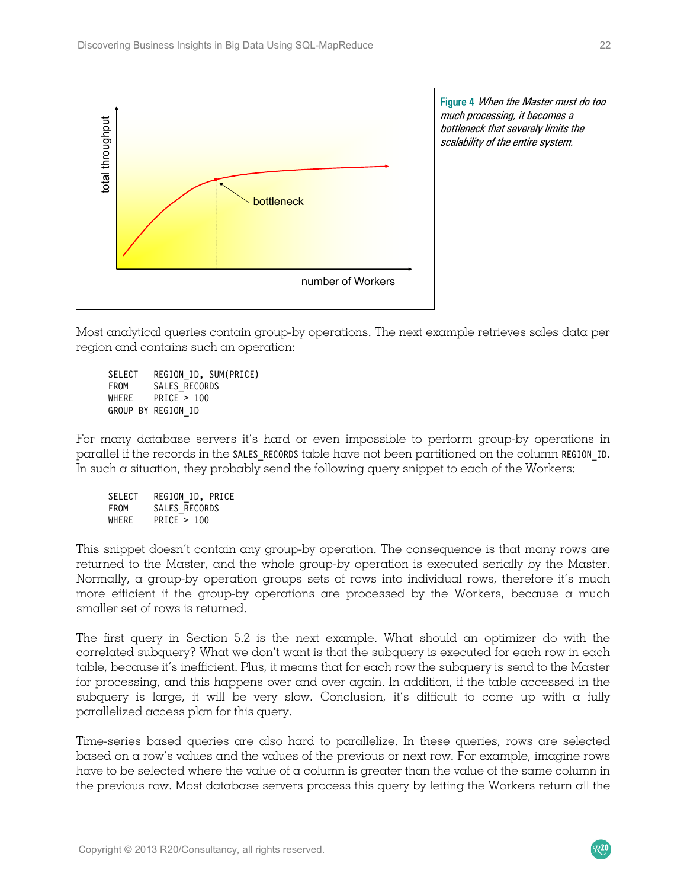Figure 4 *When the Master must do too much processing, it becomes a bottleneck that severely limits the scalability of the entire system.*

Most analytical queries contain group-by operations. The next example retrieves sales data per region and contains such an operation:

```
SELECT   REGION_ID, SUM(PRICE)
FROM     SALES_RECORDS
WHERE    PRICE > 100
GROUP BY REGION_ID
```

For many database servers it's hard or even impossible to perform group-by operations in parallel if the records in the SALES_RECORDS table have not been partitioned on the column REGION_ID. In such a situation, they probably send the following query snippet to each of the Workers:

```
SELECT   REGION_ID, PRICE
FROM     SALES_RECORDS
WHERE    PRICE > 100
```

This snippet doesn't contain any group-by operation. The consequence is that many rows are returned to the Master, and the whole group-by operation is executed serially by the Master. Normally, a group-by operation groups sets of rows into individual rows, therefore it's much more efficient if the group-by operations are processed by the Workers, because a much smaller set of rows is returned.

The first query in Section 5.2 is the next example. What should an optimizer do with the correlated subquery? What we don't want is that the subquery is executed for each row in each table, because it's inefficient. Plus, it means that for each row the subquery is send to the Master for processing, and this happens over and over again. In addition, if the table accessed in the subquery is large, it will be very slow. Conclusion, it's difficult to come up with a fully parallelized access plan for this query.

Time-series based queries are also hard to parallelize. In these queries, rows are selected based on a row's values and the values of the previous or next row. For example, imagine rows have to be selected where the value of a column is greater than the value of the same column in the previous row. Most database servers process this query by letting the Workers return all the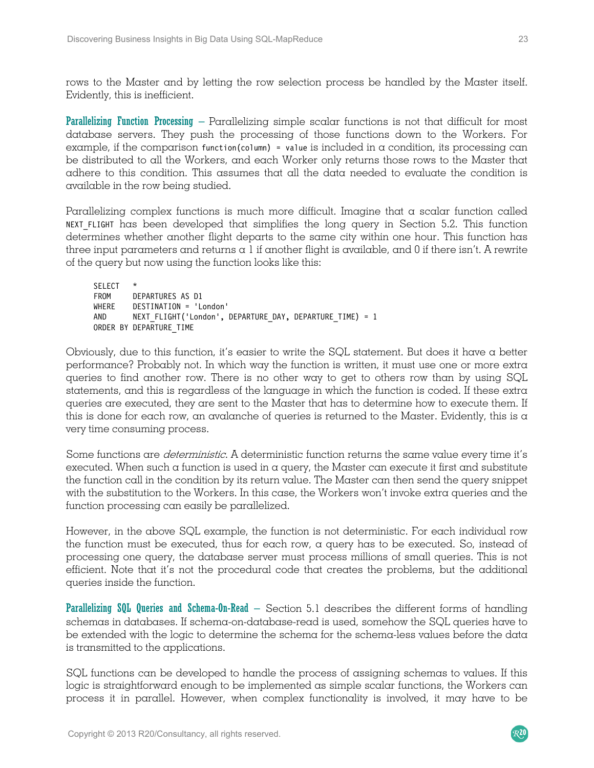rows to the Master and by letting the row selection process be handled by the Master itself. Evidently, this is inefficient.

**Parallelizing Function Processing** – Parallelizing simple scalar functions is not that difficult for most database servers. They push the processing of those functions down to the Workers. For example, if the comparison `function(column) = value` is included in a condition, its processing can be distributed to all the Workers, and each Worker only returns those rows to the Master that adhere to this condition. This assumes that all the data needed to evaluate the condition is available in the row being studied.

Parallelizing complex functions is much more difficult. Imagine that a scalar function called `NEXT_FLIGHT` has been developed that simplifies the long query in Section 5.2. This function determines whether another flight departs to the same city within one hour. This function has three input parameters and returns a 1 if another flight is available, and 0 if there isn't. A rewrite of the query but now using the function looks like this:

```
SELECT   *
FROM     DEPARTURES AS D1
WHERE    DESTINATION = 'London'
AND      NEXT_FLIGHT('London', DEPARTURE_DAY, DEPARTURE_TIME) = 1
ORDER BY DEPARTURE_TIME
```

Obviously, due to this function, it's easier to write the SQL statement. But does it have a better performance? Probably not. In which way the function is written, it must use one or more extra queries to find another row. There is no other way to get to others row than by using SQL statements, and this is regardless of the language in which the function is coded. If these extra queries are executed, they are sent to the Master that has to determine how to execute them. If this is done for each row, an avalanche of queries is returned to the Master. Evidently, this is a very time consuming process.

Some functions are *deterministic*. A deterministic function returns the same value every time it's executed. When such a function is used in a query, the Master can execute it first and substitute the function call in the condition by its return value. The Master can then send the query snippet with the substitution to the Workers. In this case, the Workers won't invoke extra queries and the function processing can easily be parallelized.

However, in the above SQL example, the function is not deterministic. For each individual row the function must be executed, thus for each row, a query has to be executed. So, instead of processing one query, the database server must process millions of small queries. This is not efficient. Note that it's not the procedural code that creates the problems, but the additional queries inside the function.

**Parallelizing SQL Queries and Schema-On-Read** – Section 5.1 describes the different forms of handling schemas in databases. If schema-on-database-read is used, somehow the SQL queries have to be extended with the logic to determine the schema for the schema-less values before the data is transmitted to the applications.

SQL functions can be developed to handle the process of assigning schemas to values. If this logic is straightforward enough to be implemented as simple scalar functions, the Workers can process it in parallel. However, when complex functionality is involved, it may have to be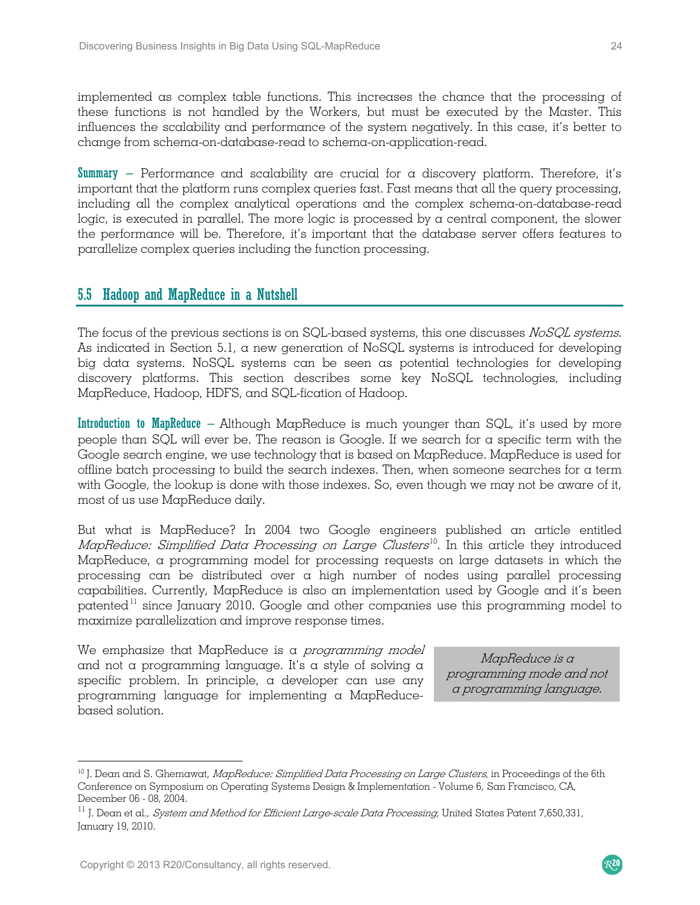implemented as complex table functions. This increases the chance that the processing of these functions is not handled by the Workers, but must be executed by the Master. This influences the scalability and performance of the system negatively. In this case, it's better to change from schema-on-database-read to schema-on-application-read.

**Summary** – Performance and scalability are crucial for a discovery platform. Therefore, it's important that the platform runs complex queries fast. Fast means that all the query processing, including all the complex analytical operations and the complex schema-on-database-read logic, is executed in parallel. The more logic is processed by a central component, the slower the performance will be. Therefore, it's important that the database server offers features to parallelize complex queries including the function processing.

## 5.5 Hadoop and MapReduce in a Nutshell

The focus of the previous sections is on SQL-based systems, this one discusses *NoSQL systems*. As indicated in Section 5.1, a new generation of NoSQL systems is introduced for developing big data systems. NoSQL systems can be seen as potential technologies for developing discovery platforms. This section describes some key NoSQL technologies, including MapReduce, Hadoop, HDFS, and SQL-fication of Hadoop.

**Introduction to MapReduce** – Although MapReduce is much younger than SQL, it's used by more people than SQL will ever be. The reason is Google. If we search for a specific term with the Google search engine, we use technology that is based on MapReduce. MapReduce is used for offline batch processing to build the search indexes. Then, when someone searches for a term with Google, the lookup is done with those indexes. So, even though we may not be aware of it, most of us use MapReduce daily.

But what is MapReduce? In 2004 two Google engineers published an article entitled *MapReduce: Simplified Data Processing on Large Clusters*[10]. In this article they introduced MapReduce, a programming model for processing requests on large datasets in which the processing can be distributed over a high number of nodes using parallel processing capabilities. Currently, MapReduce is also an implementation used by Google and it's been patented[11] since January 2010. Google and other companies use this programming model to maximize parallelization and improve response times.

We emphasize that MapReduce is a *programming model* and not a programming language. It's a style of solving a specific problem. In principle, a developer can use any programming language for implementing a MapReduce-based solution.

> *MapReduce is a programming mode and not a programming language.*

---

[10] J. Dean and S. Ghemawat, *MapReduce: Simplified Data Processing on Large Clusters*, in Proceedings of the 6th Conference on Symposium on Operating Systems Design & Implementation - Volume 6, San Francisco, CA, December 06 - 08, 2004.

[11] J. Dean et al., *System and Method for Efficient Large-scale Data Processing,* United States Patent 7,650,331, January 19, 2010.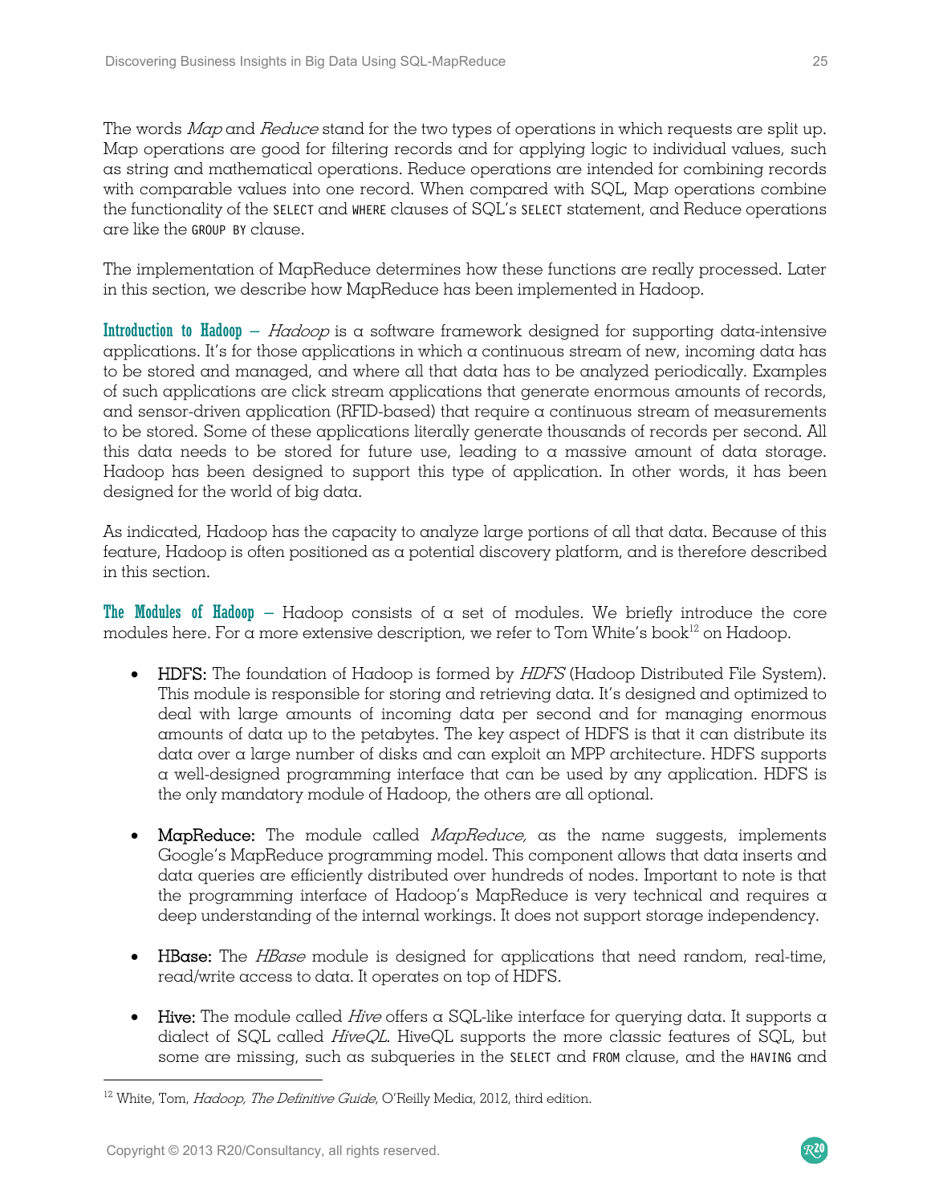The words *Map* and *Reduce* stand for the two types of operations in which requests are split up. Map operations are good for filtering records and for applying logic to individual values, such as string and mathematical operations. Reduce operations are intended for combining records with comparable values into one record. When compared with SQL, Map operations combine the functionality of the `SELECT` and `WHERE` clauses of SQL's `SELECT` statement, and Reduce operations are like the `GROUP BY` clause.

The implementation of MapReduce determines how these functions are really processed. Later in this section, we describe how MapReduce has been implemented in Hadoop.

**Introduction to Hadoop** – *Hadoop* is a software framework designed for supporting data-intensive applications. It's for those applications in which a continuous stream of new, incoming data has to be stored and managed, and where all that data has to be analyzed periodically. Examples of such applications are click stream applications that generate enormous amounts of records, and sensor-driven application (RFID-based) that require a continuous stream of measurements to be stored. Some of these applications literally generate thousands of records per second. All this data needs to be stored for future use, leading to a massive amount of data storage. Hadoop has been designed to support this type of application. In other words, it has been designed for the world of big data.

As indicated, Hadoop has the capacity to analyze large portions of all that data. Because of this feature, Hadoop is often positioned as a potential discovery platform, and is therefore described in this section.

**The Modules of Hadoop** – Hadoop consists of a set of modules. We briefly introduce the core modules here. For a more extensive description, we refer to Tom White's book[12] on Hadoop.

- **HDFS:** The foundation of Hadoop is formed by *HDFS* (Hadoop Distributed File System). This module is responsible for storing and retrieving data. It's designed and optimized to deal with large amounts of incoming data per second and for managing enormous amounts of data up to the petabytes. The key aspect of HDFS is that it can distribute its data over a large number of disks and can exploit an MPP architecture. HDFS supports a well-designed programming interface that can be used by any application. HDFS is the only mandatory module of Hadoop, the others are all optional.

- **MapReduce:** The module called *MapReduce,* as the name suggests, implements Google's MapReduce programming model. This component allows that data inserts and data queries are efficiently distributed over hundreds of nodes. Important to note is that the programming interface of Hadoop's MapReduce is very technical and requires a deep understanding of the internal workings. It does not support storage independency.

- **HBase:** The *HBase* module is designed for applications that need random, real-time, read/write access to data. It operates on top of HDFS.

- **Hive:** The module called *Hive* offers a SQL-like interface for querying data. It supports a dialect of SQL called *HiveQL*. HiveQL supports the more classic features of SQL, but some are missing, such as subqueries in the `SELECT` and `FROM` clause, and the `HAVING` and

---

[12] White, Tom, *Hadoop, The Definitive Guide*, O'Reilly Media, 2012, third edition.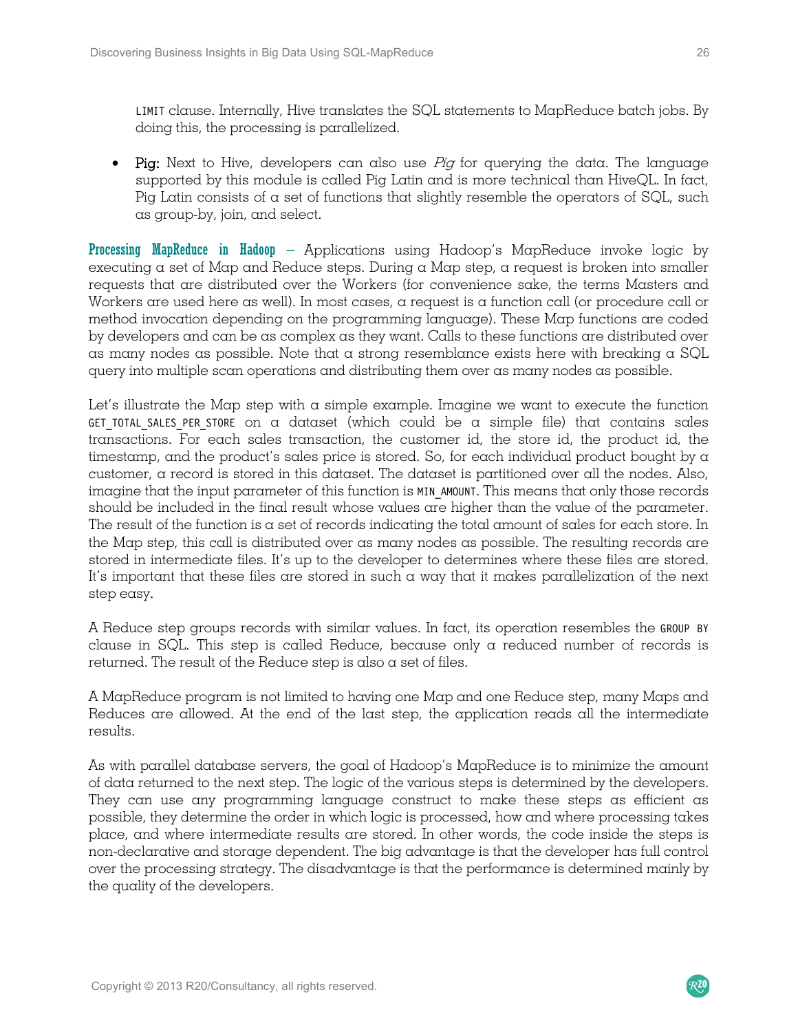LIMIT clause. Internally, Hive translates the SQL statements to MapReduce batch jobs. By doing this, the processing is parallelized.

- **Pig:** Next to Hive, developers can also use *Pig* for querying the data. The language supported by this module is called Pig Latin and is more technical than HiveQL. In fact, Pig Latin consists of a set of functions that slightly resemble the operators of SQL, such as group-by, join, and select.

**Processing MapReduce in Hadoop** – Applications using Hadoop's MapReduce invoke logic by executing a set of Map and Reduce steps. During a Map step, a request is broken into smaller requests that are distributed over the Workers (for convenience sake, the terms Masters and Workers are used here as well). In most cases, a request is a function call (or procedure call or method invocation depending on the programming language). These Map functions are coded by developers and can be as complex as they want. Calls to these functions are distributed over as many nodes as possible. Note that a strong resemblance exists here with breaking a SQL query into multiple scan operations and distributing them over as many nodes as possible.

Let's illustrate the Map step with a simple example. Imagine we want to execute the function GET_TOTAL_SALES_PER_STORE on a dataset (which could be a simple file) that contains sales transactions. For each sales transaction, the customer id, the store id, the product id, the timestamp, and the product's sales price is stored. So, for each individual product bought by a customer, a record is stored in this dataset. The dataset is partitioned over all the nodes. Also, imagine that the input parameter of this function is MIN_AMOUNT. This means that only those records should be included in the final result whose values are higher than the value of the parameter. The result of the function is a set of records indicating the total amount of sales for each store. In the Map step, this call is distributed over as many nodes as possible. The resulting records are stored in intermediate files. It's up to the developer to determines where these files are stored. It's important that these files are stored in such a way that it makes parallelization of the next step easy.

A Reduce step groups records with similar values. In fact, its operation resembles the GROUP BY clause in SQL. This step is called Reduce, because only a reduced number of records is returned. The result of the Reduce step is also a set of files.

A MapReduce program is not limited to having one Map and one Reduce step, many Maps and Reduces are allowed. At the end of the last step, the application reads all the intermediate results.

As with parallel database servers, the goal of Hadoop's MapReduce is to minimize the amount of data returned to the next step. The logic of the various steps is determined by the developers. They can use any programming language construct to make these steps as efficient as possible, they determine the order in which logic is processed, how and where processing takes place, and where intermediate results are stored. In other words, the code inside the steps is non-declarative and storage dependent. The big advantage is that the developer has full control over the processing strategy. The disadvantage is that the performance is determined mainly by the quality of the developers.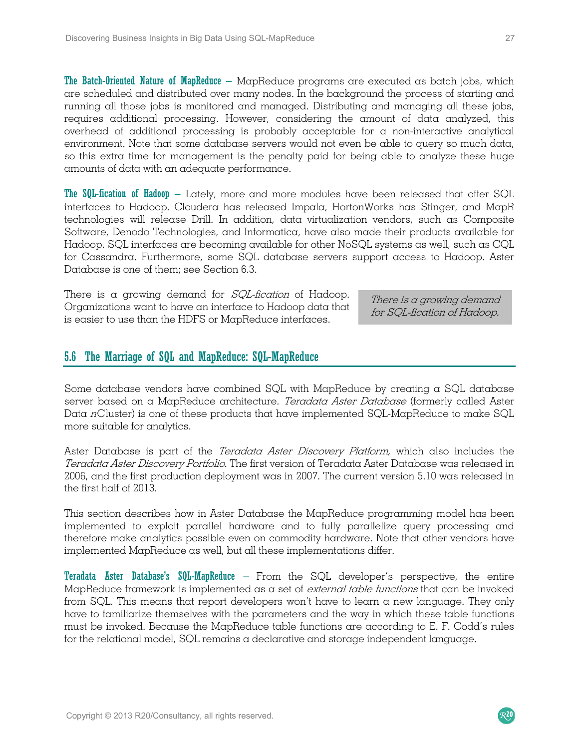**The Batch-Oriented Nature of MapReduce** – MapReduce programs are executed as batch jobs, which are scheduled and distributed over many nodes. In the background the process of starting and running all those jobs is monitored and managed. Distributing and managing all these jobs, requires additional processing. However, considering the amount of data analyzed, this overhead of additional processing is probably acceptable for a non-interactive analytical environment. Note that some database servers would not even be able to query so much data, so this extra time for management is the penalty paid for being able to analyze these huge amounts of data with an adequate performance.

**The SQL-fication of Hadoop** – Lately, more and more modules have been released that offer SQL interfaces to Hadoop. Cloudera has released Impala, HortonWorks has Stinger, and MapR technologies will release Drill. In addition, data virtualization vendors, such as Composite Software, Denodo Technologies, and Informatica, have also made their products available for Hadoop. SQL interfaces are becoming available for other NoSQL systems as well, such as CQL for Cassandra. Furthermore, some SQL database servers support access to Hadoop. Aster Database is one of them; see Section 6.3.

There is a growing demand for *SQL-fication* of Hadoop. Organizations want to have an interface to Hadoop data that is easier to use than the HDFS or MapReduce interfaces.

> *There is a growing demand for SQL-fication of Hadoop.*

## 5.6 The Marriage of SQL and MapReduce: SQL-MapReduce

Some database vendors have combined SQL with MapReduce by creating a SQL database server based on a MapReduce architecture. *Teradata Aster Database* (formerly called Aster Data *n*Cluster) is one of these products that have implemented SQL-MapReduce to make SQL more suitable for analytics.

Aster Database is part of the *Teradata Aster Discovery Platform,* which also includes the *Teradata Aster Discovery Portfolio*. The first version of Teradata Aster Database was released in 2006, and the first production deployment was in 2007. The current version 5.10 was released in the first half of 2013.

This section describes how in Aster Database the MapReduce programming model has been implemented to exploit parallel hardware and to fully parallelize query processing and therefore make analytics possible even on commodity hardware. Note that other vendors have implemented MapReduce as well, but all these implementations differ.

**Teradata Aster Database's SQL-MapReduce** – From the SQL developer's perspective, the entire MapReduce framework is implemented as a set of *external table functions* that can be invoked from SQL. This means that report developers won't have to learn a new language. They only have to familiarize themselves with the parameters and the way in which these table functions must be invoked. Because the MapReduce table functions are according to E. F. Codd's rules for the relational model, SQL remains a declarative and storage independent language.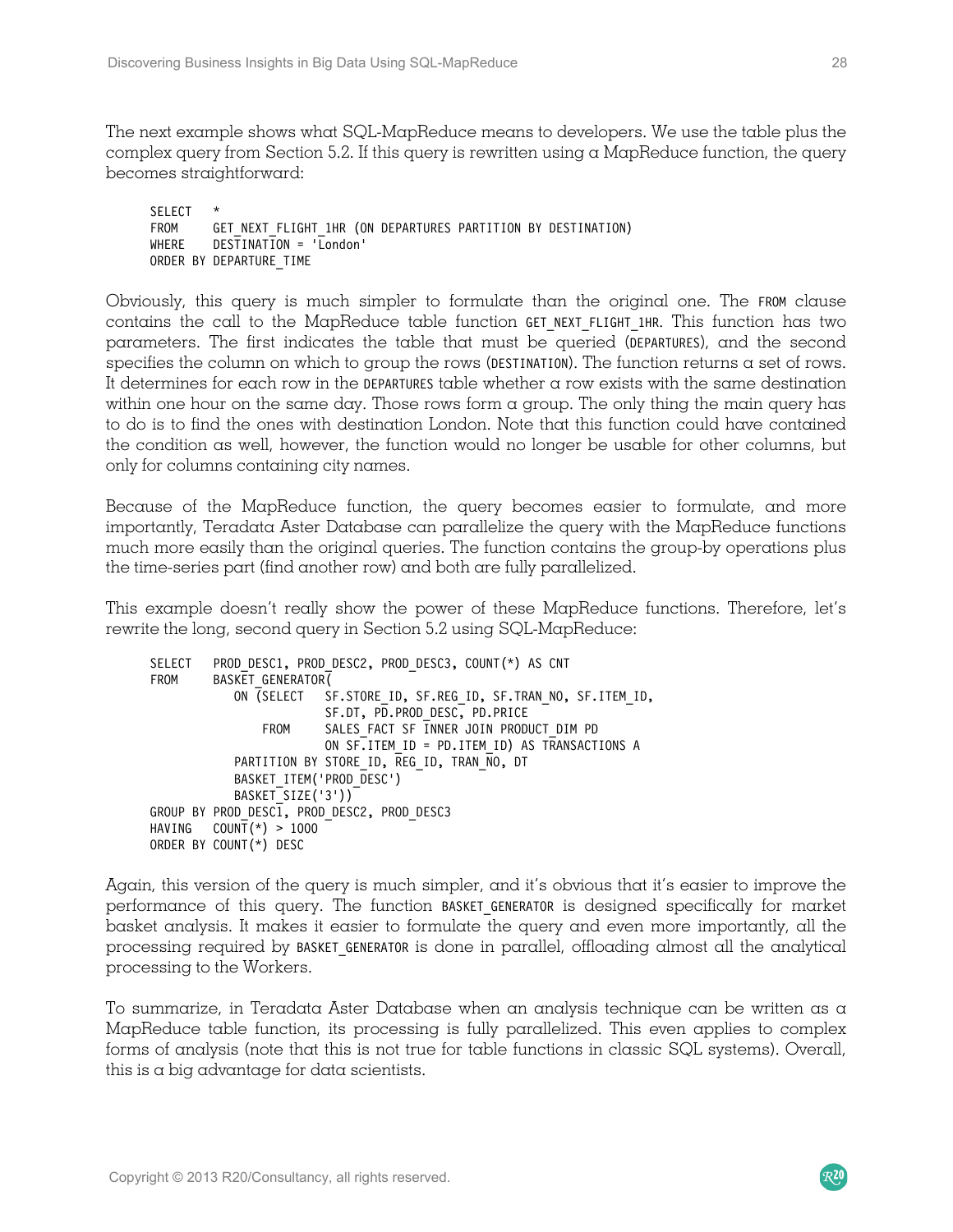The next example shows what SQL-MapReduce means to developers. We use the table plus the complex query from Section 5.2. If this query is rewritten using a MapReduce function, the query becomes straightforward:

```
SELECT   *
FROM     GET_NEXT_FLIGHT_1HR (ON DEPARTURES PARTITION BY DESTINATION)
WHERE    DESTINATION = 'London'
ORDER BY DEPARTURE_TIME
```

Obviously, this query is much simpler to formulate than the original one. The `FROM` clause contains the call to the MapReduce table function `GET_NEXT_FLIGHT_1HR`. This function has two parameters. The first indicates the table that must be queried (`DEPARTURES`), and the second specifies the column on which to group the rows (`DESTINATION`). The function returns a set of rows. It determines for each row in the `DEPARTURES` table whether a row exists with the same destination within one hour on the same day. Those rows form a group. The only thing the main query has to do is to find the ones with destination London. Note that this function could have contained the condition as well, however, the function would no longer be usable for other columns, but only for columns containing city names.

Because of the MapReduce function, the query becomes easier to formulate, and more importantly, Teradata Aster Database can parallelize the query with the MapReduce functions much more easily than the original queries. The function contains the group-by operations plus the time-series part (find another row) and both are fully parallelized.

This example doesn't really show the power of these MapReduce functions. Therefore, let's rewrite the long, second query in Section 5.2 using SQL-MapReduce:

```
SELECT   PROD_DESC1, PROD_DESC2, PROD_DESC3, COUNT(*) AS CNT
FROM     BASKET_GENERATOR(
            ON (SELECT    SF.STORE_ID, SF.REG_ID, SF.TRAN_NO, SF.ITEM_ID,
                          SF.DT, PD.PROD_DESC, PD.PRICE
                FROM      SALES_FACT SF INNER JOIN PRODUCT_DIM PD
                          ON SF.ITEM_ID = PD.ITEM_ID) AS TRANSACTIONS A
            PARTITION BY STORE_ID, REG_ID, TRAN_NO, DT
            BASKET_ITEM('PROD_DESC')
            BASKET_SIZE('3'))
GROUP BY PROD_DESC1, PROD_DESC2, PROD_DESC3
HAVING   COUNT(*) > 1000
ORDER BY COUNT(*) DESC
```

Again, this version of the query is much simpler, and it's obvious that it's easier to improve the performance of this query. The function `BASKET_GENERATOR` is designed specifically for market basket analysis. It makes it easier to formulate the query and even more importantly, all the processing required by `BASKET_GENERATOR` is done in parallel, offloading almost all the analytical processing to the Workers.

To summarize, in Teradata Aster Database when an analysis technique can be written as a MapReduce table function, its processing is fully parallelized. This even applies to complex forms of analysis (note that this is not true for table functions in classic SQL systems). Overall, this is a big advantage for data scientists.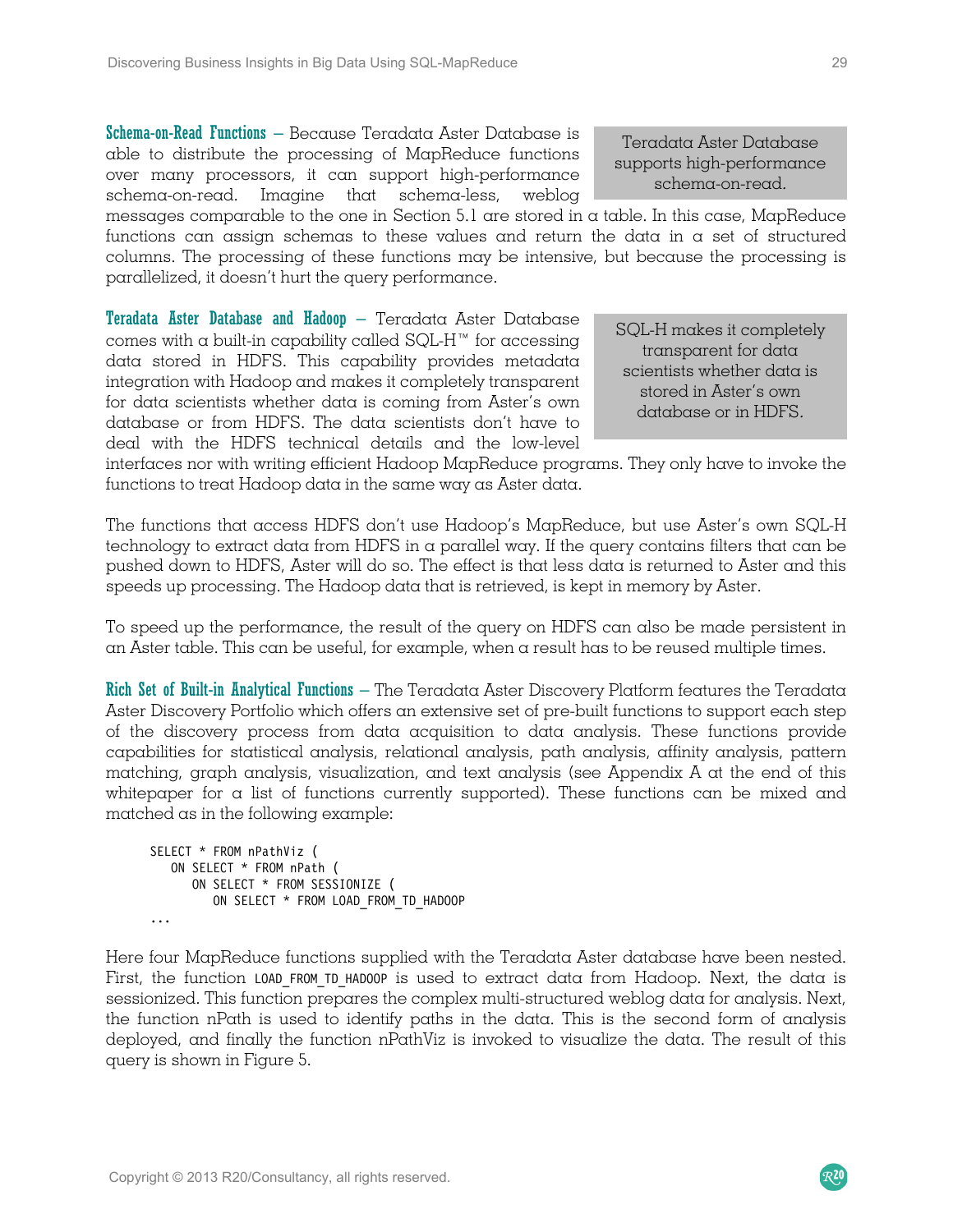**Schema-on-Read Functions** – Because Teradata Aster Database is able to distribute the processing of MapReduce functions over many processors, it can support high-performance schema-on-read. Imagine that schema-less, weblog messages comparable to the one in Section 5.1 are stored in a table. In this case, MapReduce functions can assign schemas to these values and return the data in a set of structured columns. The processing of these functions may be intensive, but because the processing is parallelized, it doesn't hurt the query performance.

> Teradata Aster Database supports high-performance schema-on-read.

**Teradata Aster Database and Hadoop** – Teradata Aster Database comes with a built-in capability called SQL-H™ for accessing data stored in HDFS. This capability provides metadata integration with Hadoop and makes it completely transparent for data scientists whether data is coming from Aster's own database or from HDFS. The data scientists don't have to deal with the HDFS technical details and the low-level interfaces nor with writing efficient Hadoop MapReduce programs. They only have to invoke the functions to treat Hadoop data in the same way as Aster data.

> SQL-H makes it completely transparent for data scientists whether data is stored in Aster's own database or in HDFS.

The functions that access HDFS don't use Hadoop's MapReduce, but use Aster's own SQL-H technology to extract data from HDFS in a parallel way. If the query contains filters that can be pushed down to HDFS, Aster will do so. The effect is that less data is returned to Aster and this speeds up processing. The Hadoop data that is retrieved, is kept in memory by Aster.

To speed up the performance, the result of the query on HDFS can also be made persistent in an Aster table. This can be useful, for example, when a result has to be reused multiple times.

**Rich Set of Built-in Analytical Functions** – The Teradata Aster Discovery Platform features the Teradata Aster Discovery Portfolio which offers an extensive set of pre-built functions to support each step of the discovery process from data acquisition to data analysis. These functions provide capabilities for statistical analysis, relational analysis, path analysis, affinity analysis, pattern matching, graph analysis, visualization, and text analysis (see Appendix A at the end of this whitepaper for a list of functions currently supported). These functions can be mixed and matched as in the following example:

```
SELECT * FROM nPathViz (
   ON SELECT * FROM nPath (
      ON SELECT * FROM SESSIONIZE (
         ON SELECT * FROM LOAD_FROM_TD_HADOOP
...
```

Here four MapReduce functions supplied with the Teradata Aster database have been nested. First, the function `LOAD_FROM_TD_HADOOP` is used to extract data from Hadoop. Next, the data is sessionized. This function prepares the complex multi-structured weblog data for analysis. Next, the function nPath is used to identify paths in the data. This is the second form of analysis deployed, and finally the function nPathViz is invoked to visualize the data. The result of this query is shown in Figure 5.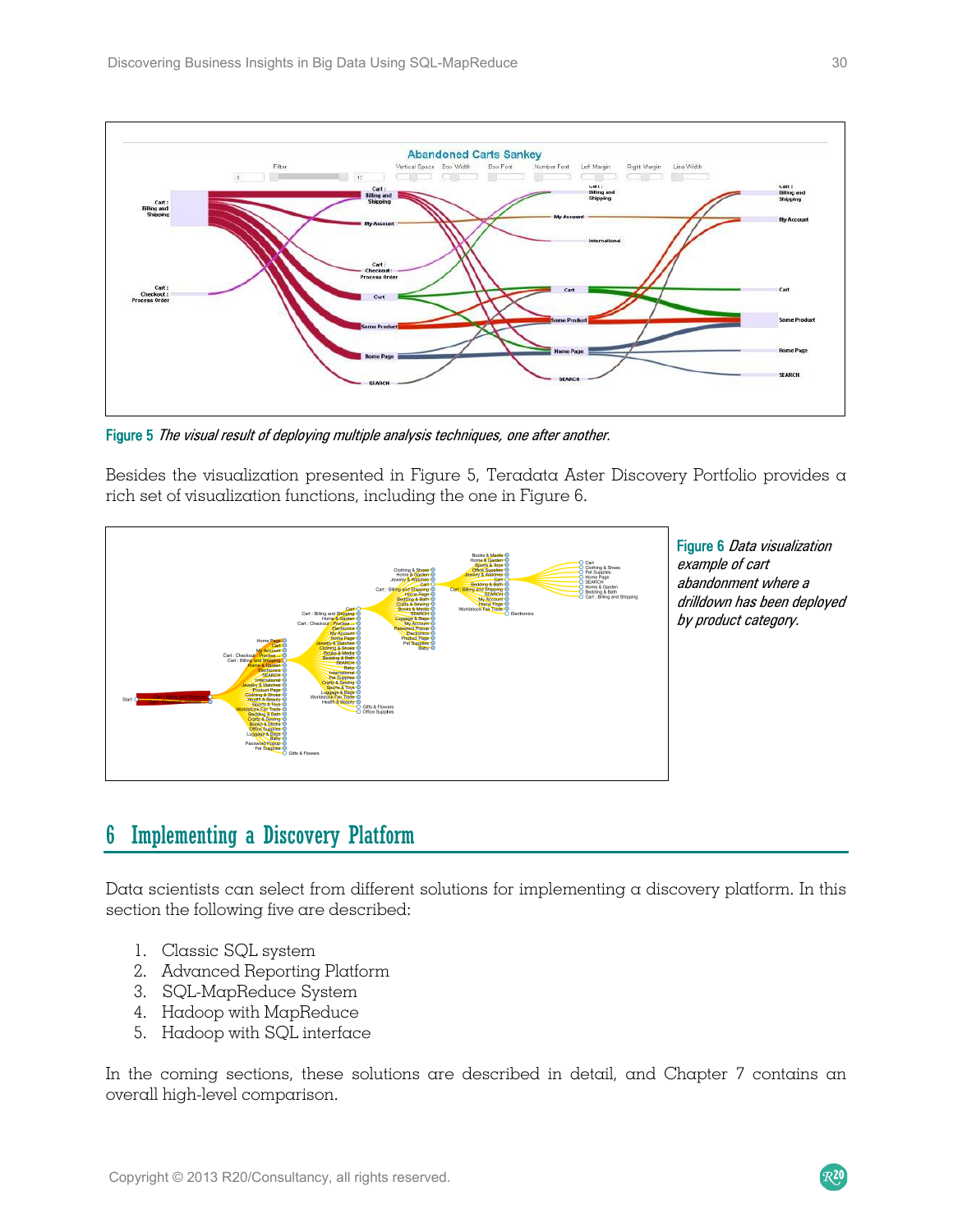**Figure 5** *The visual result of deploying multiple analysis techniques, one after another.*

Besides the visualization presented in Figure 5, Teradata Aster Discovery Portfolio provides a rich set of visualization functions, including the one in Figure 6.

**Figure 6** *Data visualization example of cart abandonment where a drilldown has been deployed by product category.*

## 6 Implementing a Discovery Platform

Data scientists can select from different solutions for implementing a discovery platform. In this section the following five are described:

1. Classic SQL system
2. Advanced Reporting Platform
3. SQL-MapReduce System
4. Hadoop with MapReduce
5. Hadoop with SQL interface

In the coming sections, these solutions are described in detail, and Chapter 7 contains an overall high-level comparison.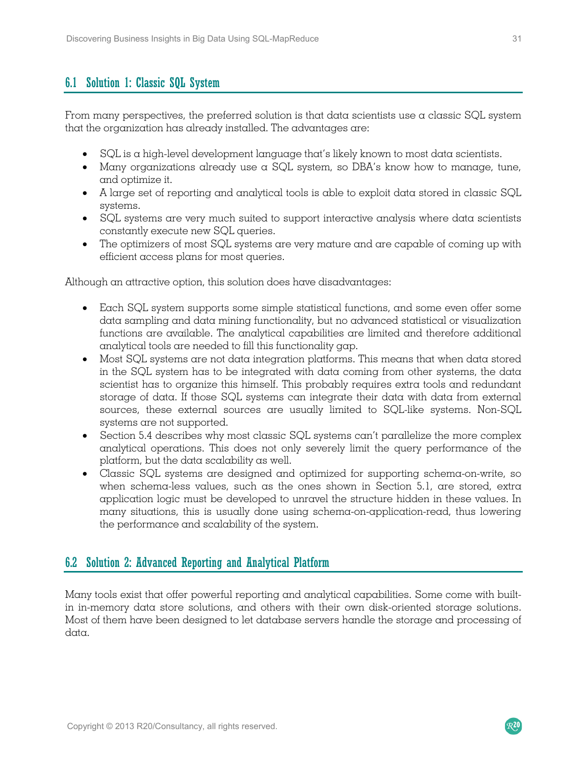## 6.1 Solution 1: Classic SQL System

From many perspectives, the preferred solution is that data scientists use a classic SQL system that the organization has already installed. The advantages are:

- SQL is a high-level development language that's likely known to most data scientists.
- Many organizations already use a SQL system, so DBA's know how to manage, tune, and optimize it.
- A large set of reporting and analytical tools is able to exploit data stored in classic SQL systems.
- SQL systems are very much suited to support interactive analysis where data scientists constantly execute new SQL queries.
- The optimizers of most SQL systems are very mature and are capable of coming up with efficient access plans for most queries.

Although an attractive option, this solution does have disadvantages:

- Each SQL system supports some simple statistical functions, and some even offer some data sampling and data mining functionality, but no advanced statistical or visualization functions are available. The analytical capabilities are limited and therefore additional analytical tools are needed to fill this functionality gap.
- Most SQL systems are not data integration platforms. This means that when data stored in the SQL system has to be integrated with data coming from other systems, the data scientist has to organize this himself. This probably requires extra tools and redundant storage of data. If those SQL systems can integrate their data with data from external sources, these external sources are usually limited to SQL-like systems. Non-SQL systems are not supported.
- Section 5.4 describes why most classic SQL systems can't parallelize the more complex analytical operations. This does not only severely limit the query performance of the platform, but the data scalability as well.
- Classic SQL systems are designed and optimized for supporting schema-on-write, so when schema-less values, such as the ones shown in Section 5.1, are stored, extra application logic must be developed to unravel the structure hidden in these values. In many situations, this is usually done using schema-on-application-read, thus lowering the performance and scalability of the system.

## 6.2 Solution 2: Advanced Reporting and Analytical Platform

Many tools exist that offer powerful reporting and analytical capabilities. Some come with built-in in-memory data store solutions, and others with their own disk-oriented storage solutions. Most of them have been designed to let database servers handle the storage and processing of data.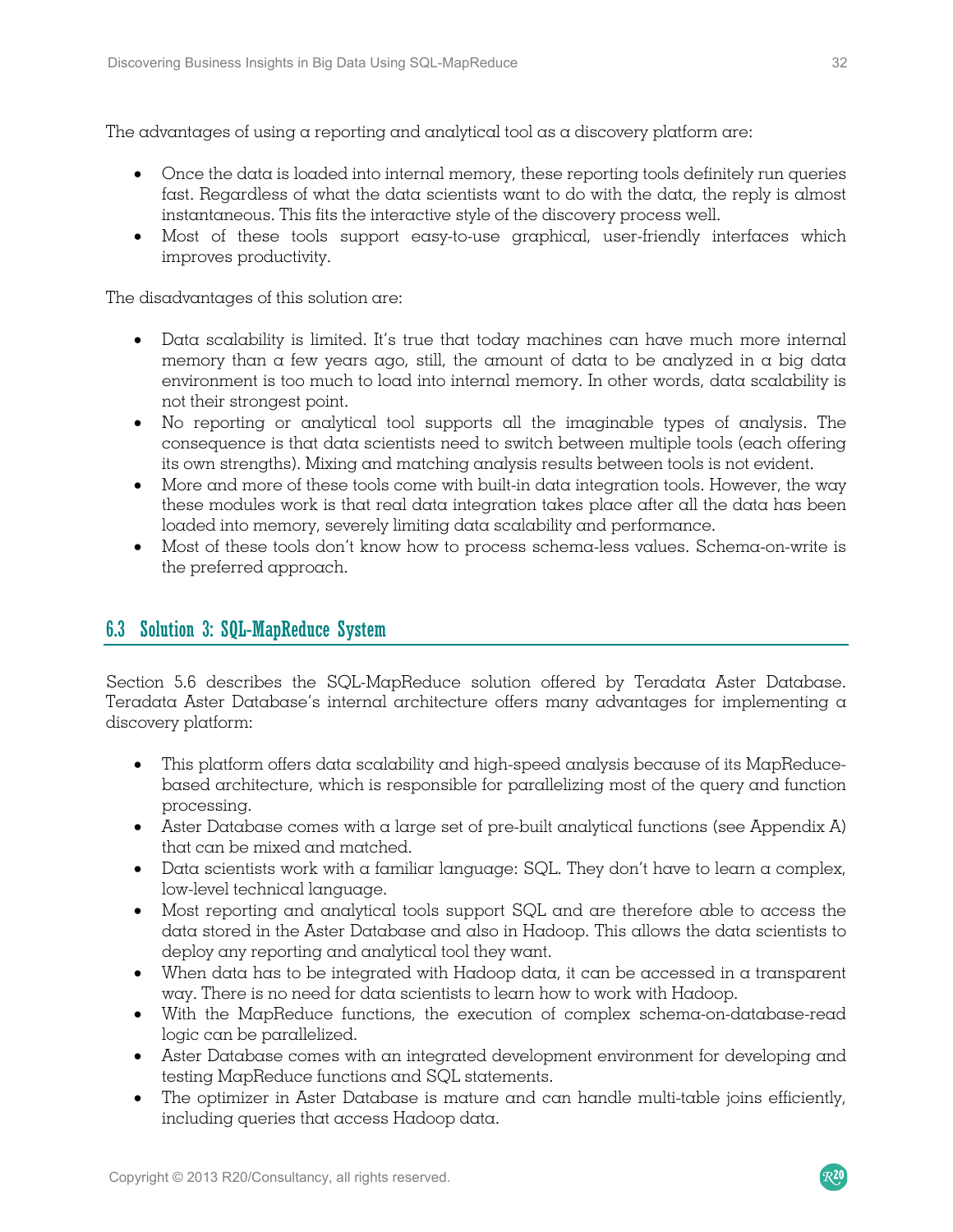The advantages of using a reporting and analytical tool as a discovery platform are:

- Once the data is loaded into internal memory, these reporting tools definitely run queries fast. Regardless of what the data scientists want to do with the data, the reply is almost instantaneous. This fits the interactive style of the discovery process well.
- Most of these tools support easy-to-use graphical, user-friendly interfaces which improves productivity.

The disadvantages of this solution are:

- Data scalability is limited. It's true that today machines can have much more internal memory than a few years ago, still, the amount of data to be analyzed in a big data environment is too much to load into internal memory. In other words, data scalability is not their strongest point.
- No reporting or analytical tool supports all the imaginable types of analysis. The consequence is that data scientists need to switch between multiple tools (each offering its own strengths). Mixing and matching analysis results between tools is not evident.
- More and more of these tools come with built-in data integration tools. However, the way these modules work is that real data integration takes place after all the data has been loaded into memory, severely limiting data scalability and performance.
- Most of these tools don't know how to process schema-less values. Schema-on-write is the preferred approach.

## 6.3 Solution 3: SQL-MapReduce System

Section 5.6 describes the SQL-MapReduce solution offered by Teradata Aster Database. Teradata Aster Database's internal architecture offers many advantages for implementing a discovery platform:

- This platform offers data scalability and high-speed analysis because of its MapReduce-based architecture, which is responsible for parallelizing most of the query and function processing.
- Aster Database comes with a large set of pre-built analytical functions (see Appendix A) that can be mixed and matched.
- Data scientists work with a familiar language: SQL. They don't have to learn a complex, low-level technical language.
- Most reporting and analytical tools support SQL and are therefore able to access the data stored in the Aster Database and also in Hadoop. This allows the data scientists to deploy any reporting and analytical tool they want.
- When data has to be integrated with Hadoop data, it can be accessed in a transparent way. There is no need for data scientists to learn how to work with Hadoop.
- With the MapReduce functions, the execution of complex schema-on-database-read logic can be parallelized.
- Aster Database comes with an integrated development environment for developing and testing MapReduce functions and SQL statements.
- The optimizer in Aster Database is mature and can handle multi-table joins efficiently, including queries that access Hadoop data.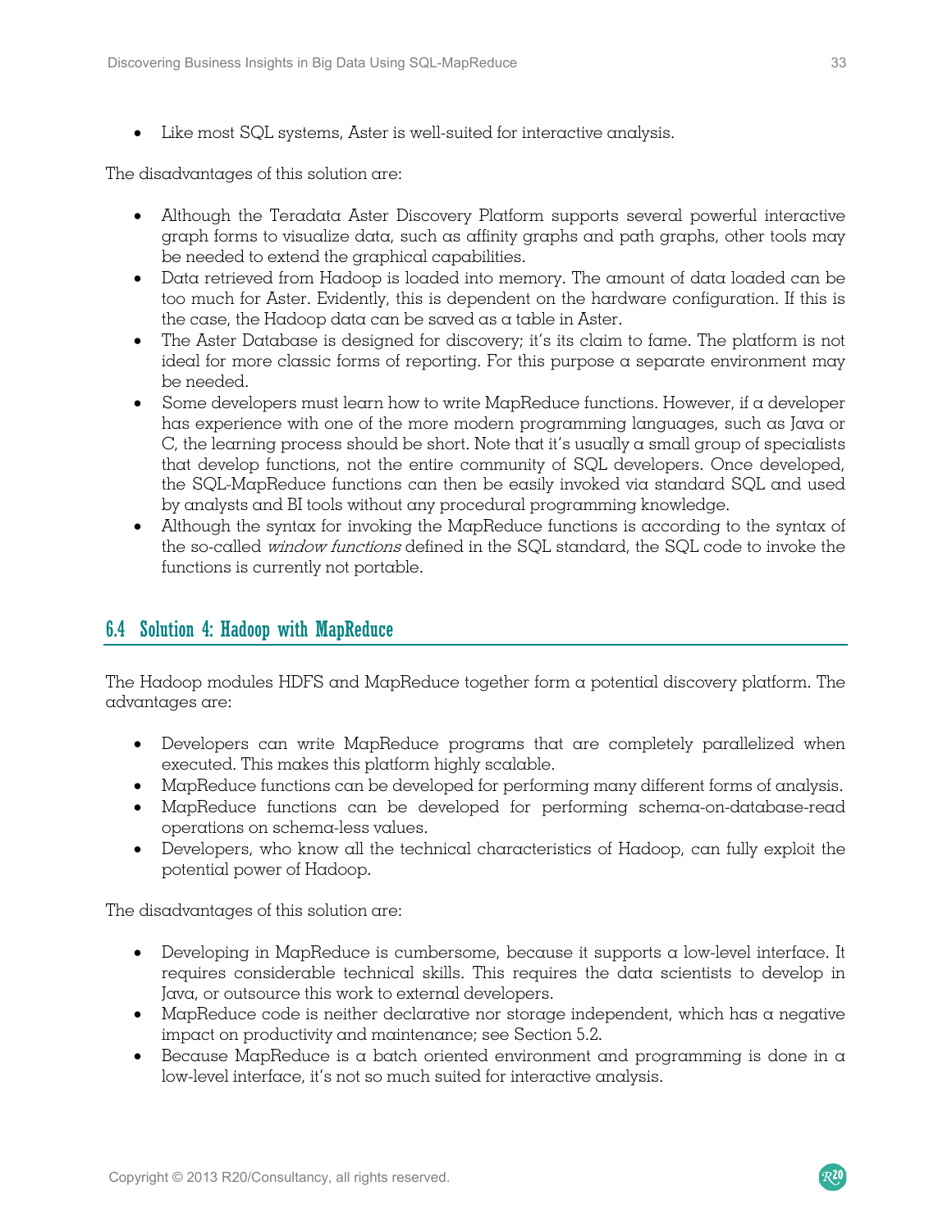- Like most SQL systems, Aster is well-suited for interactive analysis.

The disadvantages of this solution are:

- Although the Teradata Aster Discovery Platform supports several powerful interactive graph forms to visualize data, such as affinity graphs and path graphs, other tools may be needed to extend the graphical capabilities.
- Data retrieved from Hadoop is loaded into memory. The amount of data loaded can be too much for Aster. Evidently, this is dependent on the hardware configuration. If this is the case, the Hadoop data can be saved as a table in Aster.
- The Aster Database is designed for discovery; it's its claim to fame. The platform is not ideal for more classic forms of reporting. For this purpose a separate environment may be needed.
- Some developers must learn how to write MapReduce functions. However, if a developer has experience with one of the more modern programming languages, such as Java or C, the learning process should be short. Note that it's usually a small group of specialists that develop functions, not the entire community of SQL developers. Once developed, the SQL-MapReduce functions can then be easily invoked via standard SQL and used by analysts and BI tools without any procedural programming knowledge.
- Although the syntax for invoking the MapReduce functions is according to the syntax of the so-called *window functions* defined in the SQL standard, the SQL code to invoke the functions is currently not portable.

## 6.4 Solution 4: Hadoop with MapReduce

The Hadoop modules HDFS and MapReduce together form a potential discovery platform. The advantages are:

- Developers can write MapReduce programs that are completely parallelized when executed. This makes this platform highly scalable.
- MapReduce functions can be developed for performing many different forms of analysis.
- MapReduce functions can be developed for performing schema-on-database-read operations on schema-less values.
- Developers, who know all the technical characteristics of Hadoop, can fully exploit the potential power of Hadoop.

The disadvantages of this solution are:

- Developing in MapReduce is cumbersome, because it supports a low-level interface. It requires considerable technical skills. This requires the data scientists to develop in Java, or outsource this work to external developers.
- MapReduce code is neither declarative nor storage independent, which has a negative impact on productivity and maintenance; see Section 5.2.
- Because MapReduce is a batch oriented environment and programming is done in a low-level interface, it's not so much suited for interactive analysis.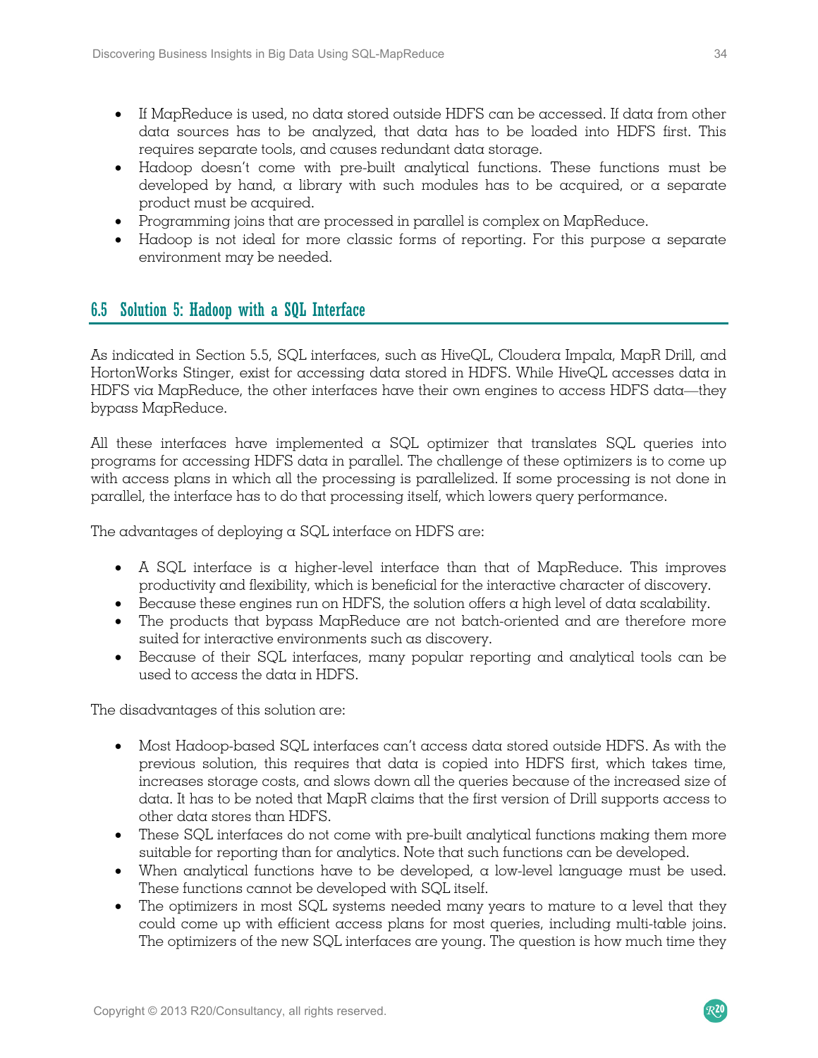- If MapReduce is used, no data stored outside HDFS can be accessed. If data from other data sources has to be analyzed, that data has to be loaded into HDFS first. This requires separate tools, and causes redundant data storage.
- Hadoop doesn't come with pre-built analytical functions. These functions must be developed by hand, a library with such modules has to be acquired, or a separate product must be acquired.
- Programming joins that are processed in parallel is complex on MapReduce.
- Hadoop is not ideal for more classic forms of reporting. For this purpose a separate environment may be needed.

## 6.5 Solution 5: Hadoop with a SQL Interface

As indicated in Section 5.5, SQL interfaces, such as HiveQL, Cloudera Impala, MapR Drill, and HortonWorks Stinger, exist for accessing data stored in HDFS. While HiveQL accesses data in HDFS via MapReduce, the other interfaces have their own engines to access HDFS data—they bypass MapReduce.

All these interfaces have implemented a SQL optimizer that translates SQL queries into programs for accessing HDFS data in parallel. The challenge of these optimizers is to come up with access plans in which all the processing is parallelized. If some processing is not done in parallel, the interface has to do that processing itself, which lowers query performance.

The advantages of deploying a SQL interface on HDFS are:

- A SQL interface is a higher-level interface than that of MapReduce. This improves productivity and flexibility, which is beneficial for the interactive character of discovery.
- Because these engines run on HDFS, the solution offers a high level of data scalability.
- The products that bypass MapReduce are not batch-oriented and are therefore more suited for interactive environments such as discovery.
- Because of their SQL interfaces, many popular reporting and analytical tools can be used to access the data in HDFS.

The disadvantages of this solution are:

- Most Hadoop-based SQL interfaces can't access data stored outside HDFS. As with the previous solution, this requires that data is copied into HDFS first, which takes time, increases storage costs, and slows down all the queries because of the increased size of data. It has to be noted that MapR claims that the first version of Drill supports access to other data stores than HDFS.
- These SQL interfaces do not come with pre-built analytical functions making them more suitable for reporting than for analytics. Note that such functions can be developed.
- When analytical functions have to be developed, a low-level language must be used. These functions cannot be developed with SQL itself.
- The optimizers in most SQL systems needed many years to mature to a level that they could come up with efficient access plans for most queries, including multi-table joins. The optimizers of the new SQL interfaces are young. The question is how much time they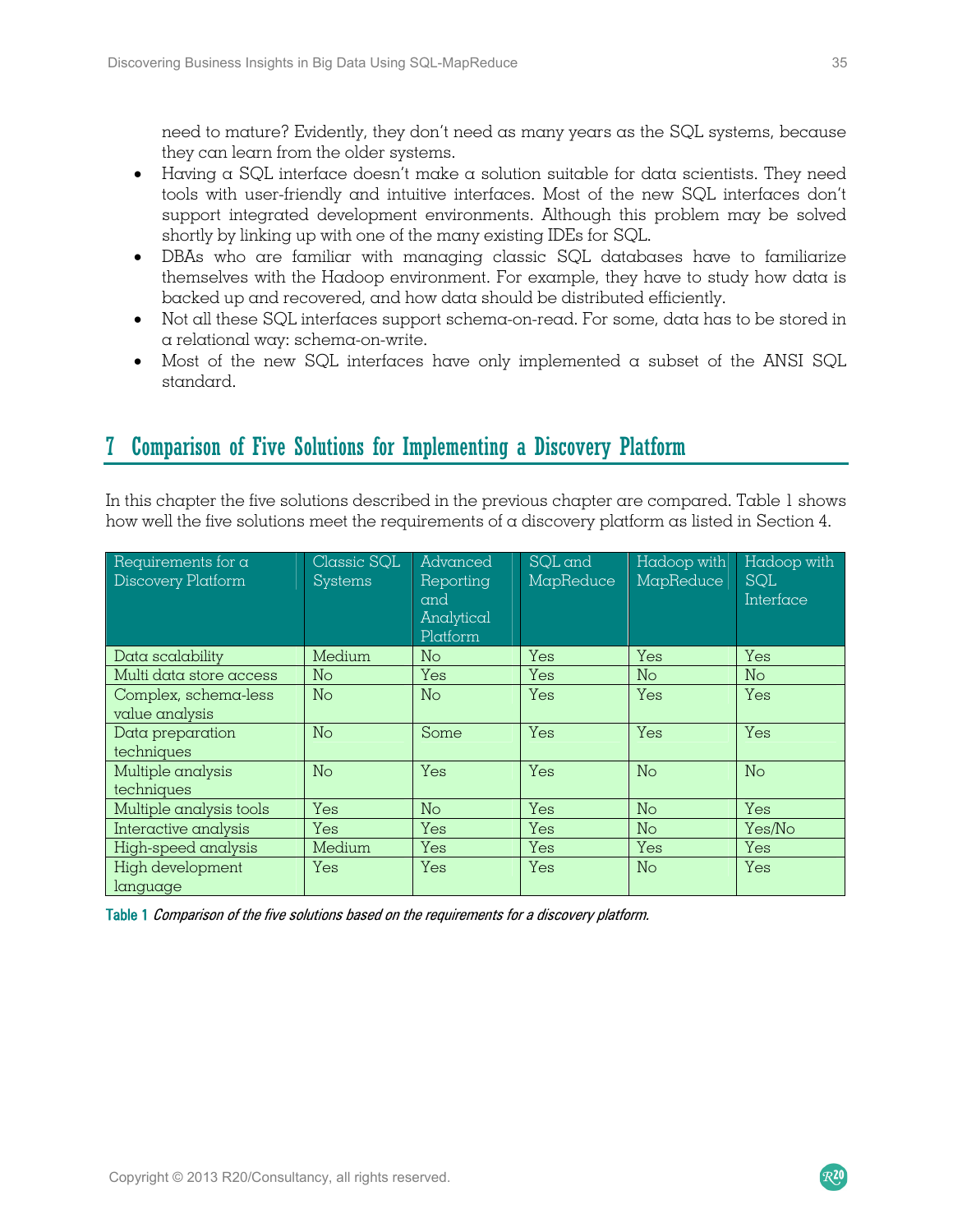need to mature? Evidently, they don't need as many years as the SQL systems, because they can learn from the older systems.

- Having a SQL interface doesn't make a solution suitable for data scientists. They need tools with user-friendly and intuitive interfaces. Most of the new SQL interfaces don't support integrated development environments. Although this problem may be solved shortly by linking up with one of the many existing IDEs for SQL.
- DBAs who are familiar with managing classic SQL databases have to familiarize themselves with the Hadoop environment. For example, they have to study how data is backed up and recovered, and how data should be distributed efficiently.
- Not all these SQL interfaces support schema-on-read. For some, data has to be stored in a relational way: schema-on-write.
- Most of the new SQL interfaces have only implemented a subset of the ANSI SQL standard.

# 7 Comparison of Five Solutions for Implementing a Discovery Platform

In this chapter the five solutions described in the previous chapter are compared. Table 1 shows how well the five solutions meet the requirements of a discovery platform as listed in Section 4.

| Requirements for a Discovery Platform | Classic SQL Systems | Advanced Reporting and Analytical Platform | SQL and MapReduce | Hadoop with MapReduce | Hadoop with SQL Interface |
|---|---|---|---|---|---|
| Data scalability | Medium | No | Yes | Yes | Yes |
| Multi data store access | No | Yes | Yes | No | No |
| Complex, schema-less value analysis | No | No | Yes | Yes | Yes |
| Data preparation techniques | No | Some | Yes | Yes | Yes |
| Multiple analysis techniques | No | Yes | Yes | No | No |
| Multiple analysis tools | Yes | No | Yes | No | Yes |
| Interactive analysis | Yes | Yes | Yes | No | Yes/No |
| High-speed analysis | Medium | Yes | Yes | Yes | Yes |
| High development language | Yes | Yes | Yes | No | Yes |

**Table 1** *Comparison of the five solutions based on the requirements for a discovery platform.*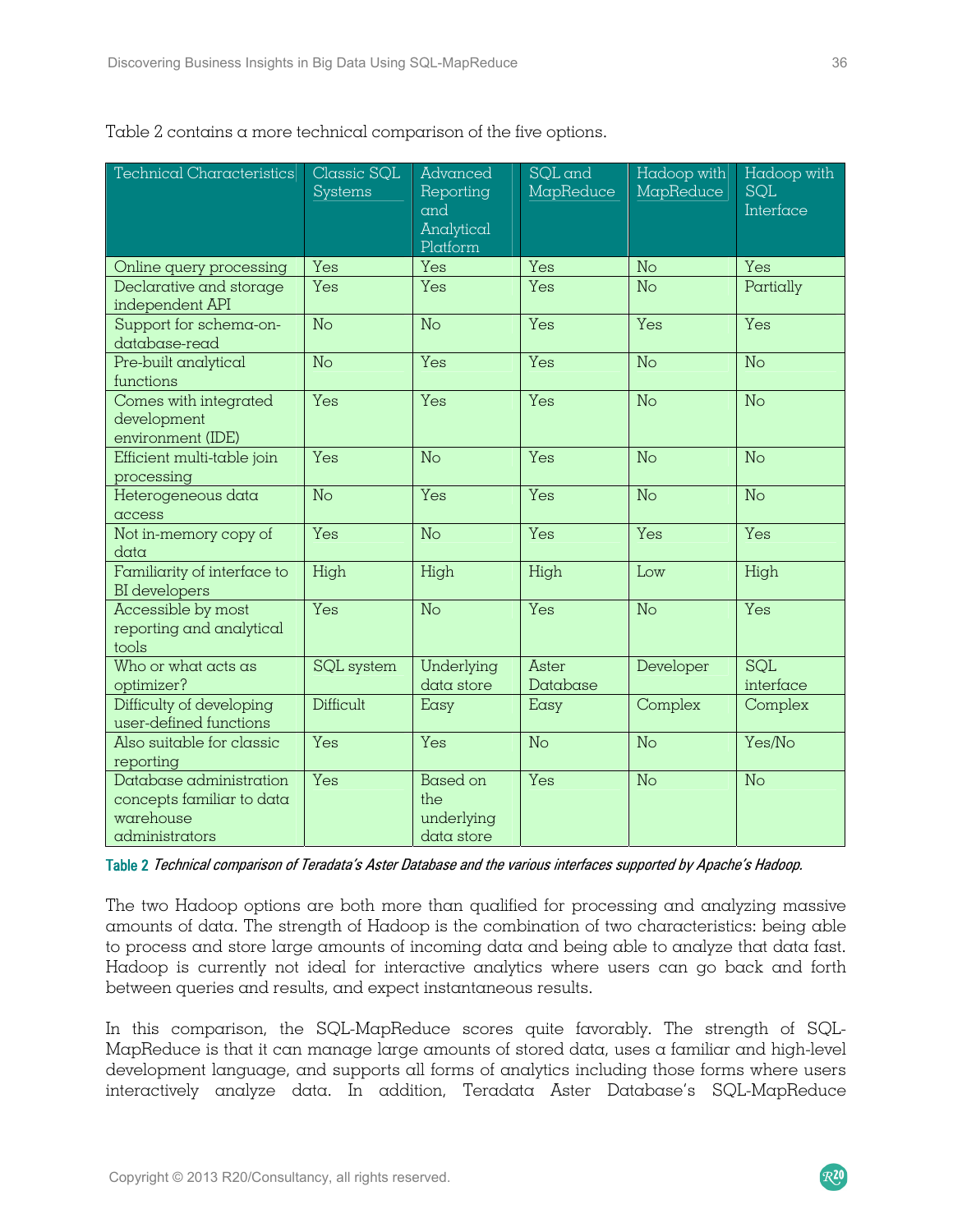Table 2 contains a more technical comparison of the five options.

| Technical Characteristics | Classic SQL Systems | Advanced Reporting and Analytical Platform | SQL and MapReduce | Hadoop with MapReduce | Hadoop with SQL Interface |
|---|---|---|---|---|---|
| Online query processing | Yes | Yes | Yes | No | Yes |
| Declarative and storage independent API | Yes | Yes | Yes | No | Partially |
| Support for schema-on-database-read | No | No | Yes | Yes | Yes |
| Pre-built analytical functions | No | Yes | Yes | No | No |
| Comes with integrated development environment (IDE) | Yes | Yes | Yes | No | No |
| Efficient multi-table join processing | Yes | No | Yes | No | No |
| Heterogeneous data access | No | Yes | Yes | No | No |
| Not in-memory copy of data | Yes | No | Yes | Yes | Yes |
| Familiarity of interface to BI developers | High | High | High | Low | High |
| Accessible by most reporting and analytical tools | Yes | No | Yes | No | Yes |
| Who or what acts as optimizer? | SQL system | Underlying data store | Aster Database | Developer | SQL interface |
| Difficulty of developing user-defined functions | Difficult | Easy | Easy | Complex | Complex |
| Also suitable for classic reporting | Yes | Yes | No | No | Yes/No |
| Database administration concepts familiar to data warehouse administrators | Yes | Based on the underlying data store | Yes | No | No |

**Table 2** *Technical comparison of Teradata's Aster Database and the various interfaces supported by Apache's Hadoop.*

The two Hadoop options are both more than qualified for processing and analyzing massive amounts of data. The strength of Hadoop is the combination of two characteristics: being able to process and store large amounts of incoming data and being able to analyze that data fast. Hadoop is currently not ideal for interactive analytics where users can go back and forth between queries and results, and expect instantaneous results.

In this comparison, the SQL-MapReduce scores quite favorably. The strength of SQL-MapReduce is that it can manage large amounts of stored data, uses a familiar and high-level development language, and supports all forms of analytics including those forms where users interactively analyze data. In addition, Teradata Aster Database's SQL-MapReduce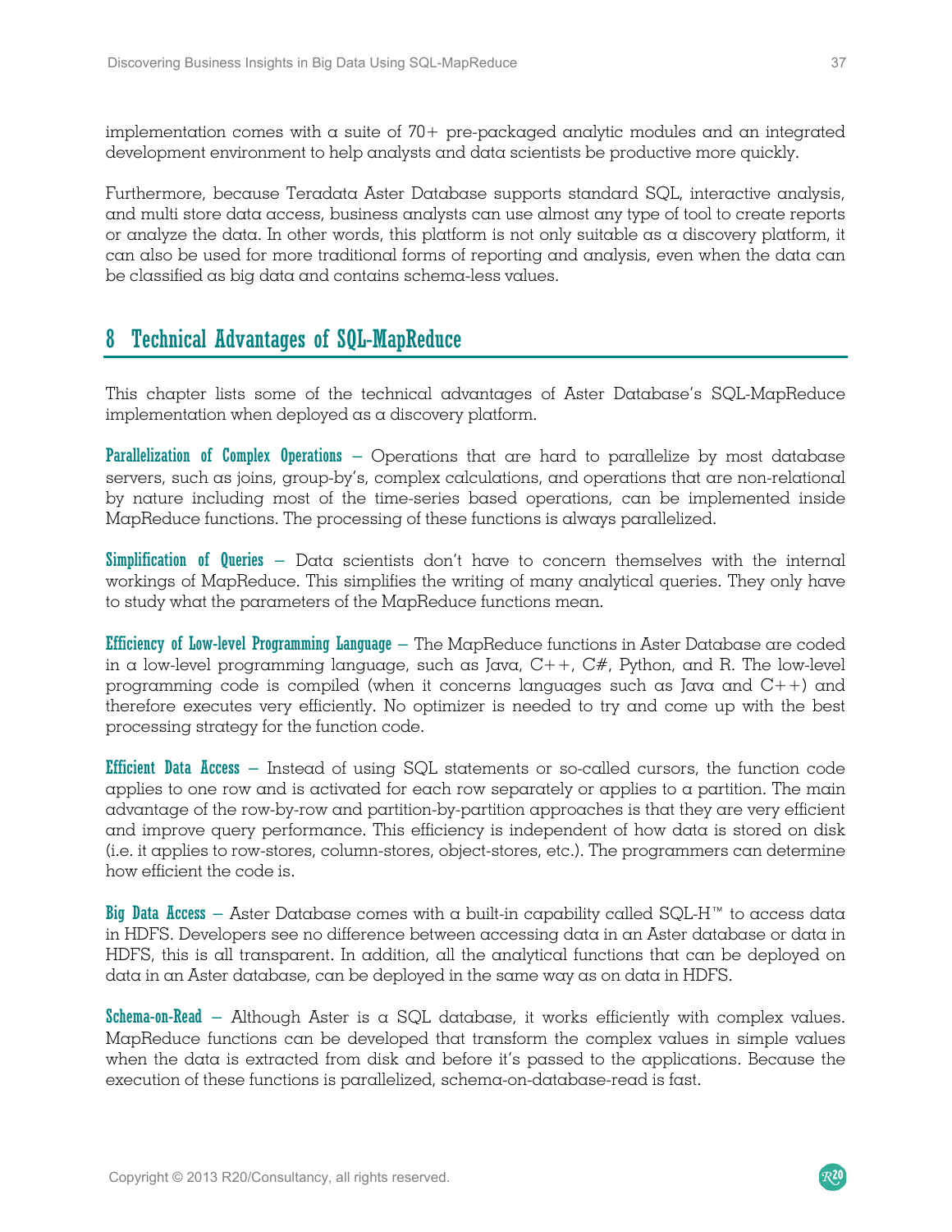implementation comes with a suite of 70+ pre-packaged analytic modules and an integrated development environment to help analysts and data scientists be productive more quickly.

Furthermore, because Teradata Aster Database supports standard SQL, interactive analysis, and multi store data access, business analysts can use almost any type of tool to create reports or analyze the data. In other words, this platform is not only suitable as a discovery platform, it can also be used for more traditional forms of reporting and analysis, even when the data can be classified as big data and contains schema-less values.

# 8 Technical Advantages of SQL-MapReduce

This chapter lists some of the technical advantages of Aster Database's SQL-MapReduce implementation when deployed as a discovery platform.

**Parallelization of Complex Operations** – Operations that are hard to parallelize by most database servers, such as joins, group-by's, complex calculations, and operations that are non-relational by nature including most of the time-series based operations, can be implemented inside MapReduce functions. The processing of these functions is always parallelized.

**Simplification of Queries** – Data scientists don't have to concern themselves with the internal workings of MapReduce. This simplifies the writing of many analytical queries. They only have to study what the parameters of the MapReduce functions mean.

**Efficiency of Low-level Programming Language** – The MapReduce functions in Aster Database are coded in a low-level programming language, such as Java, C++, C#, Python, and R. The low-level programming code is compiled (when it concerns languages such as Java and C++) and therefore executes very efficiently. No optimizer is needed to try and come up with the best processing strategy for the function code.

**Efficient Data Access** – Instead of using SQL statements or so-called cursors, the function code applies to one row and is activated for each row separately or applies to a partition. The main advantage of the row-by-row and partition-by-partition approaches is that they are very efficient and improve query performance. This efficiency is independent of how data is stored on disk (i.e. it applies to row-stores, column-stores, object-stores, etc.). The programmers can determine how efficient the code is.

**Big Data Access** – Aster Database comes with a built-in capability called SQL-H™ to access data in HDFS. Developers see no difference between accessing data in an Aster database or data in HDFS, this is all transparent. In addition, all the analytical functions that can be deployed on data in an Aster database, can be deployed in the same way as on data in HDFS.

**Schema-on-Read** – Although Aster is a SQL database, it works efficiently with complex values. MapReduce functions can be developed that transform the complex values in simple values when the data is extracted from disk and before it's passed to the applications. Because the execution of these functions is parallelized, schema-on-database-read is fast.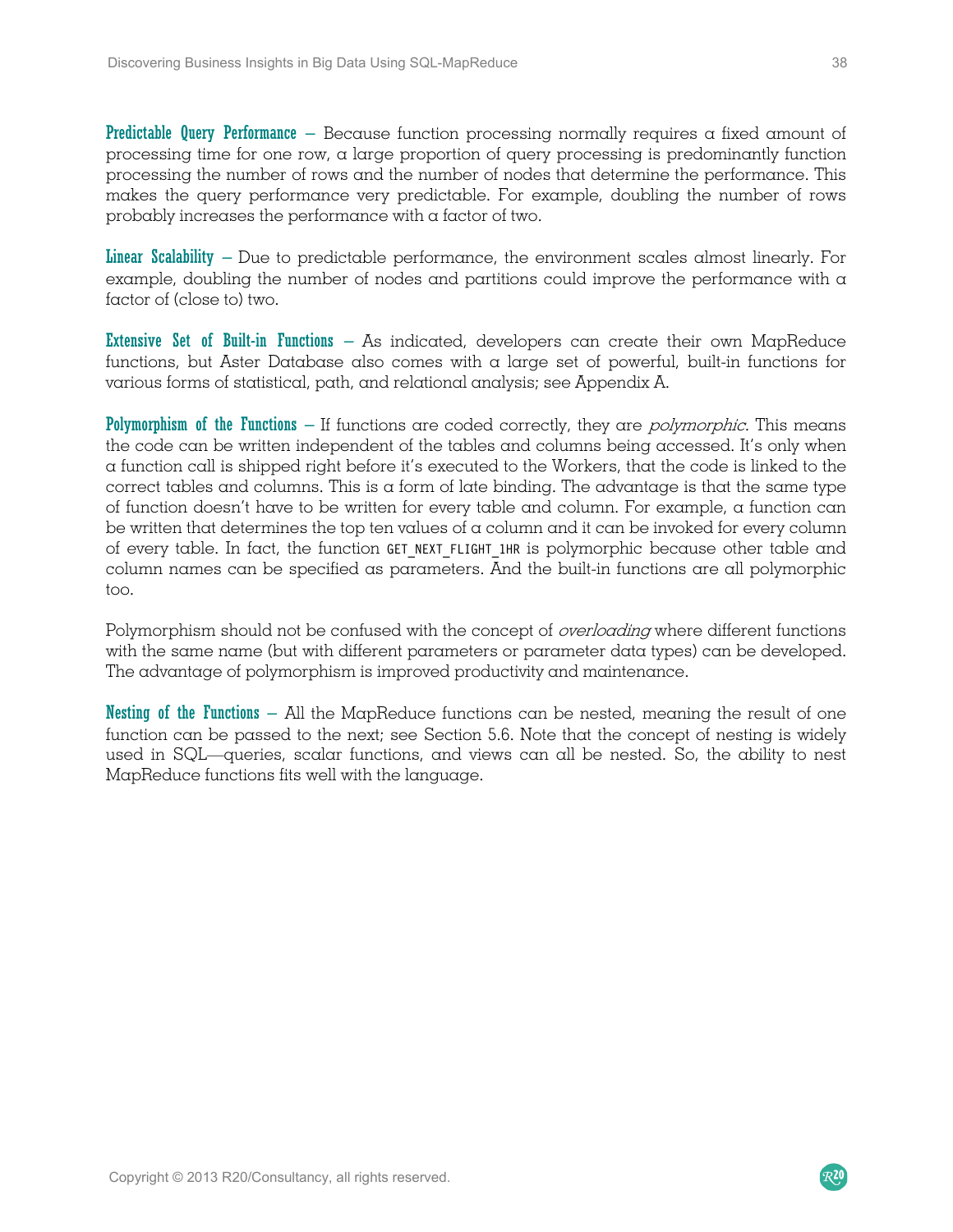**Predictable Query Performance** – Because function processing normally requires a fixed amount of processing time for one row, a large proportion of query processing is predominantly function processing the number of rows and the number of nodes that determine the performance. This makes the query performance very predictable. For example, doubling the number of rows probably increases the performance with a factor of two.

**Linear Scalability** – Due to predictable performance, the environment scales almost linearly. For example, doubling the number of nodes and partitions could improve the performance with a factor of (close to) two.

**Extensive Set of Built-in Functions** – As indicated, developers can create their own MapReduce functions, but Aster Database also comes with a large set of powerful, built-in functions for various forms of statistical, path, and relational analysis; see Appendix A.

**Polymorphism of the Functions** – If functions are coded correctly, they are *polymorphic*. This means the code can be written independent of the tables and columns being accessed. It's only when a function call is shipped right before it's executed to the Workers, that the code is linked to the correct tables and columns. This is a form of late binding. The advantage is that the same type of function doesn't have to be written for every table and column. For example, a function can be written that determines the top ten values of a column and it can be invoked for every column of every table. In fact, the function `GET_NEXT_FLIGHT_1HR` is polymorphic because other table and column names can be specified as parameters. And the built-in functions are all polymorphic too.

Polymorphism should not be confused with the concept of *overloading* where different functions with the same name (but with different parameters or parameter data types) can be developed. The advantage of polymorphism is improved productivity and maintenance.

**Nesting of the Functions** – All the MapReduce functions can be nested, meaning the result of one function can be passed to the next; see Section 5.6. Note that the concept of nesting is widely used in SQL—queries, scalar functions, and views can all be nested. So, the ability to nest MapReduce functions fits well with the language.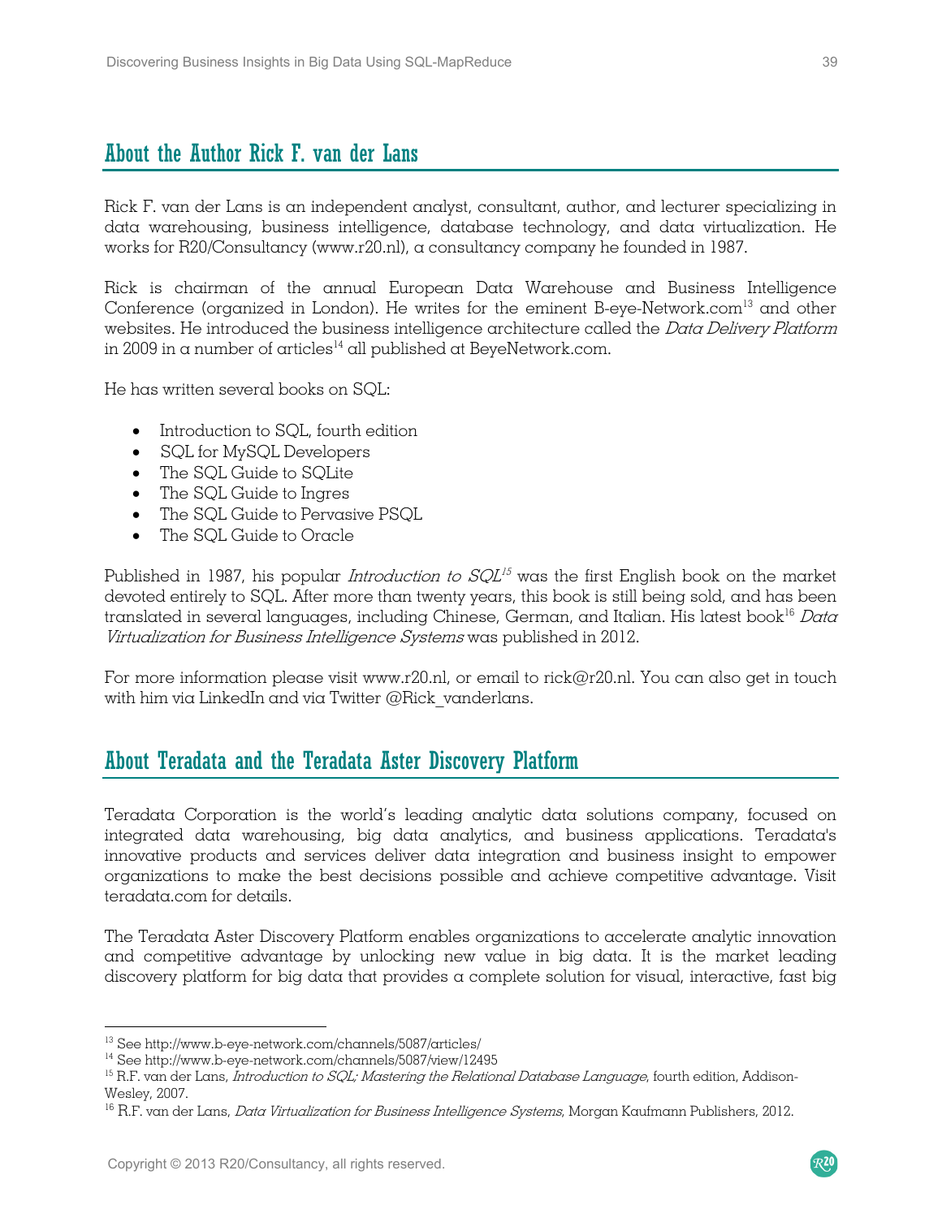## About the Author Rick F. van der Lans

Rick F. van der Lans is an independent analyst, consultant, author, and lecturer specializing in data warehousing, business intelligence, database technology, and data virtualization. He works for R20/Consultancy (www.r20.nl), a consultancy company he founded in 1987.

Rick is chairman of the annual European Data Warehouse and Business Intelligence Conference (organized in London). He writes for the eminent B-eye-Network.com[13] and other websites. He introduced the business intelligence architecture called the *Data Delivery Platform* in 2009 in a number of articles[14] all published at BeyeNetwork.com.

He has written several books on SQL:

- Introduction to SQL, fourth edition
- SQL for MySQL Developers
- The SQL Guide to SQLite
- The SQL Guide to Ingres
- The SQL Guide to Pervasive PSQL
- The SQL Guide to Oracle

Published in 1987, his popular *Introduction to SQL*[15] was the first English book on the market devoted entirely to SQL. After more than twenty years, this book is still being sold, and has been translated in several languages, including Chinese, German, and Italian. His latest book[16] *Data Virtualization for Business Intelligence Systems* was published in 2012.

For more information please visit www.r20.nl, or email to rick@r20.nl. You can also get in touch with him via LinkedIn and via Twitter @Rick_vanderlans.

## About Teradata and the Teradata Aster Discovery Platform

Teradata Corporation is the world's leading analytic data solutions company, focused on integrated data warehousing, big data analytics, and business applications. Teradata's innovative products and services deliver data integration and business insight to empower organizations to make the best decisions possible and achieve competitive advantage. Visit teradata.com for details.

The Teradata Aster Discovery Platform enables organizations to accelerate analytic innovation and competitive advantage by unlocking new value in big data. It is the market leading discovery platform for big data that provides a complete solution for visual, interactive, fast big

---

[13] See http://www.b-eye-network.com/channels/5087/articles/

[14] See http://www.b-eye-network.com/channels/5087/view/12495

[15] R.F. van der Lans, *Introduction to SQL; Mastering the Relational Database Language*, fourth edition, Addison-Wesley, 2007.

[16] R.F. van der Lans, *Data Virtualization for Business Intelligence Systems*, Morgan Kaufmann Publishers, 2012.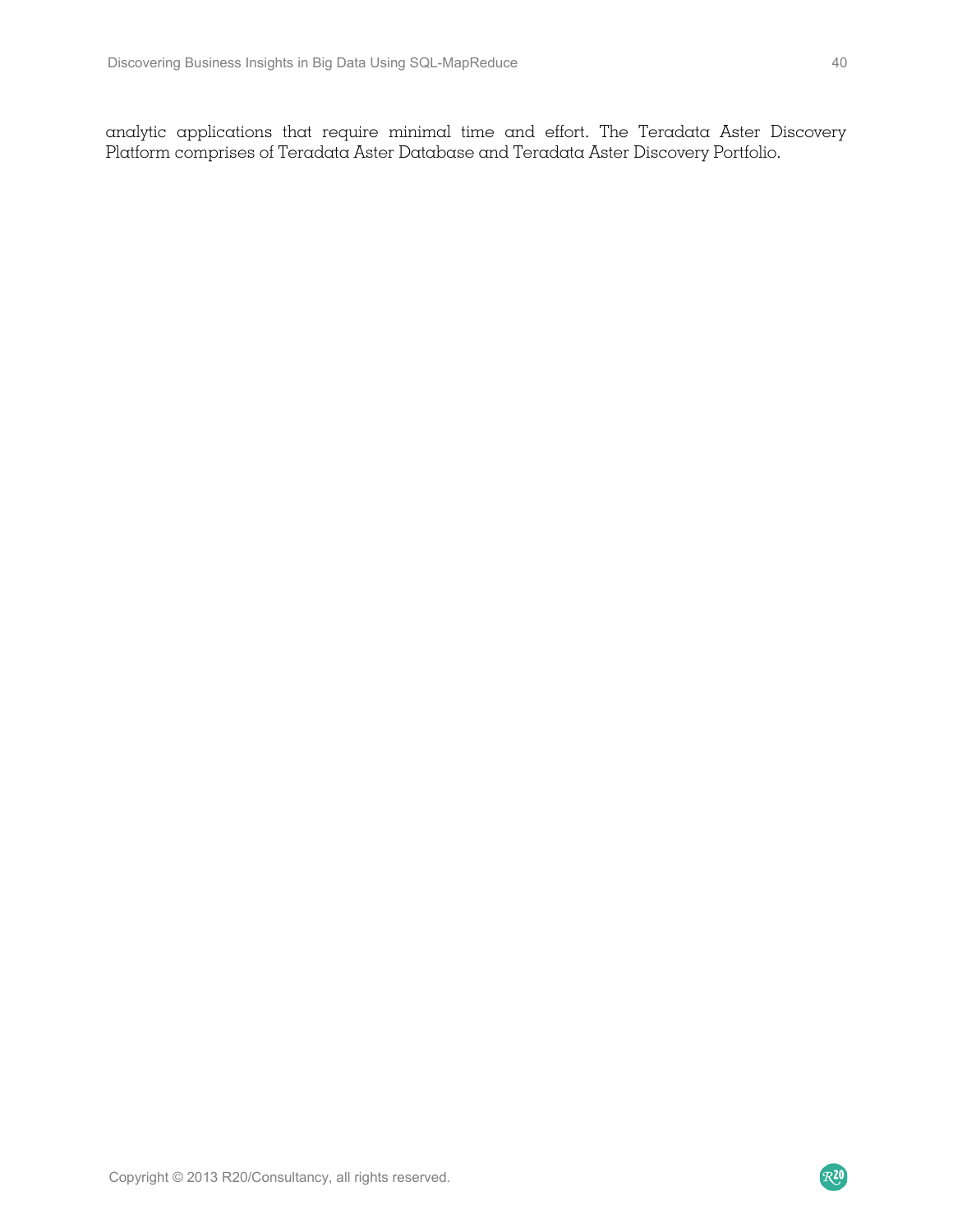analytic applications that require minimal time and effort. The Teradata Aster Discovery Platform comprises of Teradata Aster Database and Teradata Aster Discovery Portfolio.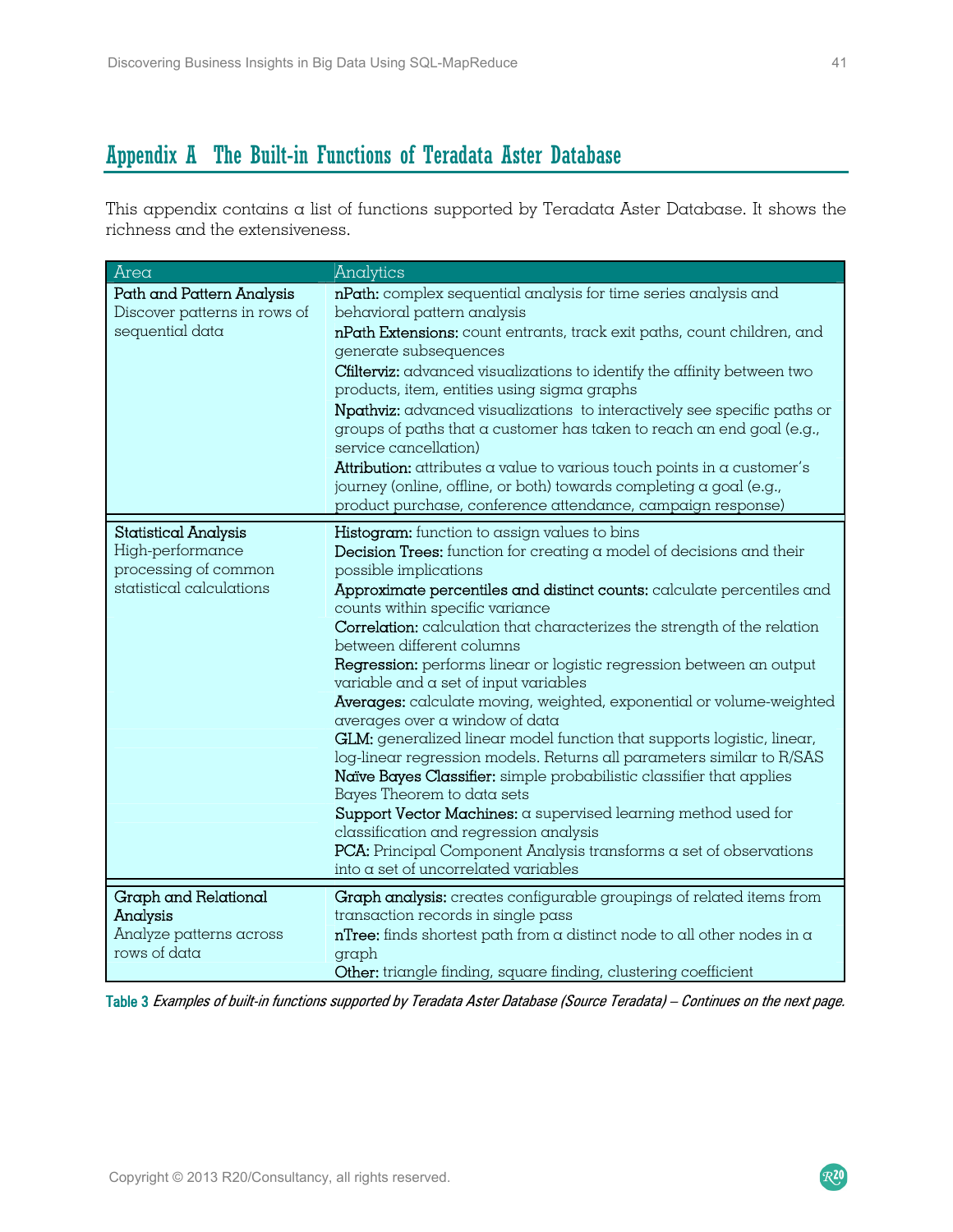# Appendix A The Built-in Functions of Teradata Aster Database

This appendix contains a list of functions supported by Teradata Aster Database. It shows the richness and the extensiveness.

| Area | Analytics |
| --- | --- |
| **Path and Pattern Analysis**<br>Discover patterns in rows of sequential data | **nPath:** complex sequential analysis for time series analysis and behavioral pattern analysis<br>**nPath Extensions:** count entrants, track exit paths, count children, and generate subsequences<br>**Cfilterviz:** advanced visualizations to identify the affinity between two products, item, entities using sigma graphs<br>**Npathviz:** advanced visualizations to interactively see specific paths or groups of paths that a customer has taken to reach an end goal (e.g., service cancellation)<br>**Attribution:** attributes a value to various touch points in a customer's journey (online, offline, or both) towards completing a goal (e.g., product purchase, conference attendance, campaign response) |
| **Statistical Analysis**<br>High-performance processing of common statistical calculations | **Histogram:** function to assign values to bins<br>**Decision Trees:** function for creating a model of decisions and their possible implications<br>**Approximate percentiles and distinct counts:** calculate percentiles and counts within specific variance<br>**Correlation:** calculation that characterizes the strength of the relation between different columns<br>**Regression:** performs linear or logistic regression between an output variable and a set of input variables<br>**Averages:** calculate moving, weighted, exponential or volume-weighted averages over a window of data<br>**GLM:** generalized linear model function that supports logistic, linear, log-linear regression models. Returns all parameters similar to R/SAS<br>**Naïve Bayes Classifier:** simple probabilistic classifier that applies Bayes Theorem to data sets<br>**Support Vector Machines:** a supervised learning method used for classification and regression analysis<br>**PCA:** Principal Component Analysis transforms a set of observations into a set of uncorrelated variables |
| **Graph and Relational Analysis**<br>Analyze patterns across rows of data | **Graph analysis:** creates configurable groupings of related items from transaction records in single pass<br>**nTree:** finds shortest path from a distinct node to all other nodes in a graph<br>**Other:** triangle finding, square finding, clustering coefficient |

**Table 3** *Examples of built-in functions supported by Teradata Aster Database (Source Teradata) – Continues on the next page.*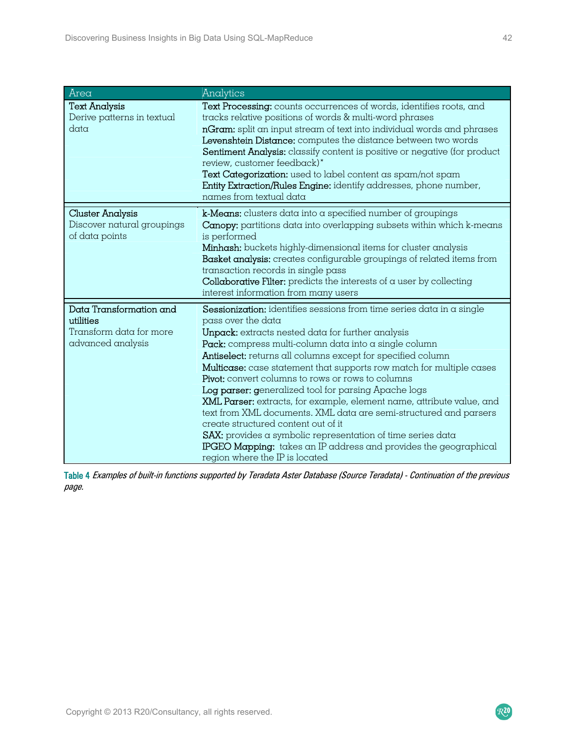| Area | Analytics |
|---|---|
| **Text Analysis**<br>Derive patterns in textual data | **Text Processing:** counts occurrences of words, identifies roots, and tracks relative positions of words & multi-word phrases<br>**nGram:** split an input stream of text into individual words and phrases<br>**Levenshtein Distance:** computes the distance between two words<br>**Sentiment Analysis:** classify content is positive or negative (for product review, customer feedback)*<br>**Text Categorization:** used to label content as spam/not spam<br>**Entity Extraction/Rules Engine:** identify addresses, phone number, names from textual data |
| **Cluster Analysis**<br>Discover natural groupings of data points | **k-Means:** clusters data into a specified number of groupings<br>**Canopy:** partitions data into overlapping subsets within which k-means is performed<br>**Minhash:** buckets highly-dimensional items for cluster analysis<br>**Basket analysis:** creates configurable groupings of related items from transaction records in single pass<br>**Collaborative Filter:** predicts the interests of a user by collecting interest information from many users |
| **Data Transformation and utilities**<br>Transform data for more advanced analysis | **Sessionization:** identifies sessions from time series data in a single pass over the data<br>**Unpack:** extracts nested data for further analysis<br>**Pack:** compress multi-column data into a single column<br>**Antiselect:** returns all columns except for specified column<br>**Multicase:** case statement that supports row match for multiple cases<br>**Pivot:** convert columns to rows or rows to columns<br>**Log parser:** generalized tool for parsing Apache logs<br>**XML Parser:** extracts, for example, element name, attribute value, and text from XML documents. XML data are semi-structured and parsers create structured content out of it<br>**SAX:** provides a symbolic representation of time series data<br>**IPGEO Mapping:** takes an IP address and provides the geographical region where the IP is located |

Table 4 *Examples of built-in functions supported by Teradata Aster Database (Source Teradata) - Continuation of the previous page.*